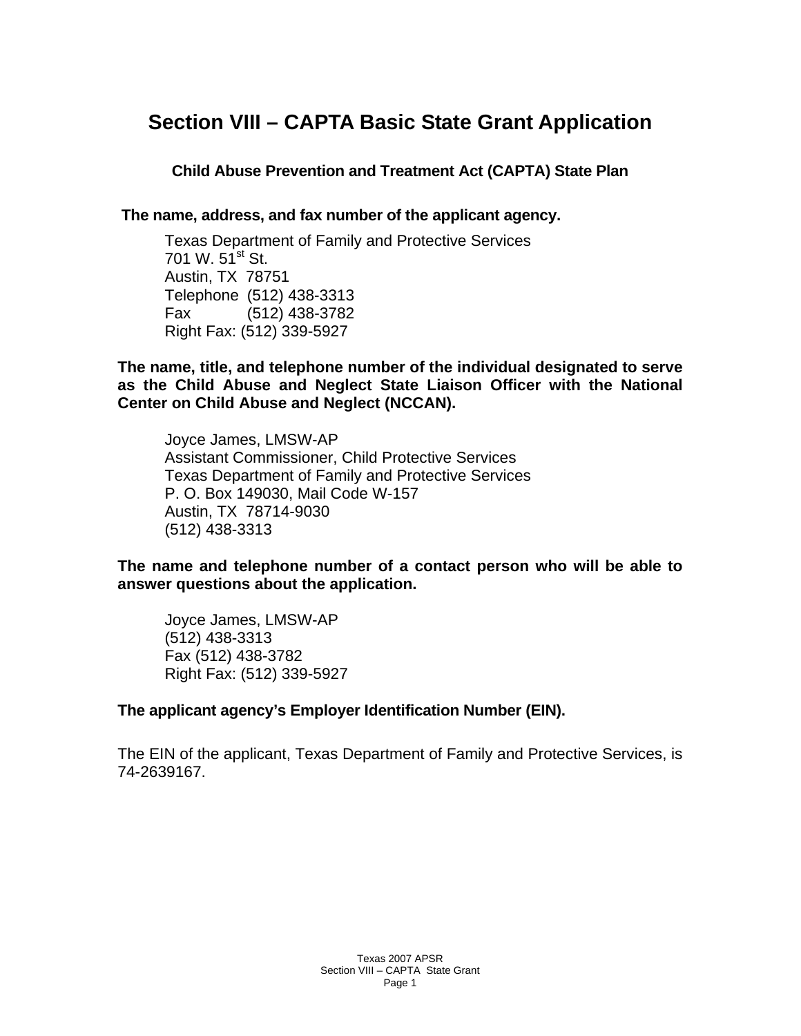# Section VIII – CAPTA Basic State Grant Application

## Child Abuse Prevention and Treatment Act (CAPTA) State Plan

**The name, address, and fax number of the applicant agency.**

Texas Department of Family and Protective Services
701 W. 51st St.
Austin, TX 78751
Telephone (512) 438-3313
Fax (512) 438-3782
Right Fax: (512) 339-5927

**The name, title, and telephone number of the individual designated to serve as the Child Abuse and Neglect State Liaison Officer with the National Center on Child Abuse and Neglect (NCCAN).**

Joyce James, LMSW-AP
Assistant Commissioner, Child Protective Services
Texas Department of Family and Protective Services
P. O. Box 149030, Mail Code W-157
Austin, TX 78714-9030
(512) 438-3313

**The name and telephone number of a contact person who will be able to answer questions about the application.**

Joyce James, LMSW-AP
(512) 438-3313
Fax (512) 438-3782
Right Fax: (512) 339-5927

**The applicant agency's Employer Identification Number (EIN).**

The EIN of the applicant, Texas Department of Family and Protective Services, is 74-2639167.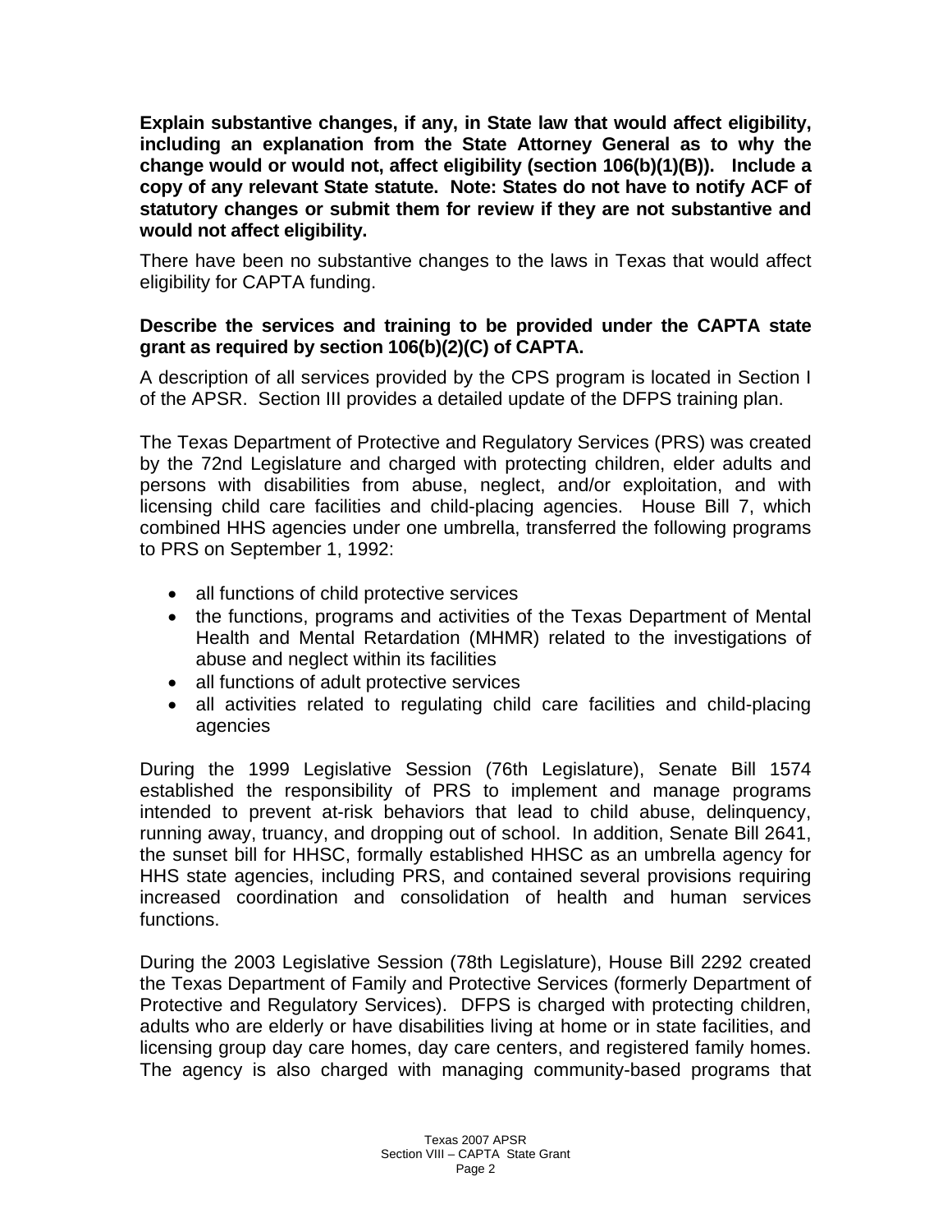**Explain substantive changes, if any, in State law that would affect eligibility, including an explanation from the State Attorney General as to why the change would or would not, affect eligibility (section 106(b)(1)(B)). Include a copy of any relevant State statute. Note: States do not have to notify ACF of statutory changes or submit them for review if they are not substantive and would not affect eligibility.**

There have been no substantive changes to the laws in Texas that would affect eligibility for CAPTA funding.

**Describe the services and training to be provided under the CAPTA state grant as required by section 106(b)(2)(C) of CAPTA.**

A description of all services provided by the CPS program is located in Section I of the APSR. Section III provides a detailed update of the DFPS training plan.

The Texas Department of Protective and Regulatory Services (PRS) was created by the 72nd Legislature and charged with protecting children, elder adults and persons with disabilities from abuse, neglect, and/or exploitation, and with licensing child care facilities and child-placing agencies. House Bill 7, which combined HHS agencies under one umbrella, transferred the following programs to PRS on September 1, 1992:

- all functions of child protective services
- the functions, programs and activities of the Texas Department of Mental Health and Mental Retardation (MHMR) related to the investigations of abuse and neglect within its facilities
- all functions of adult protective services
- all activities related to regulating child care facilities and child-placing agencies

During the 1999 Legislative Session (76th Legislature), Senate Bill 1574 established the responsibility of PRS to implement and manage programs intended to prevent at-risk behaviors that lead to child abuse, delinquency, running away, truancy, and dropping out of school. In addition, Senate Bill 2641, the sunset bill for HHSC, formally established HHSC as an umbrella agency for HHS state agencies, including PRS, and contained several provisions requiring increased coordination and consolidation of health and human services functions.

During the 2003 Legislative Session (78th Legislature), House Bill 2292 created the Texas Department of Family and Protective Services (formerly Department of Protective and Regulatory Services). DFPS is charged with protecting children, adults who are elderly or have disabilities living at home or in state facilities, and licensing group day care homes, day care centers, and registered family homes. The agency is also charged with managing community-based programs that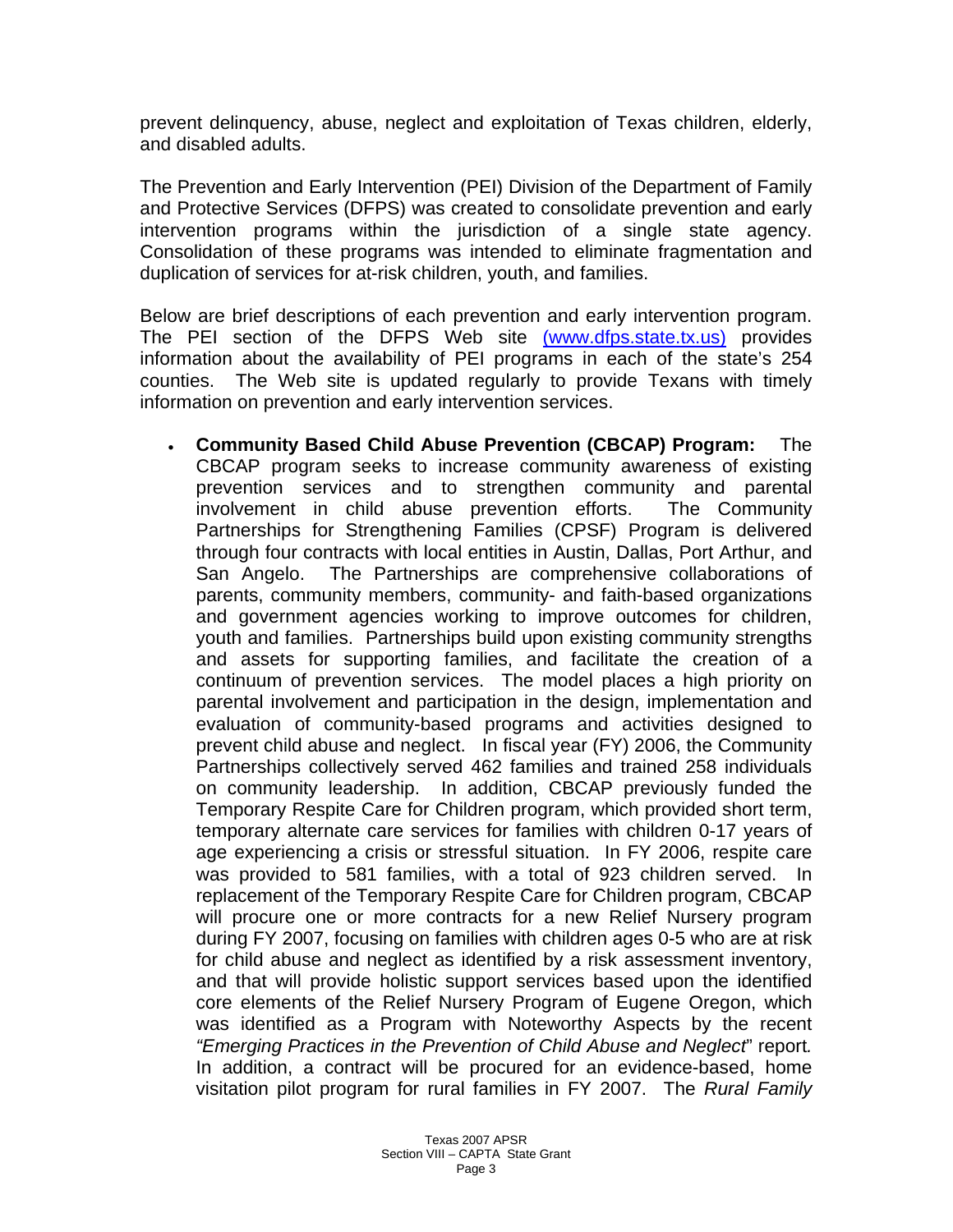prevent delinquency, abuse, neglect and exploitation of Texas children, elderly, and disabled adults.

The Prevention and Early Intervention (PEI) Division of the Department of Family and Protective Services (DFPS) was created to consolidate prevention and early intervention programs within the jurisdiction of a single state agency. Consolidation of these programs was intended to eliminate fragmentation and duplication of services for at-risk children, youth, and families.

Below are brief descriptions of each prevention and early intervention program. The PEI section of the DFPS Web site [(www.dfps.state.tx.us)](http://www.dfps.state.tx.us) provides information about the availability of PEI programs in each of the state's 254 counties. The Web site is updated regularly to provide Texans with timely information on prevention and early intervention services.

- **Community Based Child Abuse Prevention (CBCAP) Program:** The CBCAP program seeks to increase community awareness of existing prevention services and to strengthen community and parental involvement in child abuse prevention efforts. The Community Partnerships for Strengthening Families (CPSF) Program is delivered through four contracts with local entities in Austin, Dallas, Port Arthur, and San Angelo. The Partnerships are comprehensive collaborations of parents, community members, community- and faith-based organizations and government agencies working to improve outcomes for children, youth and families. Partnerships build upon existing community strengths and assets for supporting families, and facilitate the creation of a continuum of prevention services. The model places a high priority on parental involvement and participation in the design, implementation and evaluation of community-based programs and activities designed to prevent child abuse and neglect. In fiscal year (FY) 2006, the Community Partnerships collectively served 462 families and trained 258 individuals on community leadership. In addition, CBCAP previously funded the Temporary Respite Care for Children program, which provided short term, temporary alternate care services for families with children 0-17 years of age experiencing a crisis or stressful situation. In FY 2006, respite care was provided to 581 families, with a total of 923 children served. In replacement of the Temporary Respite Care for Children program, CBCAP will procure one or more contracts for a new Relief Nursery program during FY 2007, focusing on families with children ages 0-5 who are at risk for child abuse and neglect as identified by a risk assessment inventory, and that will provide holistic support services based upon the identified core elements of the Relief Nursery Program of Eugene Oregon, which was identified as a Program with Noteworthy Aspects by the recent *"Emerging Practices in the Prevention of Child Abuse and Neglect*" report*.* In addition, a contract will be procured for an evidence-based, home visitation pilot program for rural families in FY 2007. The *Rural Family*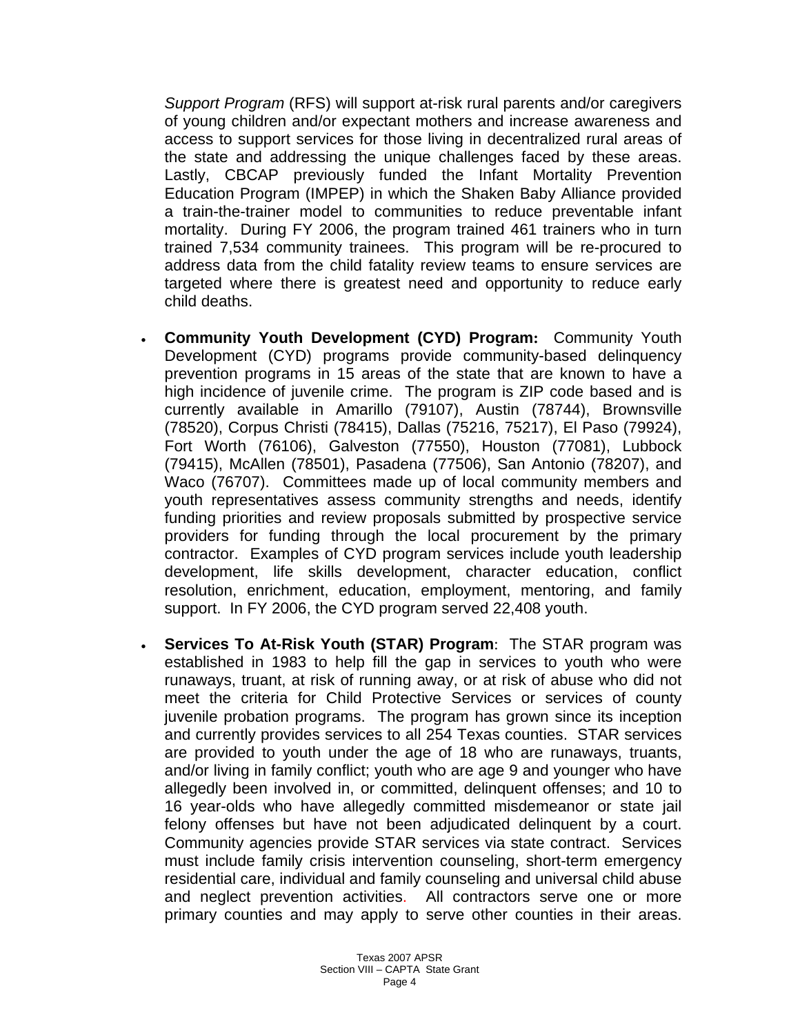*Support Program* (RFS) will support at-risk rural parents and/or caregivers of young children and/or expectant mothers and increase awareness and access to support services for those living in decentralized rural areas of the state and addressing the unique challenges faced by these areas. Lastly, CBCAP previously funded the Infant Mortality Prevention Education Program (IMPEP) in which the Shaken Baby Alliance provided a train-the-trainer model to communities to reduce preventable infant mortality. During FY 2006, the program trained 461 trainers who in turn trained 7,534 community trainees. This program will be re-procured to address data from the child fatality review teams to ensure services are targeted where there is greatest need and opportunity to reduce early child deaths.

- **Community Youth Development (CYD) Program:** Community Youth Development (CYD) programs provide community-based delinquency prevention programs in 15 areas of the state that are known to have a high incidence of juvenile crime. The program is ZIP code based and is currently available in Amarillo (79107), Austin (78744), Brownsville (78520), Corpus Christi (78415), Dallas (75216, 75217), El Paso (79924), Fort Worth (76106), Galveston (77550), Houston (77081), Lubbock (79415), McAllen (78501), Pasadena (77506), San Antonio (78207), and Waco (76707). Committees made up of local community members and youth representatives assess community strengths and needs, identify funding priorities and review proposals submitted by prospective service providers for funding through the local procurement by the primary contractor. Examples of CYD program services include youth leadership development, life skills development, character education, conflict resolution, enrichment, education, employment, mentoring, and family support. In FY 2006, the CYD program served 22,408 youth.

- **Services To At-Risk Youth (STAR) Program**: The STAR program was established in 1983 to help fill the gap in services to youth who were runaways, truant, at risk of running away, or at risk of abuse who did not meet the criteria for Child Protective Services or services of county juvenile probation programs. The program has grown since its inception and currently provides services to all 254 Texas counties. STAR services are provided to youth under the age of 18 who are runaways, truants, and/or living in family conflict; youth who are age 9 and younger who have allegedly been involved in, or committed, delinquent offenses; and 10 to 16 year-olds who have allegedly committed misdemeanor or state jail felony offenses but have not been adjudicated delinquent by a court. Community agencies provide STAR services via state contract. Services must include family crisis intervention counseling, short-term emergency residential care, individual and family counseling and universal child abuse and neglect prevention activities. All contractors serve one or more primary counties and may apply to serve other counties in their areas.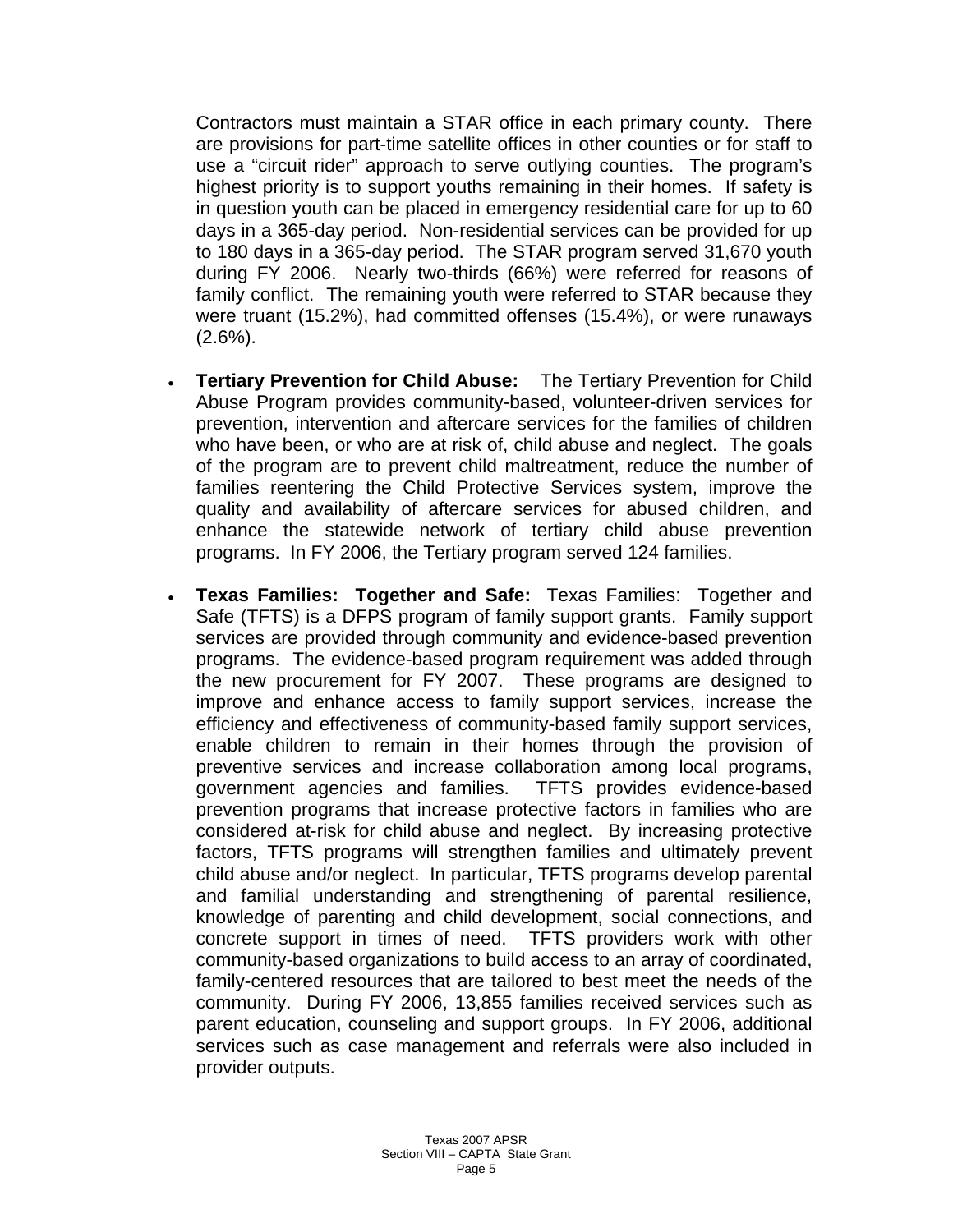Contractors must maintain a STAR office in each primary county. There are provisions for part-time satellite offices in other counties or for staff to use a "circuit rider" approach to serve outlying counties. The program's highest priority is to support youths remaining in their homes. If safety is in question youth can be placed in emergency residential care for up to 60 days in a 365-day period. Non-residential services can be provided for up to 180 days in a 365-day period. The STAR program served 31,670 youth during FY 2006. Nearly two-thirds (66%) were referred for reasons of family conflict. The remaining youth were referred to STAR because they were truant (15.2%), had committed offenses (15.4%), or were runaways (2.6%).

- **Tertiary Prevention for Child Abuse:** The Tertiary Prevention for Child Abuse Program provides community-based, volunteer-driven services for prevention, intervention and aftercare services for the families of children who have been, or who are at risk of, child abuse and neglect. The goals of the program are to prevent child maltreatment, reduce the number of families reentering the Child Protective Services system, improve the quality and availability of aftercare services for abused children, and enhance the statewide network of tertiary child abuse prevention programs. In FY 2006, the Tertiary program served 124 families.

- **Texas Families: Together and Safe:** Texas Families: Together and Safe (TFTS) is a DFPS program of family support grants. Family support services are provided through community and evidence-based prevention programs. The evidence-based program requirement was added through the new procurement for FY 2007. These programs are designed to improve and enhance access to family support services, increase the efficiency and effectiveness of community-based family support services, enable children to remain in their homes through the provision of preventive services and increase collaboration among local programs, government agencies and families. TFTS provides evidence-based prevention programs that increase protective factors in families who are considered at-risk for child abuse and neglect. By increasing protective factors, TFTS programs will strengthen families and ultimately prevent child abuse and/or neglect. In particular, TFTS programs develop parental and familial understanding and strengthening of parental resilience, knowledge of parenting and child development, social connections, and concrete support in times of need. TFTS providers work with other community-based organizations to build access to an array of coordinated, family-centered resources that are tailored to best meet the needs of the community. During FY 2006, 13,855 families received services such as parent education, counseling and support groups. In FY 2006, additional services such as case management and referrals were also included in provider outputs.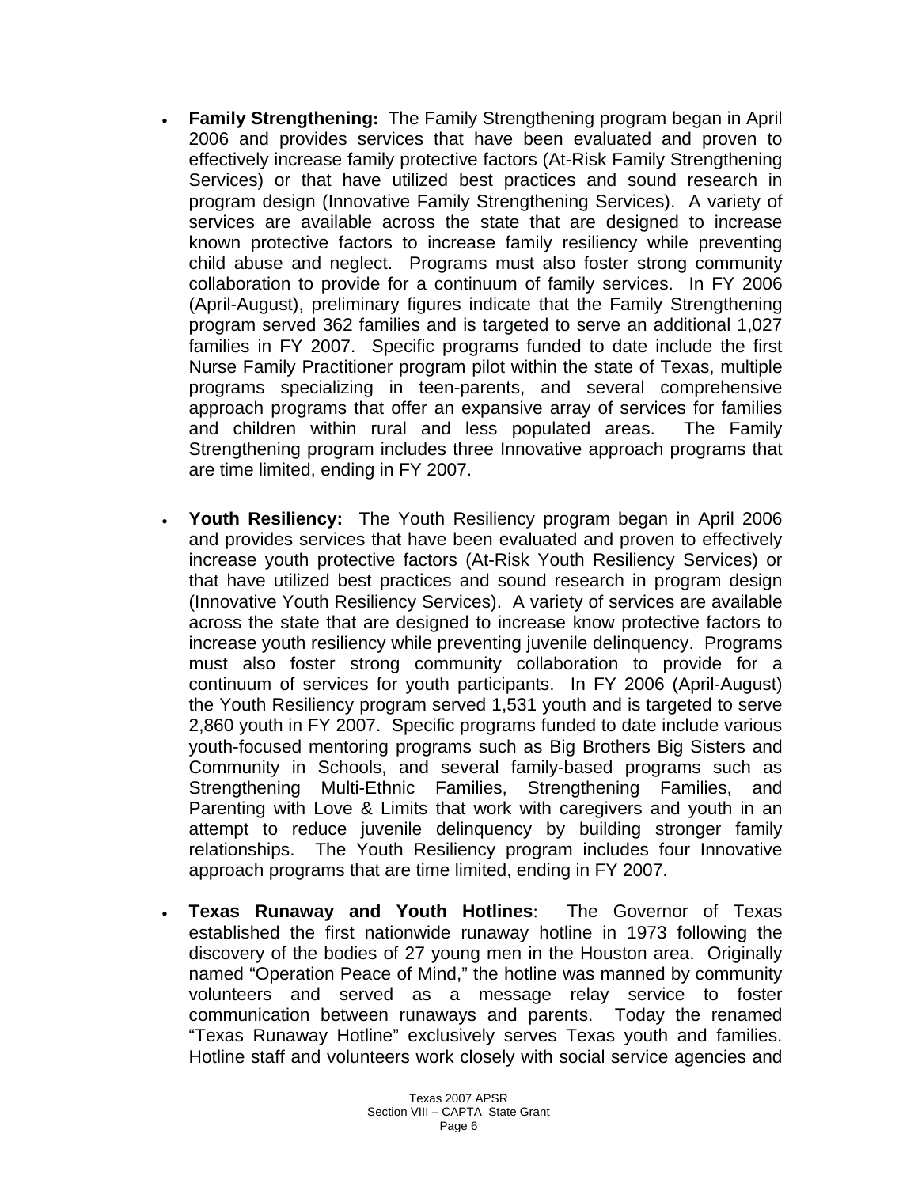- **Family Strengthening:** The Family Strengthening program began in April 2006 and provides services that have been evaluated and proven to effectively increase family protective factors (At-Risk Family Strengthening Services) or that have utilized best practices and sound research in program design (Innovative Family Strengthening Services). A variety of services are available across the state that are designed to increase known protective factors to increase family resiliency while preventing child abuse and neglect. Programs must also foster strong community collaboration to provide for a continuum of family services. In FY 2006 (April-August), preliminary figures indicate that the Family Strengthening program served 362 families and is targeted to serve an additional 1,027 families in FY 2007. Specific programs funded to date include the first Nurse Family Practitioner program pilot within the state of Texas, multiple programs specializing in teen-parents, and several comprehensive approach programs that offer an expansive array of services for families and children within rural and less populated areas. The Family Strengthening program includes three Innovative approach programs that are time limited, ending in FY 2007.

- **Youth Resiliency:** The Youth Resiliency program began in April 2006 and provides services that have been evaluated and proven to effectively increase youth protective factors (At-Risk Youth Resiliency Services) or that have utilized best practices and sound research in program design (Innovative Youth Resiliency Services). A variety of services are available across the state that are designed to increase know protective factors to increase youth resiliency while preventing juvenile delinquency. Programs must also foster strong community collaboration to provide for a continuum of services for youth participants. In FY 2006 (April-August) the Youth Resiliency program served 1,531 youth and is targeted to serve 2,860 youth in FY 2007. Specific programs funded to date include various youth-focused mentoring programs such as Big Brothers Big Sisters and Community in Schools, and several family-based programs such as Strengthening Multi-Ethnic Families, Strengthening Families, and Parenting with Love & Limits that work with caregivers and youth in an attempt to reduce juvenile delinquency by building stronger family relationships. The Youth Resiliency program includes four Innovative approach programs that are time limited, ending in FY 2007.

- **Texas Runaway and Youth Hotlines**: The Governor of Texas established the first nationwide runaway hotline in 1973 following the discovery of the bodies of 27 young men in the Houston area. Originally named "Operation Peace of Mind," the hotline was manned by community volunteers and served as a message relay service to foster communication between runaways and parents. Today the renamed "Texas Runaway Hotline" exclusively serves Texas youth and families. Hotline staff and volunteers work closely with social service agencies and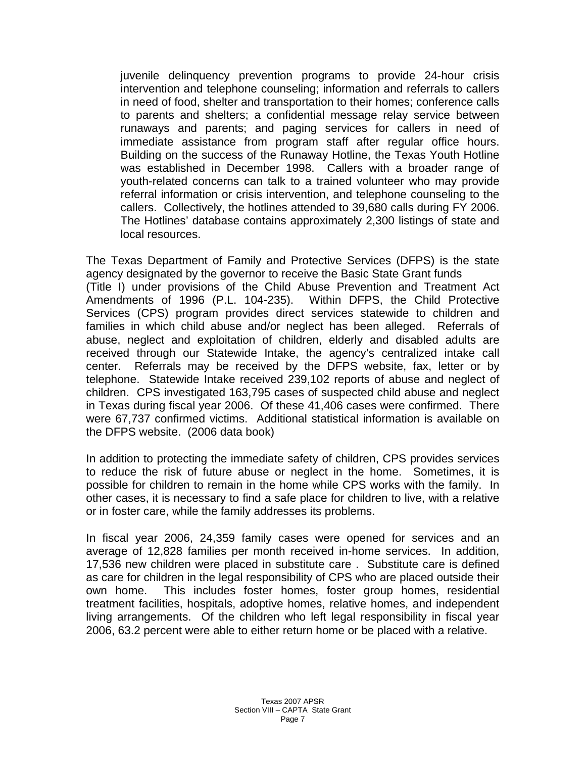juvenile delinquency prevention programs to provide 24-hour crisis intervention and telephone counseling; information and referrals to callers in need of food, shelter and transportation to their homes; conference calls to parents and shelters; a confidential message relay service between runaways and parents; and paging services for callers in need of immediate assistance from program staff after regular office hours. Building on the success of the Runaway Hotline, the Texas Youth Hotline was established in December 1998. Callers with a broader range of youth-related concerns can talk to a trained volunteer who may provide referral information or crisis intervention, and telephone counseling to the callers. Collectively, the hotlines attended to 39,680 calls during FY 2006. The Hotlines' database contains approximately 2,300 listings of state and local resources.

The Texas Department of Family and Protective Services (DFPS) is the state agency designated by the governor to receive the Basic State Grant funds (Title I) under provisions of the Child Abuse Prevention and Treatment Act Amendments of 1996 (P.L. 104-235). Within DFPS, the Child Protective Services (CPS) program provides direct services statewide to children and families in which child abuse and/or neglect has been alleged. Referrals of abuse, neglect and exploitation of children, elderly and disabled adults are received through our Statewide Intake, the agency's centralized intake call center. Referrals may be received by the DFPS website, fax, letter or by telephone. Statewide Intake received 239,102 reports of abuse and neglect of children. CPS investigated 163,795 cases of suspected child abuse and neglect in Texas during fiscal year 2006. Of these 41,406 cases were confirmed. There were 67,737 confirmed victims. Additional statistical information is available on the DFPS website. (2006 data book)

In addition to protecting the immediate safety of children, CPS provides services to reduce the risk of future abuse or neglect in the home. Sometimes, it is possible for children to remain in the home while CPS works with the family. In other cases, it is necessary to find a safe place for children to live, with a relative or in foster care, while the family addresses its problems.

In fiscal year 2006, 24,359 family cases were opened for services and an average of 12,828 families per month received in-home services. In addition, 17,536 new children were placed in substitute care . Substitute care is defined as care for children in the legal responsibility of CPS who are placed outside their own home. This includes foster homes, foster group homes, residential treatment facilities, hospitals, adoptive homes, relative homes, and independent living arrangements. Of the children who left legal responsibility in fiscal year 2006, 63.2 percent were able to either return home or be placed with a relative.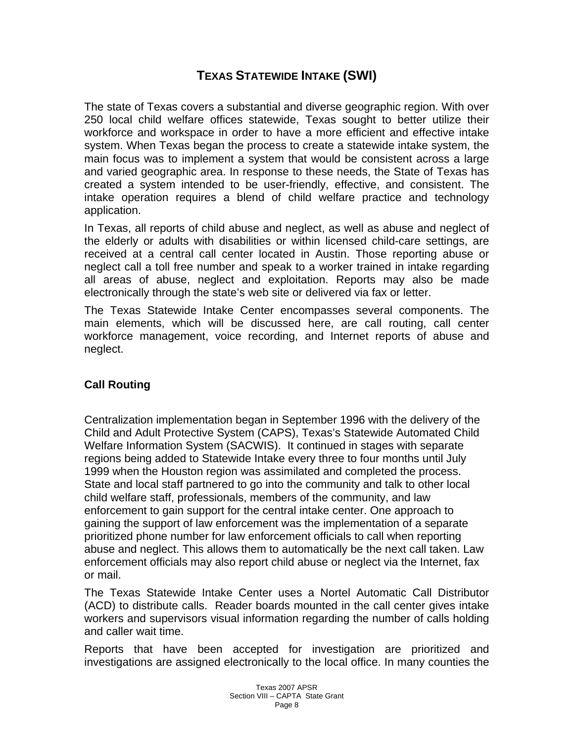## TEXAS STATEWIDE INTAKE (SWI)

The state of Texas covers a substantial and diverse geographic region. With over 250 local child welfare offices statewide, Texas sought to better utilize their workforce and workspace in order to have a more efficient and effective intake system. When Texas began the process to create a statewide intake system, the main focus was to implement a system that would be consistent across a large and varied geographic area. In response to these needs, the State of Texas has created a system intended to be user-friendly, effective, and consistent. The intake operation requires a blend of child welfare practice and technology application.

In Texas, all reports of child abuse and neglect, as well as abuse and neglect of the elderly or adults with disabilities or within licensed child-care settings, are received at a central call center located in Austin. Those reporting abuse or neglect call a toll free number and speak to a worker trained in intake regarding all areas of abuse, neglect and exploitation. Reports may also be made electronically through the state's web site or delivered via fax or letter.

The Texas Statewide Intake Center encompasses several components. The main elements, which will be discussed here, are call routing, call center workforce management, voice recording, and Internet reports of abuse and neglect.

### Call Routing

Centralization implementation began in September 1996 with the delivery of the Child and Adult Protective System (CAPS), Texas's Statewide Automated Child Welfare Information System (SACWIS). It continued in stages with separate regions being added to Statewide Intake every three to four months until July 1999 when the Houston region was assimilated and completed the process. State and local staff partnered to go into the community and talk to other local child welfare staff, professionals, members of the community, and law enforcement to gain support for the central intake center. One approach to gaining the support of law enforcement was the implementation of a separate prioritized phone number for law enforcement officials to call when reporting abuse and neglect. This allows them to automatically be the next call taken. Law enforcement officials may also report child abuse or neglect via the Internet, fax or mail.

The Texas Statewide Intake Center uses a Nortel Automatic Call Distributor (ACD) to distribute calls. Reader boards mounted in the call center gives intake workers and supervisors visual information regarding the number of calls holding and caller wait time.

Reports that have been accepted for investigation are prioritized and investigations are assigned electronically to the local office. In many counties the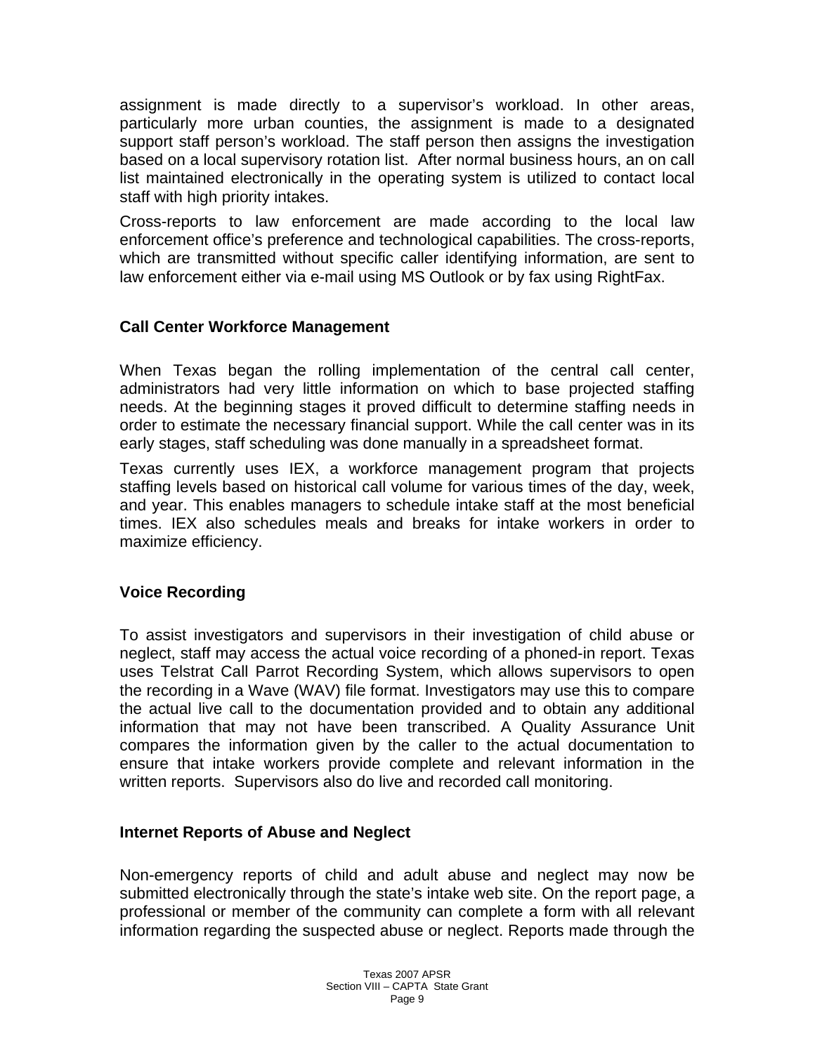assignment is made directly to a supervisor's workload. In other areas, particularly more urban counties, the assignment is made to a designated support staff person's workload. The staff person then assigns the investigation based on a local supervisory rotation list. After normal business hours, an on call list maintained electronically in the operating system is utilized to contact local staff with high priority intakes.

Cross-reports to law enforcement are made according to the local law enforcement office's preference and technological capabilities. The cross-reports, which are transmitted without specific caller identifying information, are sent to law enforcement either via e-mail using MS Outlook or by fax using RightFax.

### Call Center Workforce Management

When Texas began the rolling implementation of the central call center, administrators had very little information on which to base projected staffing needs. At the beginning stages it proved difficult to determine staffing needs in order to estimate the necessary financial support. While the call center was in its early stages, staff scheduling was done manually in a spreadsheet format.

Texas currently uses IEX, a workforce management program that projects staffing levels based on historical call volume for various times of the day, week, and year. This enables managers to schedule intake staff at the most beneficial times. IEX also schedules meals and breaks for intake workers in order to maximize efficiency.

### Voice Recording

To assist investigators and supervisors in their investigation of child abuse or neglect, staff may access the actual voice recording of a phoned-in report. Texas uses Telstrat Call Parrot Recording System, which allows supervisors to open the recording in a Wave (WAV) file format. Investigators may use this to compare the actual live call to the documentation provided and to obtain any additional information that may not have been transcribed. A Quality Assurance Unit compares the information given by the caller to the actual documentation to ensure that intake workers provide complete and relevant information in the written reports. Supervisors also do live and recorded call monitoring.

### Internet Reports of Abuse and Neglect

Non-emergency reports of child and adult abuse and neglect may now be submitted electronically through the state's intake web site. On the report page, a professional or member of the community can complete a form with all relevant information regarding the suspected abuse or neglect. Reports made through the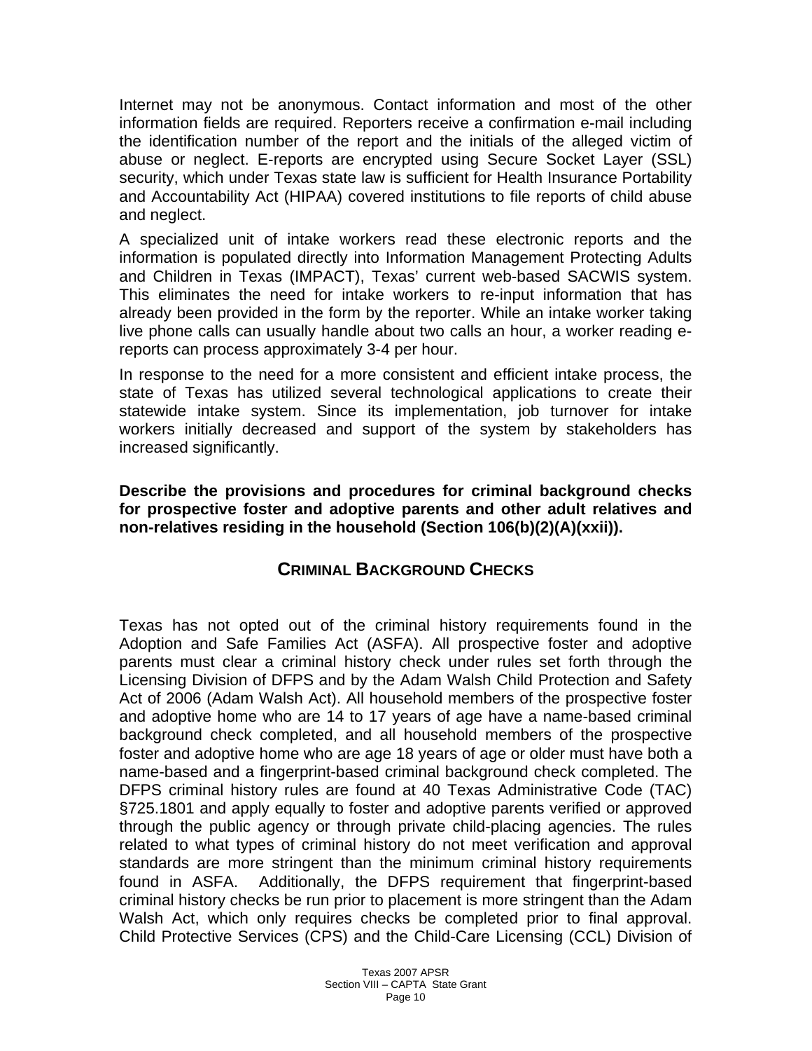Internet may not be anonymous. Contact information and most of the other information fields are required. Reporters receive a confirmation e-mail including the identification number of the report and the initials of the alleged victim of abuse or neglect. E-reports are encrypted using Secure Socket Layer (SSL) security, which under Texas state law is sufficient for Health Insurance Portability and Accountability Act (HIPAA) covered institutions to file reports of child abuse and neglect.

A specialized unit of intake workers read these electronic reports and the information is populated directly into Information Management Protecting Adults and Children in Texas (IMPACT), Texas' current web-based SACWIS system. This eliminates the need for intake workers to re-input information that has already been provided in the form by the reporter. While an intake worker taking live phone calls can usually handle about two calls an hour, a worker reading e-reports can process approximately 3-4 per hour.

In response to the need for a more consistent and efficient intake process, the state of Texas has utilized several technological applications to create their statewide intake system. Since its implementation, job turnover for intake workers initially decreased and support of the system by stakeholders has increased significantly.

**Describe the provisions and procedures for criminal background checks for prospective foster and adoptive parents and other adult relatives and non-relatives residing in the household (Section 106(b)(2)(A)(xxii)).**

## CRIMINAL BACKGROUND CHECKS

Texas has not opted out of the criminal history requirements found in the Adoption and Safe Families Act (ASFA). All prospective foster and adoptive parents must clear a criminal history check under rules set forth through the Licensing Division of DFPS and by the Adam Walsh Child Protection and Safety Act of 2006 (Adam Walsh Act). All household members of the prospective foster and adoptive home who are 14 to 17 years of age have a name-based criminal background check completed, and all household members of the prospective foster and adoptive home who are age 18 years of age or older must have both a name-based and a fingerprint-based criminal background check completed. The DFPS criminal history rules are found at 40 Texas Administrative Code (TAC) §725.1801 and apply equally to foster and adoptive parents verified or approved through the public agency or through private child-placing agencies. The rules related to what types of criminal history do not meet verification and approval standards are more stringent than the minimum criminal history requirements found in ASFA. Additionally, the DFPS requirement that fingerprint-based criminal history checks be run prior to placement is more stringent than the Adam Walsh Act, which only requires checks be completed prior to final approval. Child Protective Services (CPS) and the Child-Care Licensing (CCL) Division of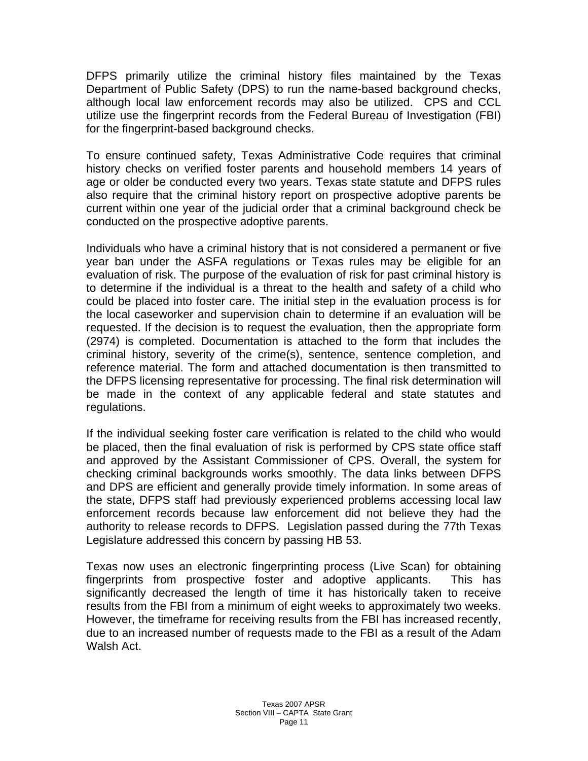DFPS primarily utilize the criminal history files maintained by the Texas Department of Public Safety (DPS) to run the name-based background checks, although local law enforcement records may also be utilized. CPS and CCL utilize use the fingerprint records from the Federal Bureau of Investigation (FBI) for the fingerprint-based background checks.

To ensure continued safety, Texas Administrative Code requires that criminal history checks on verified foster parents and household members 14 years of age or older be conducted every two years. Texas state statute and DFPS rules also require that the criminal history report on prospective adoptive parents be current within one year of the judicial order that a criminal background check be conducted on the prospective adoptive parents.

Individuals who have a criminal history that is not considered a permanent or five year ban under the ASFA regulations or Texas rules may be eligible for an evaluation of risk. The purpose of the evaluation of risk for past criminal history is to determine if the individual is a threat to the health and safety of a child who could be placed into foster care. The initial step in the evaluation process is for the local caseworker and supervision chain to determine if an evaluation will be requested. If the decision is to request the evaluation, then the appropriate form (2974) is completed. Documentation is attached to the form that includes the criminal history, severity of the crime(s), sentence, sentence completion, and reference material. The form and attached documentation is then transmitted to the DFPS licensing representative for processing. The final risk determination will be made in the context of any applicable federal and state statutes and regulations.

If the individual seeking foster care verification is related to the child who would be placed, then the final evaluation of risk is performed by CPS state office staff and approved by the Assistant Commissioner of CPS. Overall, the system for checking criminal backgrounds works smoothly. The data links between DFPS and DPS are efficient and generally provide timely information. In some areas of the state, DFPS staff had previously experienced problems accessing local law enforcement records because law enforcement did not believe they had the authority to release records to DFPS. Legislation passed during the 77th Texas Legislature addressed this concern by passing HB 53.

Texas now uses an electronic fingerprinting process (Live Scan) for obtaining fingerprints from prospective foster and adoptive applicants. This has significantly decreased the length of time it has historically taken to receive results from the FBI from a minimum of eight weeks to approximately two weeks. However, the timeframe for receiving results from the FBI has increased recently, due to an increased number of requests made to the FBI as a result of the Adam Walsh Act.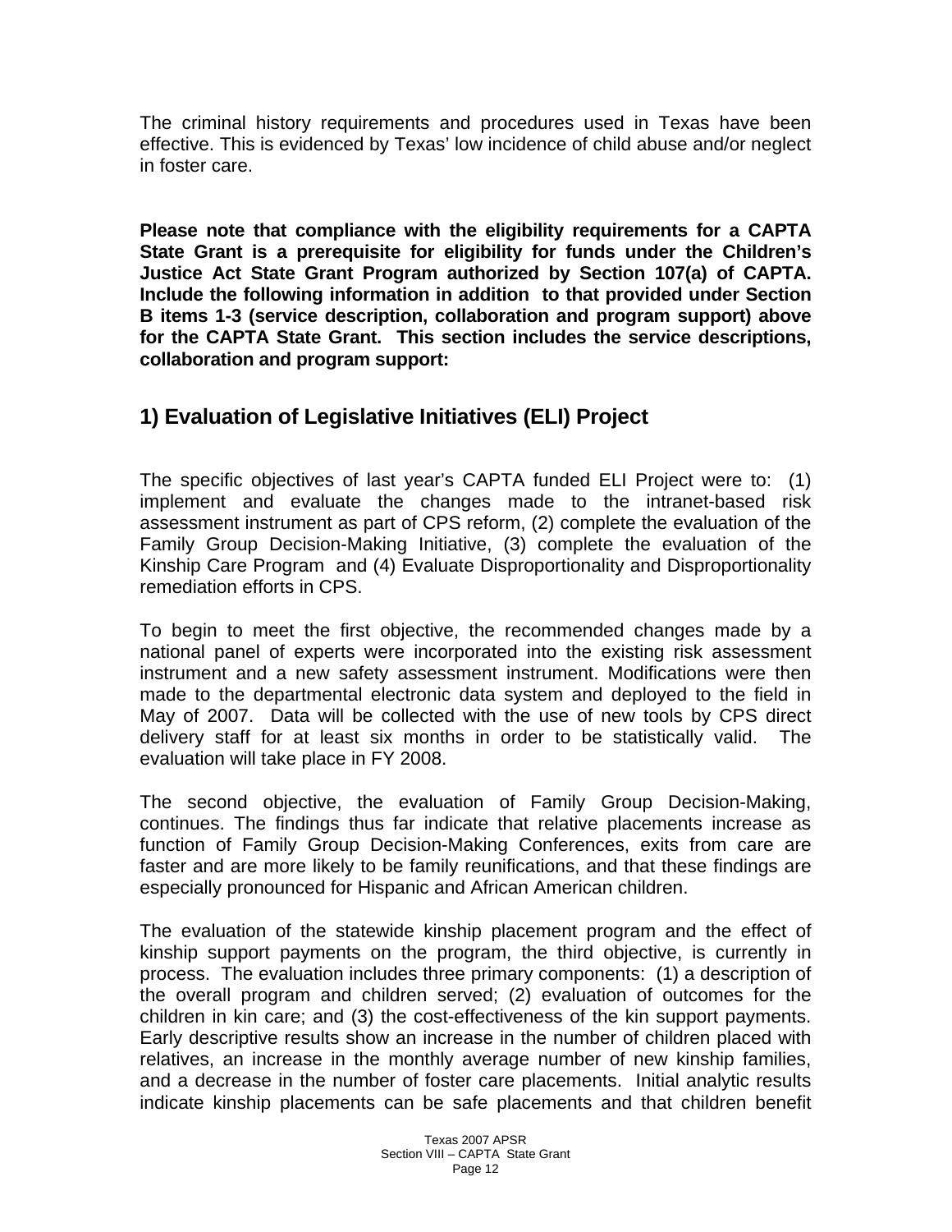The criminal history requirements and procedures used in Texas have been effective. This is evidenced by Texas' low incidence of child abuse and/or neglect in foster care.

**Please note that compliance with the eligibility requirements for a CAPTA State Grant is a prerequisite for eligibility for funds under the Children's Justice Act State Grant Program authorized by Section 107(a) of CAPTA. Include the following information in addition to that provided under Section B items 1-3 (service description, collaboration and program support) above for the CAPTA State Grant. This section includes the service descriptions, collaboration and program support:**

## 1) Evaluation of Legislative Initiatives (ELI) Project

The specific objectives of last year's CAPTA funded ELI Project were to: (1) implement and evaluate the changes made to the intranet-based risk assessment instrument as part of CPS reform, (2) complete the evaluation of the Family Group Decision-Making Initiative, (3) complete the evaluation of the Kinship Care Program and (4) Evaluate Disproportionality and Disproportionality remediation efforts in CPS.

To begin to meet the first objective, the recommended changes made by a national panel of experts were incorporated into the existing risk assessment instrument and a new safety assessment instrument. Modifications were then made to the departmental electronic data system and deployed to the field in May of 2007. Data will be collected with the use of new tools by CPS direct delivery staff for at least six months in order to be statistically valid. The evaluation will take place in FY 2008.

The second objective, the evaluation of Family Group Decision-Making, continues. The findings thus far indicate that relative placements increase as function of Family Group Decision-Making Conferences, exits from care are faster and are more likely to be family reunifications, and that these findings are especially pronounced for Hispanic and African American children.

The evaluation of the statewide kinship placement program and the effect of kinship support payments on the program, the third objective, is currently in process. The evaluation includes three primary components: (1) a description of the overall program and children served; (2) evaluation of outcomes for the children in kin care; and (3) the cost-effectiveness of the kin support payments. Early descriptive results show an increase in the number of children placed with relatives, an increase in the monthly average number of new kinship families, and a decrease in the number of foster care placements. Initial analytic results indicate kinship placements can be safe placements and that children benefit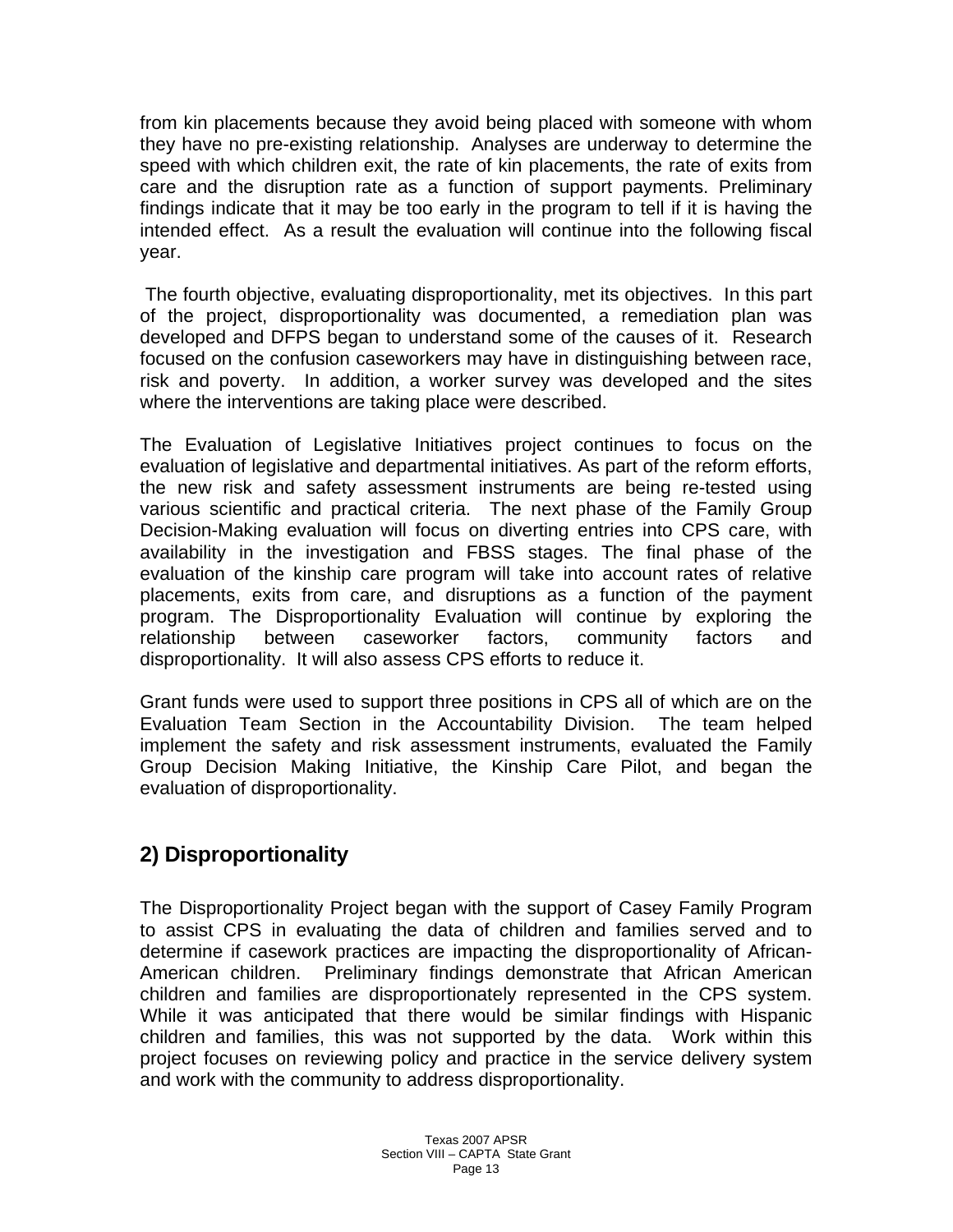from kin placements because they avoid being placed with someone with whom they have no pre-existing relationship. Analyses are underway to determine the speed with which children exit, the rate of kin placements, the rate of exits from care and the disruption rate as a function of support payments. Preliminary findings indicate that it may be too early in the program to tell if it is having the intended effect. As a result the evaluation will continue into the following fiscal year.

The fourth objective, evaluating disproportionality, met its objectives. In this part of the project, disproportionality was documented, a remediation plan was developed and DFPS began to understand some of the causes of it. Research focused on the confusion caseworkers may have in distinguishing between race, risk and poverty. In addition, a worker survey was developed and the sites where the interventions are taking place were described.

The Evaluation of Legislative Initiatives project continues to focus on the evaluation of legislative and departmental initiatives. As part of the reform efforts, the new risk and safety assessment instruments are being re-tested using various scientific and practical criteria. The next phase of the Family Group Decision-Making evaluation will focus on diverting entries into CPS care, with availability in the investigation and FBSS stages. The final phase of the evaluation of the kinship care program will take into account rates of relative placements, exits from care, and disruptions as a function of the payment program. The Disproportionality Evaluation will continue by exploring the relationship between caseworker factors, community factors and disproportionality. It will also assess CPS efforts to reduce it.

Grant funds were used to support three positions in CPS all of which are on the Evaluation Team Section in the Accountability Division. The team helped implement the safety and risk assessment instruments, evaluated the Family Group Decision Making Initiative, the Kinship Care Pilot, and began the evaluation of disproportionality.

## 2) Disproportionality

The Disproportionality Project began with the support of Casey Family Program to assist CPS in evaluating the data of children and families served and to determine if casework practices are impacting the disproportionality of African-American children. Preliminary findings demonstrate that African American children and families are disproportionately represented in the CPS system. While it was anticipated that there would be similar findings with Hispanic children and families, this was not supported by the data. Work within this project focuses on reviewing policy and practice in the service delivery system and work with the community to address disproportionality.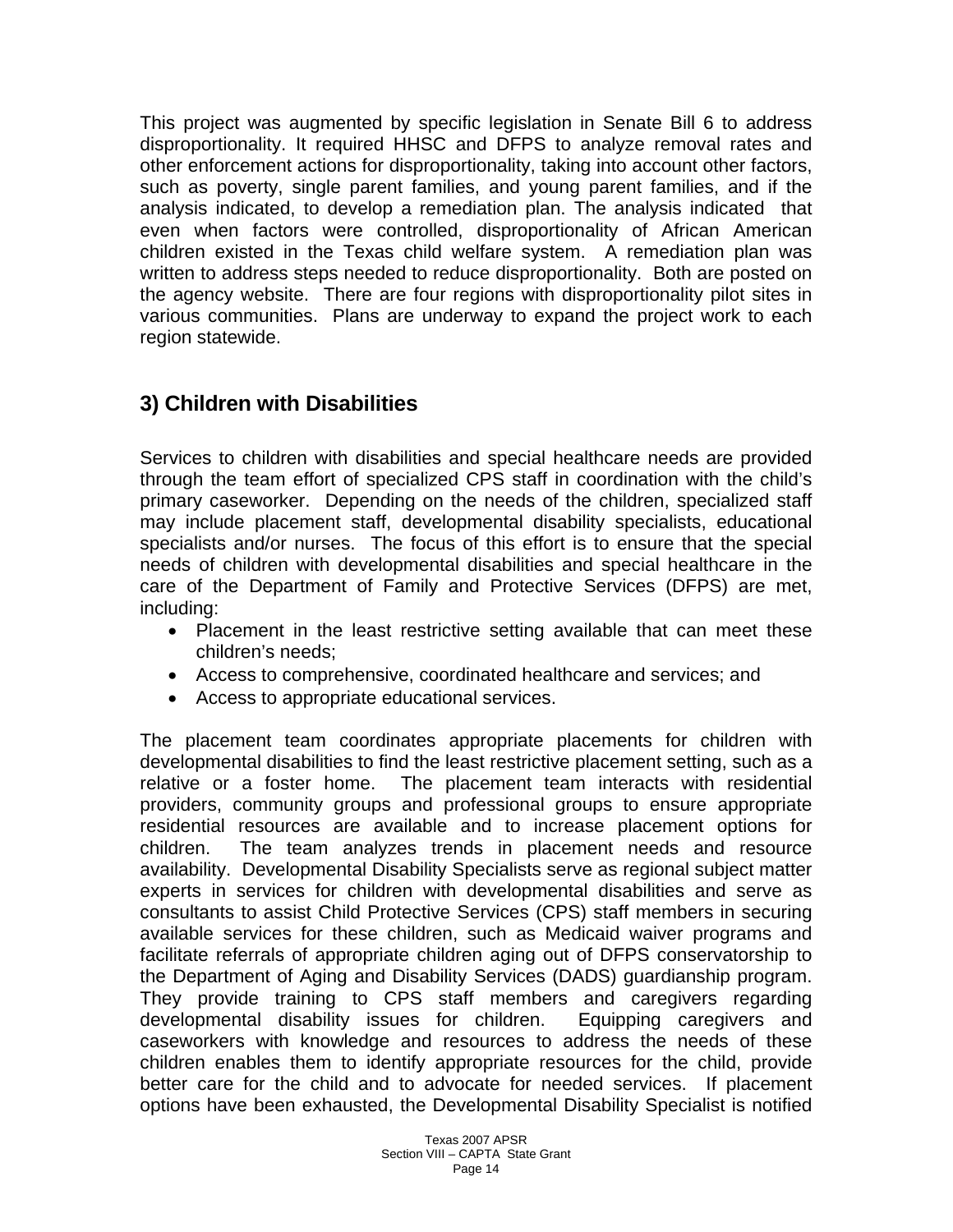This project was augmented by specific legislation in Senate Bill 6 to address disproportionality. It required HHSC and DFPS to analyze removal rates and other enforcement actions for disproportionality, taking into account other factors, such as poverty, single parent families, and young parent families, and if the analysis indicated, to develop a remediation plan. The analysis indicated that even when factors were controlled, disproportionality of African American children existed in the Texas child welfare system. A remediation plan was written to address steps needed to reduce disproportionality. Both are posted on the agency website. There are four regions with disproportionality pilot sites in various communities. Plans are underway to expand the project work to each region statewide.

## 3) Children with Disabilities

Services to children with disabilities and special healthcare needs are provided through the team effort of specialized CPS staff in coordination with the child's primary caseworker. Depending on the needs of the children, specialized staff may include placement staff, developmental disability specialists, educational specialists and/or nurses. The focus of this effort is to ensure that the special needs of children with developmental disabilities and special healthcare in the care of the Department of Family and Protective Services (DFPS) are met, including:

- Placement in the least restrictive setting available that can meet these children's needs;
- Access to comprehensive, coordinated healthcare and services; and
- Access to appropriate educational services.

The placement team coordinates appropriate placements for children with developmental disabilities to find the least restrictive placement setting, such as a relative or a foster home. The placement team interacts with residential providers, community groups and professional groups to ensure appropriate residential resources are available and to increase placement options for children. The team analyzes trends in placement needs and resource availability. Developmental Disability Specialists serve as regional subject matter experts in services for children with developmental disabilities and serve as consultants to assist Child Protective Services (CPS) staff members in securing available services for these children, such as Medicaid waiver programs and facilitate referrals of appropriate children aging out of DFPS conservatorship to the Department of Aging and Disability Services (DADS) guardianship program. They provide training to CPS staff members and caregivers regarding developmental disability issues for children. Equipping caregivers and caseworkers with knowledge and resources to address the needs of these children enables them to identify appropriate resources for the child, provide better care for the child and to advocate for needed services. If placement options have been exhausted, the Developmental Disability Specialist is notified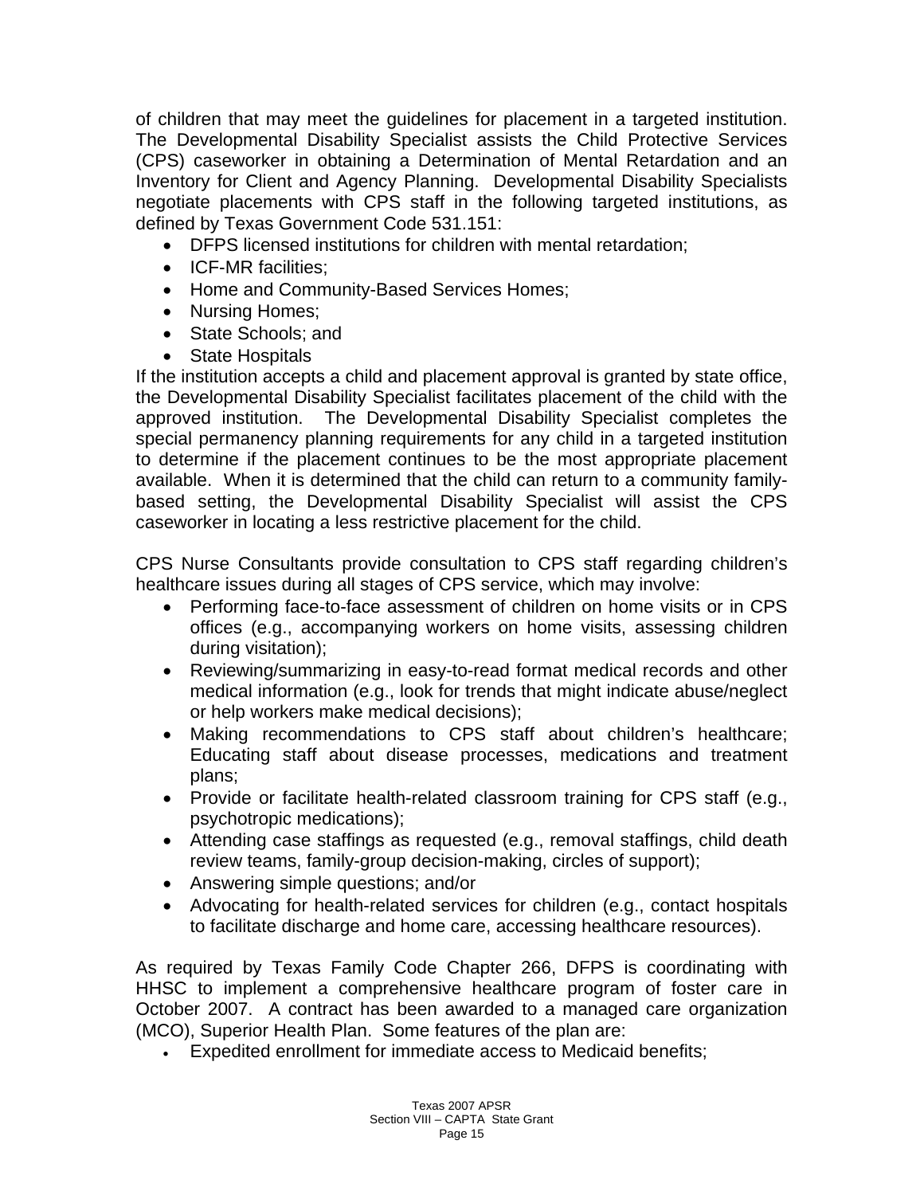of children that may meet the guidelines for placement in a targeted institution. The Developmental Disability Specialist assists the Child Protective Services (CPS) caseworker in obtaining a Determination of Mental Retardation and an Inventory for Client and Agency Planning. Developmental Disability Specialists negotiate placements with CPS staff in the following targeted institutions, as defined by Texas Government Code 531.151:

- DFPS licensed institutions for children with mental retardation;
- ICF-MR facilities;
- Home and Community-Based Services Homes;
- Nursing Homes;
- State Schools; and
- State Hospitals

If the institution accepts a child and placement approval is granted by state office, the Developmental Disability Specialist facilitates placement of the child with the approved institution. The Developmental Disability Specialist completes the special permanency planning requirements for any child in a targeted institution to determine if the placement continues to be the most appropriate placement available. When it is determined that the child can return to a community family-based setting, the Developmental Disability Specialist will assist the CPS caseworker in locating a less restrictive placement for the child.

CPS Nurse Consultants provide consultation to CPS staff regarding children's healthcare issues during all stages of CPS service, which may involve:

- Performing face-to-face assessment of children on home visits or in CPS offices (e.g., accompanying workers on home visits, assessing children during visitation);
- Reviewing/summarizing in easy-to-read format medical records and other medical information (e.g., look for trends that might indicate abuse/neglect or help workers make medical decisions);
- Making recommendations to CPS staff about children's healthcare; Educating staff about disease processes, medications and treatment plans;
- Provide or facilitate health-related classroom training for CPS staff (e.g., psychotropic medications);
- Attending case staffings as requested (e.g., removal staffings, child death review teams, family-group decision-making, circles of support);
- Answering simple questions; and/or
- Advocating for health-related services for children (e.g., contact hospitals to facilitate discharge and home care, accessing healthcare resources).

As required by Texas Family Code Chapter 266, DFPS is coordinating with HHSC to implement a comprehensive healthcare program of foster care in October 2007. A contract has been awarded to a managed care organization (MCO), Superior Health Plan. Some features of the plan are:

- Expedited enrollment for immediate access to Medicaid benefits;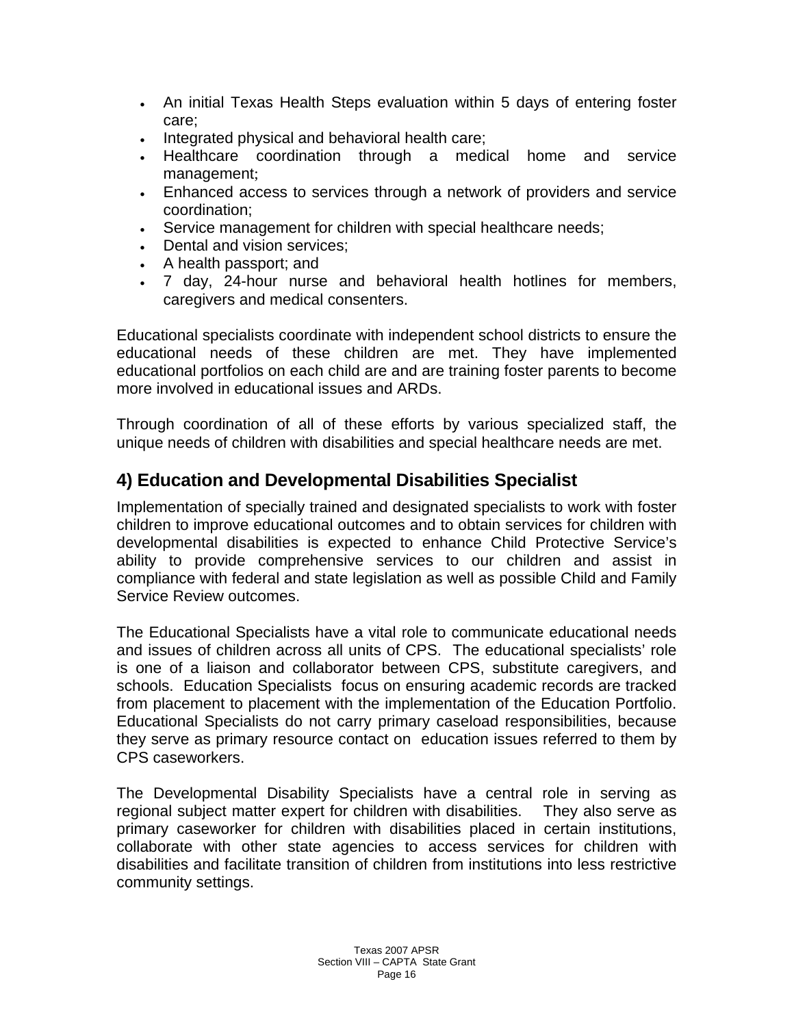- An initial Texas Health Steps evaluation within 5 days of entering foster care;
- Integrated physical and behavioral health care;
- Healthcare coordination through a medical home and service management;
- Enhanced access to services through a network of providers and service coordination;
- Service management for children with special healthcare needs;
- Dental and vision services;
- A health passport; and
- 7 day, 24-hour nurse and behavioral health hotlines for members, caregivers and medical consenters.

Educational specialists coordinate with independent school districts to ensure the educational needs of these children are met. They have implemented educational portfolios on each child are and are training foster parents to become more involved in educational issues and ARDs.

Through coordination of all of these efforts by various specialized staff, the unique needs of children with disabilities and special healthcare needs are met.

## 4) Education and Developmental Disabilities Specialist

Implementation of specially trained and designated specialists to work with foster children to improve educational outcomes and to obtain services for children with developmental disabilities is expected to enhance Child Protective Service's ability to provide comprehensive services to our children and assist in compliance with federal and state legislation as well as possible Child and Family Service Review outcomes.

The Educational Specialists have a vital role to communicate educational needs and issues of children across all units of CPS. The educational specialists' role is one of a liaison and collaborator between CPS, substitute caregivers, and schools. Education Specialists focus on ensuring academic records are tracked from placement to placement with the implementation of the Education Portfolio. Educational Specialists do not carry primary caseload responsibilities, because they serve as primary resource contact on education issues referred to them by CPS caseworkers.

The Developmental Disability Specialists have a central role in serving as regional subject matter expert for children with disabilities. They also serve as primary caseworker for children with disabilities placed in certain institutions, collaborate with other state agencies to access services for children with disabilities and facilitate transition of children from institutions into less restrictive community settings.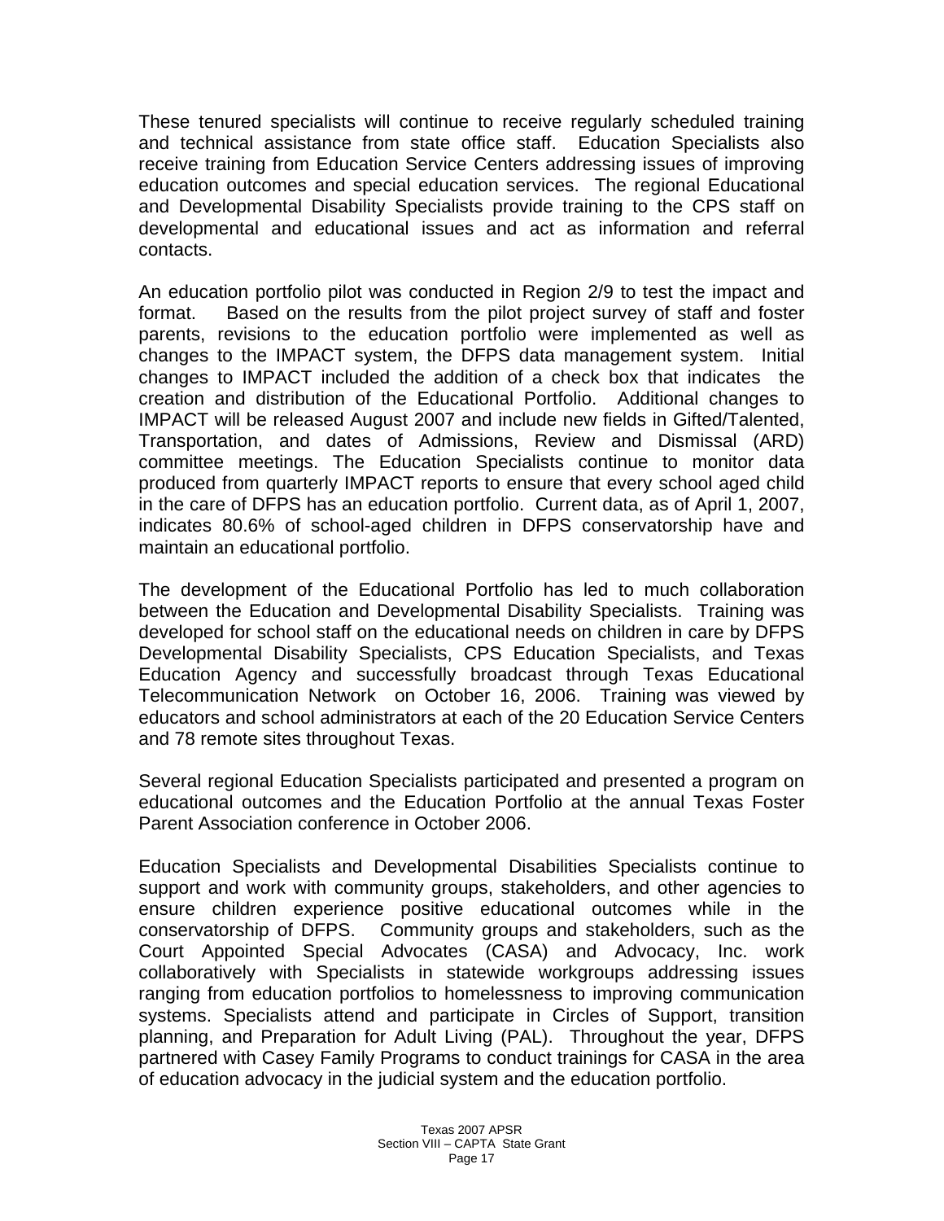These tenured specialists will continue to receive regularly scheduled training and technical assistance from state office staff. Education Specialists also receive training from Education Service Centers addressing issues of improving education outcomes and special education services. The regional Educational and Developmental Disability Specialists provide training to the CPS staff on developmental and educational issues and act as information and referral contacts.

An education portfolio pilot was conducted in Region 2/9 to test the impact and format. Based on the results from the pilot project survey of staff and foster parents, revisions to the education portfolio were implemented as well as changes to the IMPACT system, the DFPS data management system. Initial changes to IMPACT included the addition of a check box that indicates the creation and distribution of the Educational Portfolio. Additional changes to IMPACT will be released August 2007 and include new fields in Gifted/Talented, Transportation, and dates of Admissions, Review and Dismissal (ARD) committee meetings. The Education Specialists continue to monitor data produced from quarterly IMPACT reports to ensure that every school aged child in the care of DFPS has an education portfolio. Current data, as of April 1, 2007, indicates 80.6% of school-aged children in DFPS conservatorship have and maintain an educational portfolio.

The development of the Educational Portfolio has led to much collaboration between the Education and Developmental Disability Specialists. Training was developed for school staff on the educational needs on children in care by DFPS Developmental Disability Specialists, CPS Education Specialists, and Texas Education Agency and successfully broadcast through Texas Educational Telecommunication Network on October 16, 2006. Training was viewed by educators and school administrators at each of the 20 Education Service Centers and 78 remote sites throughout Texas.

Several regional Education Specialists participated and presented a program on educational outcomes and the Education Portfolio at the annual Texas Foster Parent Association conference in October 2006.

Education Specialists and Developmental Disabilities Specialists continue to support and work with community groups, stakeholders, and other agencies to ensure children experience positive educational outcomes while in the conservatorship of DFPS. Community groups and stakeholders, such as the Court Appointed Special Advocates (CASA) and Advocacy, Inc. work collaboratively with Specialists in statewide workgroups addressing issues ranging from education portfolios to homelessness to improving communication systems. Specialists attend and participate in Circles of Support, transition planning, and Preparation for Adult Living (PAL). Throughout the year, DFPS partnered with Casey Family Programs to conduct trainings for CASA in the area of education advocacy in the judicial system and the education portfolio.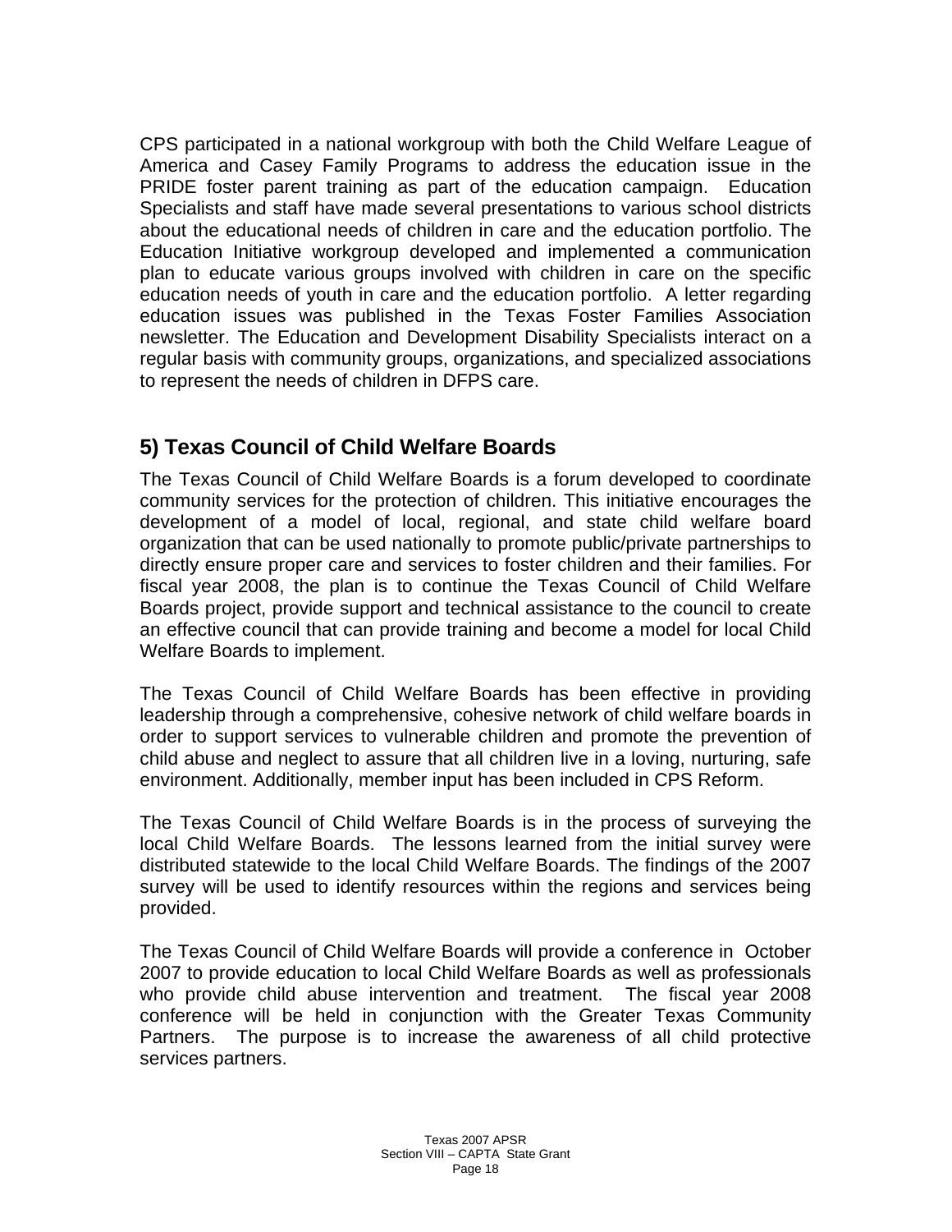CPS participated in a national workgroup with both the Child Welfare League of America and Casey Family Programs to address the education issue in the PRIDE foster parent training as part of the education campaign. Education Specialists and staff have made several presentations to various school districts about the educational needs of children in care and the education portfolio. The Education Initiative workgroup developed and implemented a communication plan to educate various groups involved with children in care on the specific education needs of youth in care and the education portfolio. A letter regarding education issues was published in the Texas Foster Families Association newsletter. The Education and Development Disability Specialists interact on a regular basis with community groups, organizations, and specialized associations to represent the needs of children in DFPS care.

## 5) Texas Council of Child Welfare Boards

The Texas Council of Child Welfare Boards is a forum developed to coordinate community services for the protection of children. This initiative encourages the development of a model of local, regional, and state child welfare board organization that can be used nationally to promote public/private partnerships to directly ensure proper care and services to foster children and their families. For fiscal year 2008, the plan is to continue the Texas Council of Child Welfare Boards project, provide support and technical assistance to the council to create an effective council that can provide training and become a model for local Child Welfare Boards to implement.

The Texas Council of Child Welfare Boards has been effective in providing leadership through a comprehensive, cohesive network of child welfare boards in order to support services to vulnerable children and promote the prevention of child abuse and neglect to assure that all children live in a loving, nurturing, safe environment. Additionally, member input has been included in CPS Reform.

The Texas Council of Child Welfare Boards is in the process of surveying the local Child Welfare Boards. The lessons learned from the initial survey were distributed statewide to the local Child Welfare Boards. The findings of the 2007 survey will be used to identify resources within the regions and services being provided.

The Texas Council of Child Welfare Boards will provide a conference in October 2007 to provide education to local Child Welfare Boards as well as professionals who provide child abuse intervention and treatment. The fiscal year 2008 conference will be held in conjunction with the Greater Texas Community Partners. The purpose is to increase the awareness of all child protective services partners.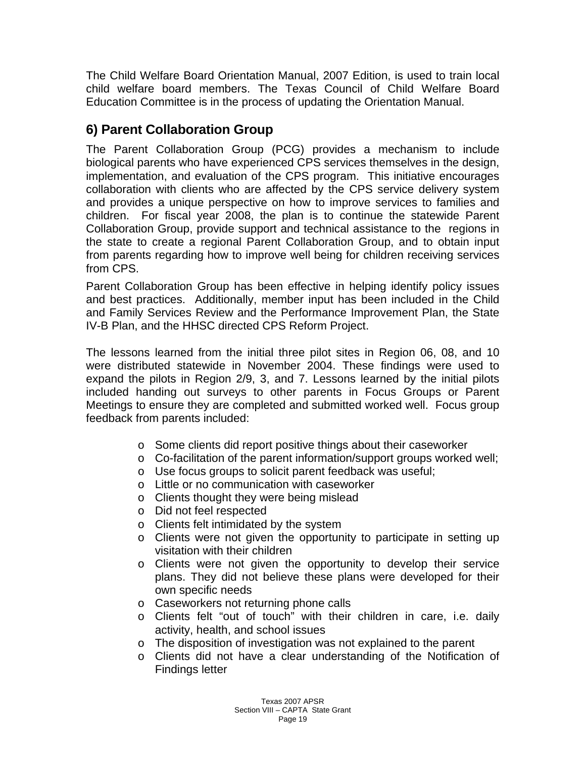The Child Welfare Board Orientation Manual, 2007 Edition, is used to train local child welfare board members. The Texas Council of Child Welfare Board Education Committee is in the process of updating the Orientation Manual.

## 6) Parent Collaboration Group

The Parent Collaboration Group (PCG) provides a mechanism to include biological parents who have experienced CPS services themselves in the design, implementation, and evaluation of the CPS program. This initiative encourages collaboration with clients who are affected by the CPS service delivery system and provides a unique perspective on how to improve services to families and children. For fiscal year 2008, the plan is to continue the statewide Parent Collaboration Group, provide support and technical assistance to the regions in the state to create a regional Parent Collaboration Group, and to obtain input from parents regarding how to improve well being for children receiving services from CPS.

Parent Collaboration Group has been effective in helping identify policy issues and best practices. Additionally, member input has been included in the Child and Family Services Review and the Performance Improvement Plan, the State IV-B Plan, and the HHSC directed CPS Reform Project.

The lessons learned from the initial three pilot sites in Region 06, 08, and 10 were distributed statewide in November 2004. These findings were used to expand the pilots in Region 2/9, 3, and 7. Lessons learned by the initial pilots included handing out surveys to other parents in Focus Groups or Parent Meetings to ensure they are completed and submitted worked well. Focus group feedback from parents included:

- Some clients did report positive things about their caseworker
- Co-facilitation of the parent information/support groups worked well;
- Use focus groups to solicit parent feedback was useful;
- Little or no communication with caseworker
- Clients thought they were being mislead
- Did not feel respected
- Clients felt intimidated by the system
- Clients were not given the opportunity to participate in setting up visitation with their children
- Clients were not given the opportunity to develop their service plans. They did not believe these plans were developed for their own specific needs
- Caseworkers not returning phone calls
- Clients felt "out of touch" with their children in care, i.e. daily activity, health, and school issues
- The disposition of investigation was not explained to the parent
- Clients did not have a clear understanding of the Notification of Findings letter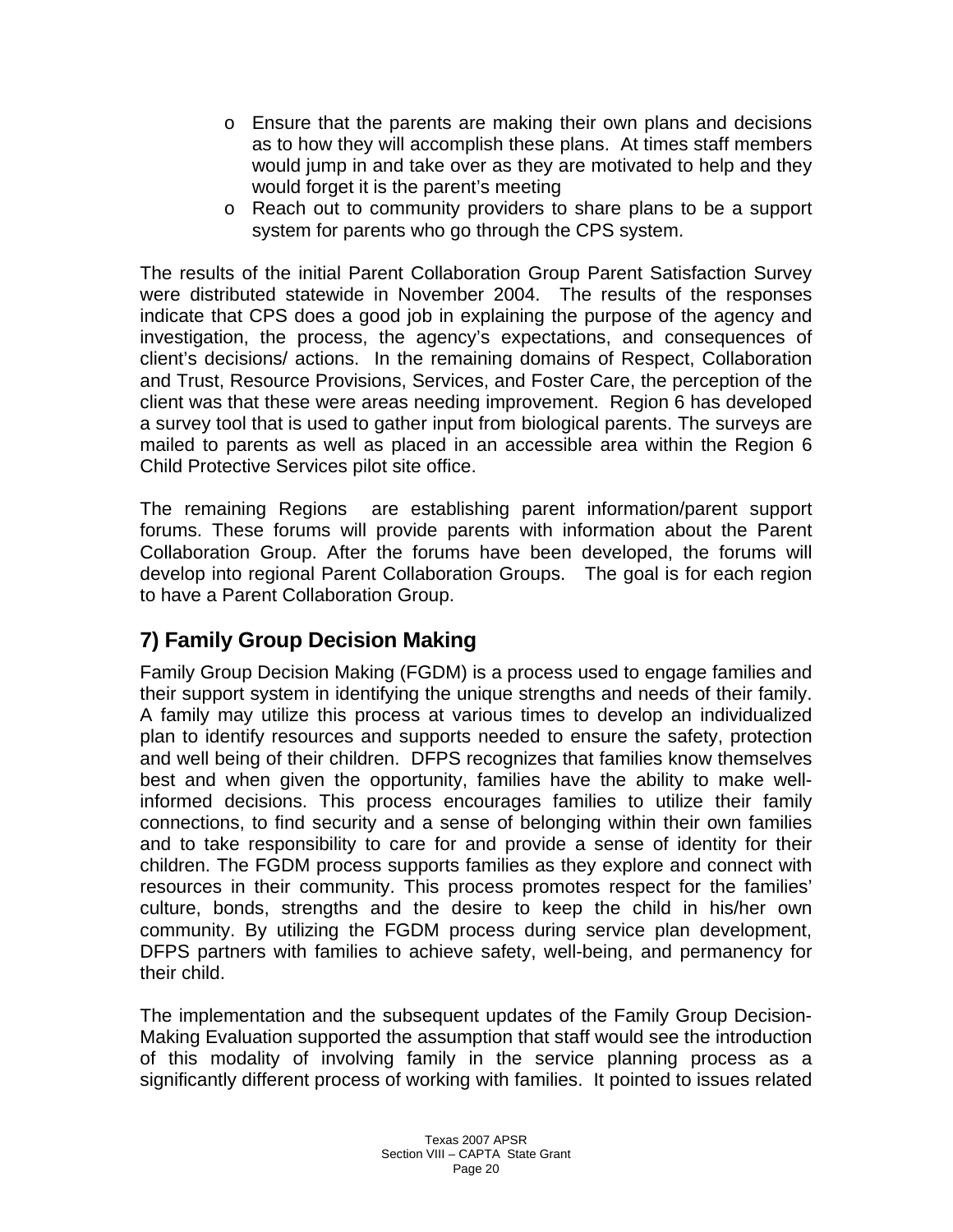- Ensure that the parents are making their own plans and decisions as to how they will accomplish these plans. At times staff members would jump in and take over as they are motivated to help and they would forget it is the parent's meeting
- Reach out to community providers to share plans to be a support system for parents who go through the CPS system.

The results of the initial Parent Collaboration Group Parent Satisfaction Survey were distributed statewide in November 2004. The results of the responses indicate that CPS does a good job in explaining the purpose of the agency and investigation, the process, the agency's expectations, and consequences of client's decisions/ actions. In the remaining domains of Respect, Collaboration and Trust, Resource Provisions, Services, and Foster Care, the perception of the client was that these were areas needing improvement. Region 6 has developed a survey tool that is used to gather input from biological parents. The surveys are mailed to parents as well as placed in an accessible area within the Region 6 Child Protective Services pilot site office.

The remaining Regions are establishing parent information/parent support forums. These forums will provide parents with information about the Parent Collaboration Group. After the forums have been developed, the forums will develop into regional Parent Collaboration Groups. The goal is for each region to have a Parent Collaboration Group.

## 7) Family Group Decision Making

Family Group Decision Making (FGDM) is a process used to engage families and their support system in identifying the unique strengths and needs of their family. A family may utilize this process at various times to develop an individualized plan to identify resources and supports needed to ensure the safety, protection and well being of their children. DFPS recognizes that families know themselves best and when given the opportunity, families have the ability to make well-informed decisions. This process encourages families to utilize their family connections, to find security and a sense of belonging within their own families and to take responsibility to care for and provide a sense of identity for their children. The FGDM process supports families as they explore and connect with resources in their community. This process promotes respect for the families' culture, bonds, strengths and the desire to keep the child in his/her own community. By utilizing the FGDM process during service plan development, DFPS partners with families to achieve safety, well-being, and permanency for their child.

The implementation and the subsequent updates of the Family Group Decision-Making Evaluation supported the assumption that staff would see the introduction of this modality of involving family in the service planning process as a significantly different process of working with families. It pointed to issues related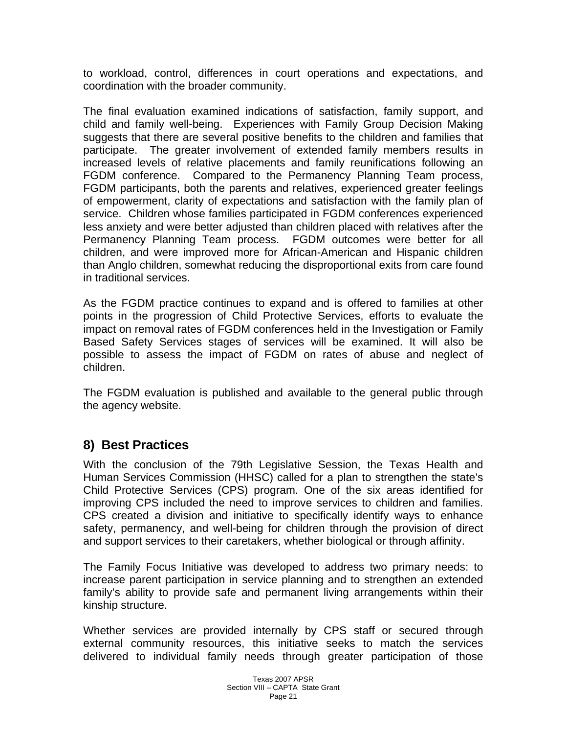to workload, control, differences in court operations and expectations, and coordination with the broader community.

The final evaluation examined indications of satisfaction, family support, and child and family well-being. Experiences with Family Group Decision Making suggests that there are several positive benefits to the children and families that participate. The greater involvement of extended family members results in increased levels of relative placements and family reunifications following an FGDM conference. Compared to the Permanency Planning Team process, FGDM participants, both the parents and relatives, experienced greater feelings of empowerment, clarity of expectations and satisfaction with the family plan of service. Children whose families participated in FGDM conferences experienced less anxiety and were better adjusted than children placed with relatives after the Permanency Planning Team process. FGDM outcomes were better for all children, and were improved more for African-American and Hispanic children than Anglo children, somewhat reducing the disproportional exits from care found in traditional services.

As the FGDM practice continues to expand and is offered to families at other points in the progression of Child Protective Services, efforts to evaluate the impact on removal rates of FGDM conferences held in the Investigation or Family Based Safety Services stages of services will be examined. It will also be possible to assess the impact of FGDM on rates of abuse and neglect of children.

The FGDM evaluation is published and available to the general public through the agency website.

## 8) Best Practices

With the conclusion of the 79th Legislative Session, the Texas Health and Human Services Commission (HHSC) called for a plan to strengthen the state's Child Protective Services (CPS) program. One of the six areas identified for improving CPS included the need to improve services to children and families. CPS created a division and initiative to specifically identify ways to enhance safety, permanency, and well-being for children through the provision of direct and support services to their caretakers, whether biological or through affinity.

The Family Focus Initiative was developed to address two primary needs: to increase parent participation in service planning and to strengthen an extended family's ability to provide safe and permanent living arrangements within their kinship structure.

Whether services are provided internally by CPS staff or secured through external community resources, this initiative seeks to match the services delivered to individual family needs through greater participation of those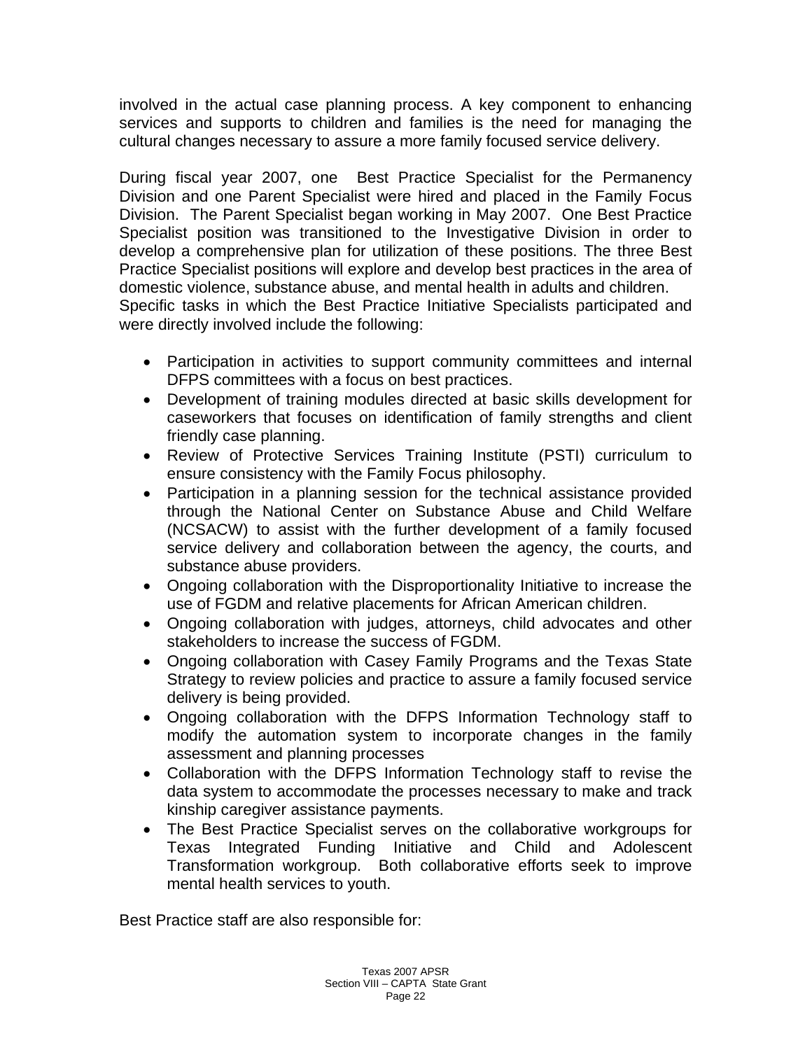involved in the actual case planning process. A key component to enhancing services and supports to children and families is the need for managing the cultural changes necessary to assure a more family focused service delivery.

During fiscal year 2007, one Best Practice Specialist for the Permanency Division and one Parent Specialist were hired and placed in the Family Focus Division. The Parent Specialist began working in May 2007. One Best Practice Specialist position was transitioned to the Investigative Division in order to develop a comprehensive plan for utilization of these positions. The three Best Practice Specialist positions will explore and develop best practices in the area of domestic violence, substance abuse, and mental health in adults and children.
Specific tasks in which the Best Practice Initiative Specialists participated and were directly involved include the following:

- Participation in activities to support community committees and internal DFPS committees with a focus on best practices.
- Development of training modules directed at basic skills development for caseworkers that focuses on identification of family strengths and client friendly case planning.
- Review of Protective Services Training Institute (PSTI) curriculum to ensure consistency with the Family Focus philosophy.
- Participation in a planning session for the technical assistance provided through the National Center on Substance Abuse and Child Welfare (NCSACW) to assist with the further development of a family focused service delivery and collaboration between the agency, the courts, and substance abuse providers.
- Ongoing collaboration with the Disproportionality Initiative to increase the use of FGDM and relative placements for African American children.
- Ongoing collaboration with judges, attorneys, child advocates and other stakeholders to increase the success of FGDM.
- Ongoing collaboration with Casey Family Programs and the Texas State Strategy to review policies and practice to assure a family focused service delivery is being provided.
- Ongoing collaboration with the DFPS Information Technology staff to modify the automation system to incorporate changes in the family assessment and planning processes
- Collaboration with the DFPS Information Technology staff to revise the data system to accommodate the processes necessary to make and track kinship caregiver assistance payments.
- The Best Practice Specialist serves on the collaborative workgroups for Texas Integrated Funding Initiative and Child and Adolescent Transformation workgroup. Both collaborative efforts seek to improve mental health services to youth.

Best Practice staff are also responsible for: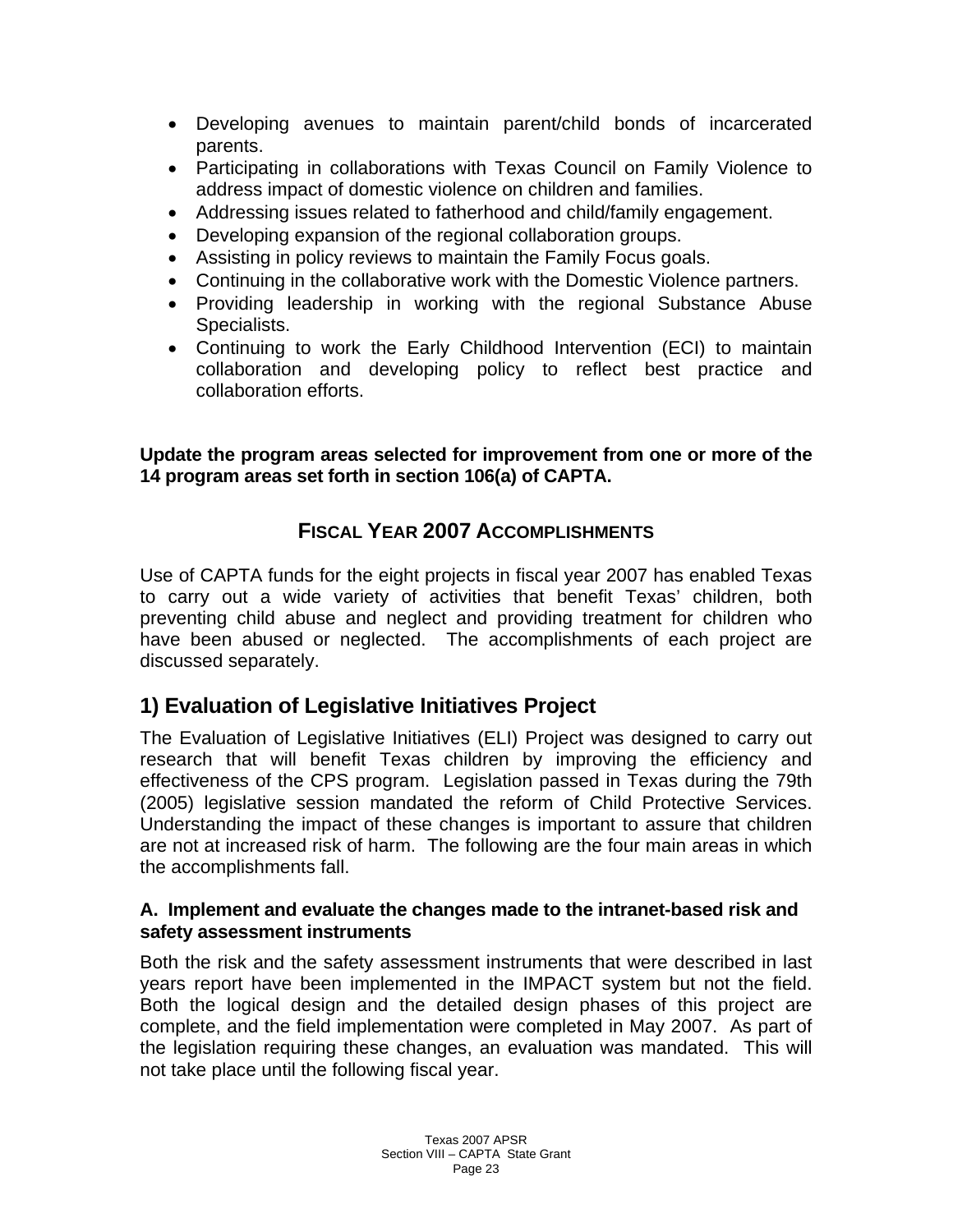- Developing avenues to maintain parent/child bonds of incarcerated parents.
- Participating in collaborations with Texas Council on Family Violence to address impact of domestic violence on children and families.
- Addressing issues related to fatherhood and child/family engagement.
- Developing expansion of the regional collaboration groups.
- Assisting in policy reviews to maintain the Family Focus goals.
- Continuing in the collaborative work with the Domestic Violence partners.
- Providing leadership in working with the regional Substance Abuse Specialists.
- Continuing to work the Early Childhood Intervention (ECI) to maintain collaboration and developing policy to reflect best practice and collaboration efforts.

**Update the program areas selected for improvement from one or more of the 14 program areas set forth in section 106(a) of CAPTA.**

## FISCAL YEAR 2007 ACCOMPLISHMENTS

Use of CAPTA funds for the eight projects in fiscal year 2007 has enabled Texas to carry out a wide variety of activities that benefit Texas' children, both preventing child abuse and neglect and providing treatment for children who have been abused or neglected. The accomplishments of each project are discussed separately.

## 1) Evaluation of Legislative Initiatives Project

The Evaluation of Legislative Initiatives (ELI) Project was designed to carry out research that will benefit Texas children by improving the efficiency and effectiveness of the CPS program. Legislation passed in Texas during the 79th (2005) legislative session mandated the reform of Child Protective Services. Understanding the impact of these changes is important to assure that children are not at increased risk of harm. The following are the four main areas in which the accomplishments fall.

### A. Implement and evaluate the changes made to the intranet-based risk and safety assessment instruments

Both the risk and the safety assessment instruments that were described in last years report have been implemented in the IMPACT system but not the field. Both the logical design and the detailed design phases of this project are complete, and the field implementation were completed in May 2007. As part of the legislation requiring these changes, an evaluation was mandated. This will not take place until the following fiscal year.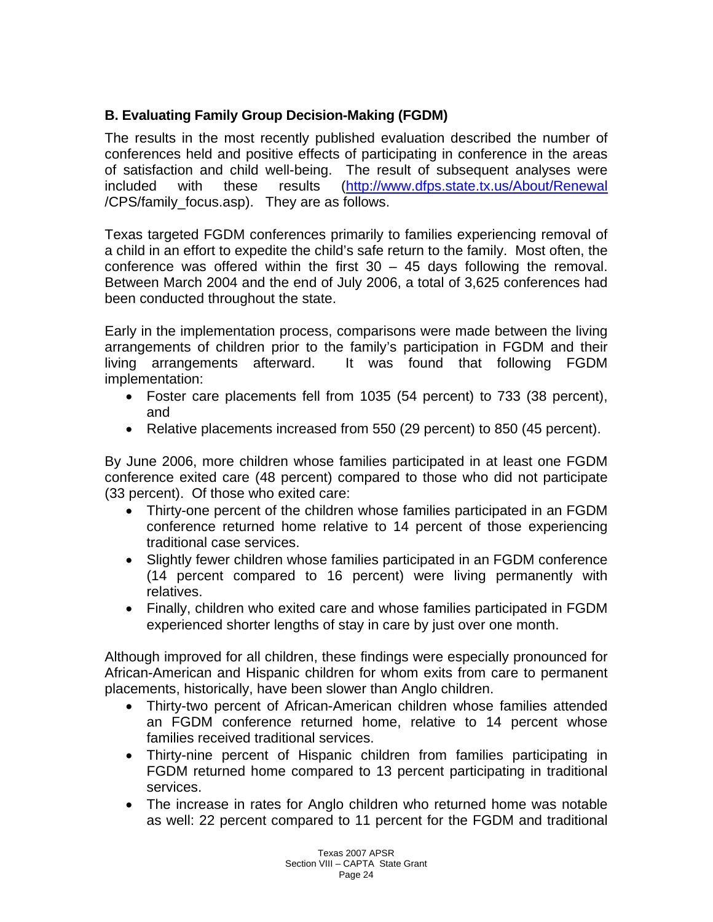### B. Evaluating Family Group Decision-Making (FGDM)

The results in the most recently published evaluation described the number of conferences held and positive effects of participating in conference in the areas of satisfaction and child well-being. The result of subsequent analyses were included with these results (http://www.dfps.state.tx.us/About/Renewal/CPS/family_focus.asp). They are as follows.

Texas targeted FGDM conferences primarily to families experiencing removal of a child in an effort to expedite the child's safe return to the family. Most often, the conference was offered within the first 30 – 45 days following the removal. Between March 2004 and the end of July 2006, a total of 3,625 conferences had been conducted throughout the state.

Early in the implementation process, comparisons were made between the living arrangements of children prior to the family's participation in FGDM and their living arrangements afterward. It was found that following FGDM implementation:

- Foster care placements fell from 1035 (54 percent) to 733 (38 percent), and
- Relative placements increased from 550 (29 percent) to 850 (45 percent).

By June 2006, more children whose families participated in at least one FGDM conference exited care (48 percent) compared to those who did not participate (33 percent). Of those who exited care:

- Thirty-one percent of the children whose families participated in an FGDM conference returned home relative to 14 percent of those experiencing traditional case services.
- Slightly fewer children whose families participated in an FGDM conference (14 percent compared to 16 percent) were living permanently with relatives.
- Finally, children who exited care and whose families participated in FGDM experienced shorter lengths of stay in care by just over one month.

Although improved for all children, these findings were especially pronounced for African-American and Hispanic children for whom exits from care to permanent placements, historically, have been slower than Anglo children.

- Thirty-two percent of African-American children whose families attended an FGDM conference returned home, relative to 14 percent whose families received traditional services.
- Thirty-nine percent of Hispanic children from families participating in FGDM returned home compared to 13 percent participating in traditional services.
- The increase in rates for Anglo children who returned home was notable as well: 22 percent compared to 11 percent for the FGDM and traditional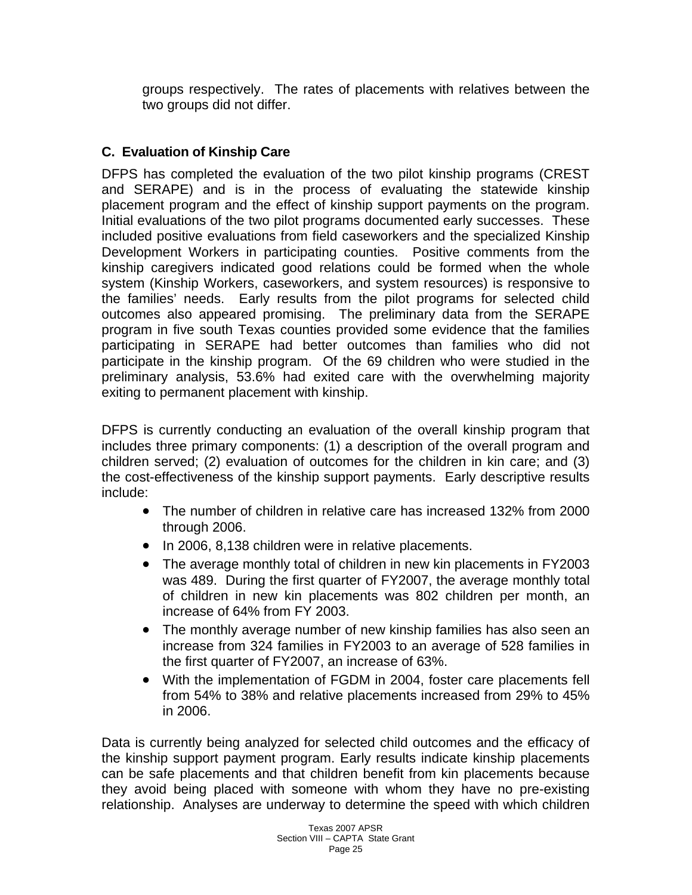groups respectively. The rates of placements with relatives between the two groups did not differ.

### C. Evaluation of Kinship Care

DFPS has completed the evaluation of the two pilot kinship programs (CREST and SERAPE) and is in the process of evaluating the statewide kinship placement program and the effect of kinship support payments on the program. Initial evaluations of the two pilot programs documented early successes. These included positive evaluations from field caseworkers and the specialized Kinship Development Workers in participating counties. Positive comments from the kinship caregivers indicated good relations could be formed when the whole system (Kinship Workers, caseworkers, and system resources) is responsive to the families' needs. Early results from the pilot programs for selected child outcomes also appeared promising. The preliminary data from the SERAPE program in five south Texas counties provided some evidence that the families participating in SERAPE had better outcomes than families who did not participate in the kinship program. Of the 69 children who were studied in the preliminary analysis, 53.6% had exited care with the overwhelming majority exiting to permanent placement with kinship.

DFPS is currently conducting an evaluation of the overall kinship program that includes three primary components: (1) a description of the overall program and children served; (2) evaluation of outcomes for the children in kin care; and (3) the cost-effectiveness of the kinship support payments. Early descriptive results include:

- The number of children in relative care has increased 132% from 2000 through 2006.
- In 2006, 8,138 children were in relative placements.
- The average monthly total of children in new kin placements in FY2003 was 489. During the first quarter of FY2007, the average monthly total of children in new kin placements was 802 children per month, an increase of 64% from FY 2003.
- The monthly average number of new kinship families has also seen an increase from 324 families in FY2003 to an average of 528 families in the first quarter of FY2007, an increase of 63%.
- With the implementation of FGDM in 2004, foster care placements fell from 54% to 38% and relative placements increased from 29% to 45% in 2006.

Data is currently being analyzed for selected child outcomes and the efficacy of the kinship support payment program. Early results indicate kinship placements can be safe placements and that children benefit from kin placements because they avoid being placed with someone with whom they have no pre-existing relationship. Analyses are underway to determine the speed with which children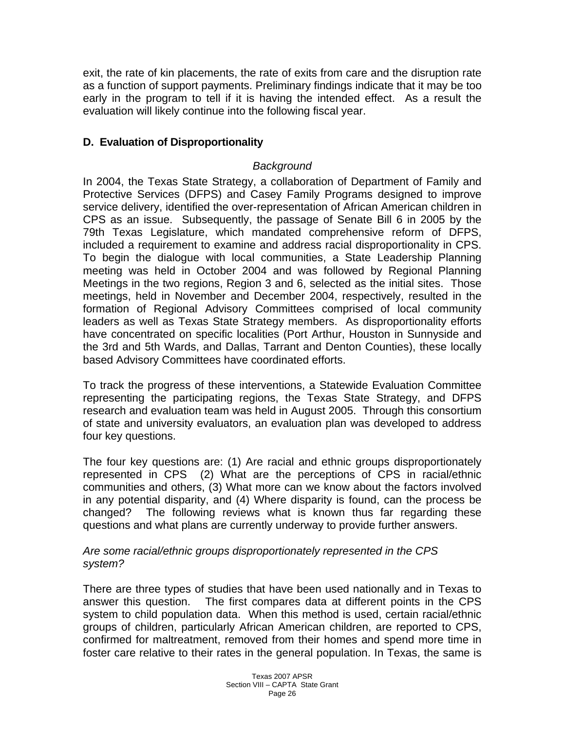exit, the rate of kin placements, the rate of exits from care and the disruption rate as a function of support payments. Preliminary findings indicate that it may be too early in the program to tell if it is having the intended effect. As a result the evaluation will likely continue into the following fiscal year.

### D. Evaluation of Disproportionality

*Background*

In 2004, the Texas State Strategy, a collaboration of Department of Family and Protective Services (DFPS) and Casey Family Programs designed to improve service delivery, identified the over-representation of African American children in CPS as an issue. Subsequently, the passage of Senate Bill 6 in 2005 by the 79th Texas Legislature, which mandated comprehensive reform of DFPS, included a requirement to examine and address racial disproportionality in CPS. To begin the dialogue with local communities, a State Leadership Planning meeting was held in October 2004 and was followed by Regional Planning Meetings in the two regions, Region 3 and 6, selected as the initial sites. Those meetings, held in November and December 2004, respectively, resulted in the formation of Regional Advisory Committees comprised of local community leaders as well as Texas State Strategy members. As disproportionality efforts have concentrated on specific localities (Port Arthur, Houston in Sunnyside and the 3rd and 5th Wards, and Dallas, Tarrant and Denton Counties), these locally based Advisory Committees have coordinated efforts.

To track the progress of these interventions, a Statewide Evaluation Committee representing the participating regions, the Texas State Strategy, and DFPS research and evaluation team was held in August 2005. Through this consortium of state and university evaluators, an evaluation plan was developed to address four key questions.

The four key questions are: (1) Are racial and ethnic groups disproportionately represented in CPS (2) What are the perceptions of CPS in racial/ethnic communities and others, (3) What more can we know about the factors involved in any potential disparity, and (4) Where disparity is found, can the process be changed? The following reviews what is known thus far regarding these questions and what plans are currently underway to provide further answers.

*Are some racial/ethnic groups disproportionately represented in the CPS system?*

There are three types of studies that have been used nationally and in Texas to answer this question. The first compares data at different points in the CPS system to child population data. When this method is used, certain racial/ethnic groups of children, particularly African American children, are reported to CPS, confirmed for maltreatment, removed from their homes and spend more time in foster care relative to their rates in the general population. In Texas, the same is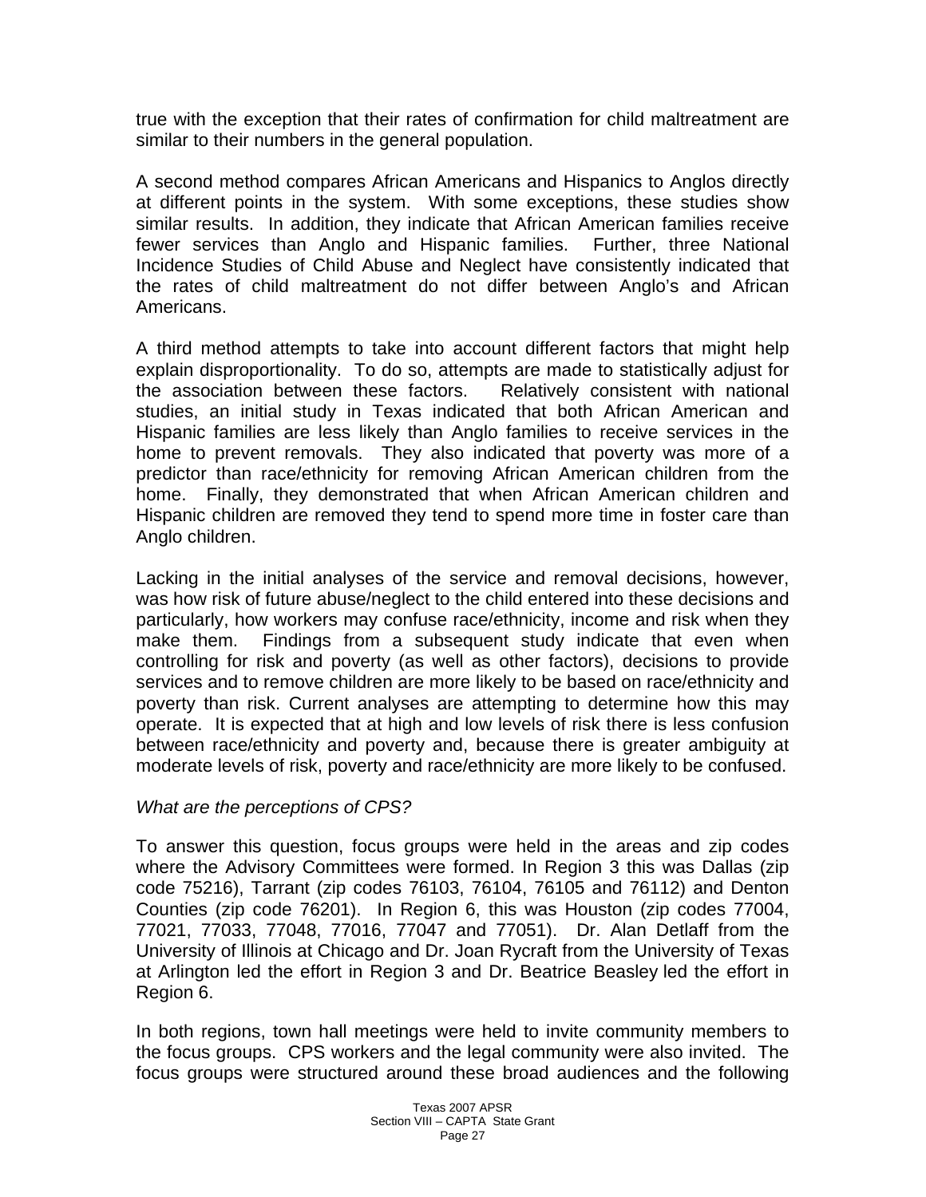true with the exception that their rates of confirmation for child maltreatment are similar to their numbers in the general population.

A second method compares African Americans and Hispanics to Anglos directly at different points in the system. With some exceptions, these studies show similar results. In addition, they indicate that African American families receive fewer services than Anglo and Hispanic families. Further, three National Incidence Studies of Child Abuse and Neglect have consistently indicated that the rates of child maltreatment do not differ between Anglo's and African Americans.

A third method attempts to take into account different factors that might help explain disproportionality. To do so, attempts are made to statistically adjust for the association between these factors. Relatively consistent with national studies, an initial study in Texas indicated that both African American and Hispanic families are less likely than Anglo families to receive services in the home to prevent removals. They also indicated that poverty was more of a predictor than race/ethnicity for removing African American children from the home. Finally, they demonstrated that when African American children and Hispanic children are removed they tend to spend more time in foster care than Anglo children.

Lacking in the initial analyses of the service and removal decisions, however, was how risk of future abuse/neglect to the child entered into these decisions and particularly, how workers may confuse race/ethnicity, income and risk when they make them. Findings from a subsequent study indicate that even when controlling for risk and poverty (as well as other factors), decisions to provide services and to remove children are more likely to be based on race/ethnicity and poverty than risk. Current analyses are attempting to determine how this may operate. It is expected that at high and low levels of risk there is less confusion between race/ethnicity and poverty and, because there is greater ambiguity at moderate levels of risk, poverty and race/ethnicity are more likely to be confused.

*What are the perceptions of CPS?*

To answer this question, focus groups were held in the areas and zip codes where the Advisory Committees were formed. In Region 3 this was Dallas (zip code 75216), Tarrant (zip codes 76103, 76104, 76105 and 76112) and Denton Counties (zip code 76201). In Region 6, this was Houston (zip codes 77004, 77021, 77033, 77048, 77016, 77047 and 77051). Dr. Alan Detlaff from the University of Illinois at Chicago and Dr. Joan Rycraft from the University of Texas at Arlington led the effort in Region 3 and Dr. Beatrice Beasley led the effort in Region 6.

In both regions, town hall meetings were held to invite community members to the focus groups. CPS workers and the legal community were also invited. The focus groups were structured around these broad audiences and the following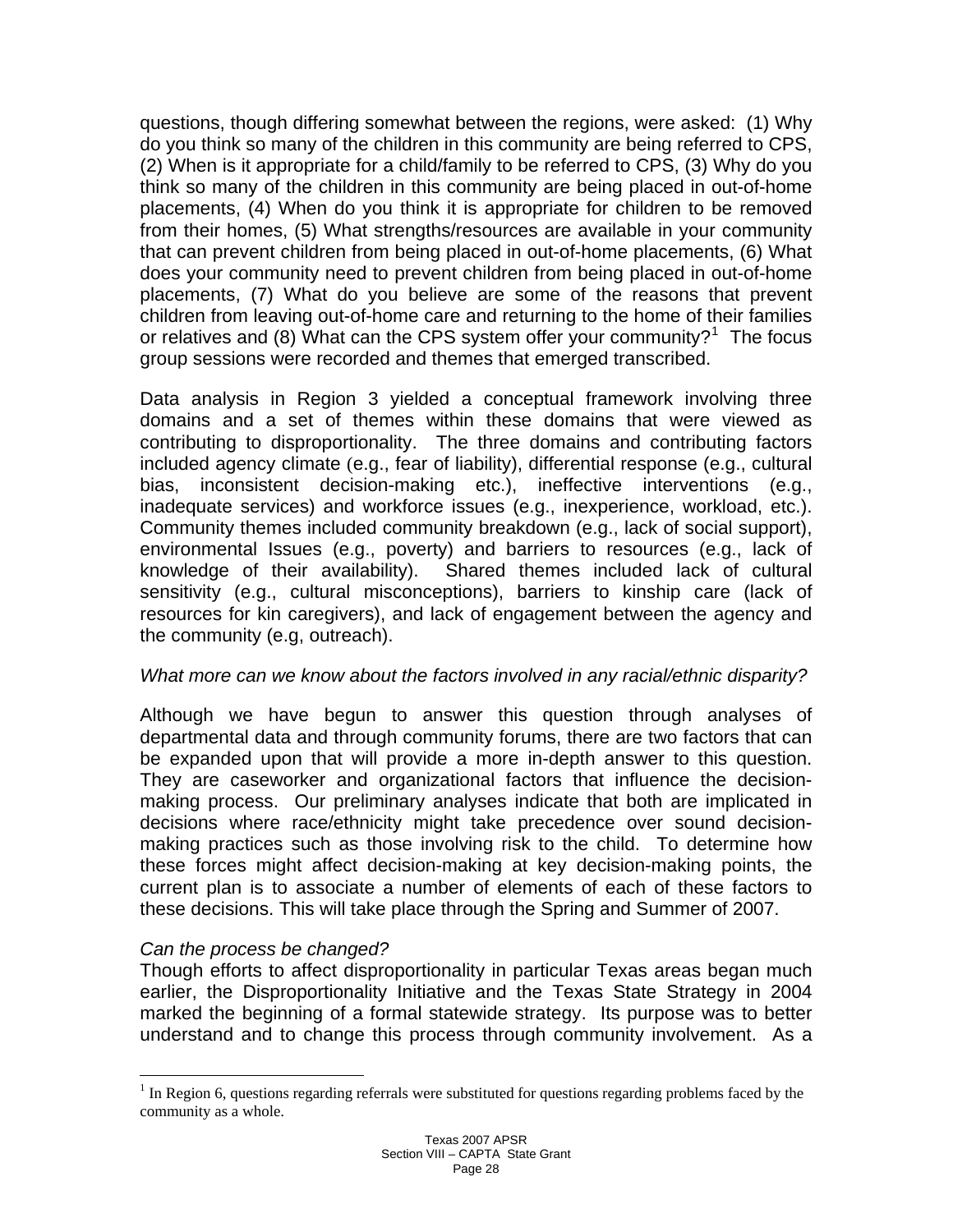questions, though differing somewhat between the regions, were asked: (1) Why do you think so many of the children in this community are being referred to CPS, (2) When is it appropriate for a child/family to be referred to CPS, (3) Why do you think so many of the children in this community are being placed in out-of-home placements, (4) When do you think it is appropriate for children to be removed from their homes, (5) What strengths/resources are available in your community that can prevent children from being placed in out-of-home placements, (6) What does your community need to prevent children from being placed in out-of-home placements, (7) What do you believe are some of the reasons that prevent children from leaving out-of-home care and returning to the home of their families or relatives and (8) What can the CPS system offer your community?[1] The focus group sessions were recorded and themes that emerged transcribed.

Data analysis in Region 3 yielded a conceptual framework involving three domains and a set of themes within these domains that were viewed as contributing to disproportionality. The three domains and contributing factors included agency climate (e.g., fear of liability), differential response (e.g., cultural bias, inconsistent decision-making etc.), ineffective interventions (e.g., inadequate services) and workforce issues (e.g., inexperience, workload, etc.). Community themes included community breakdown (e.g., lack of social support), environmental Issues (e.g., poverty) and barriers to resources (e.g., lack of knowledge of their availability). Shared themes included lack of cultural sensitivity (e.g., cultural misconceptions), barriers to kinship care (lack of resources for kin caregivers), and lack of engagement between the agency and the community (e.g, outreach).

*What more can we know about the factors involved in any racial/ethnic disparity?*

Although we have begun to answer this question through analyses of departmental data and through community forums, there are two factors that can be expanded upon that will provide a more in-depth answer to this question. They are caseworker and organizational factors that influence the decision-making process. Our preliminary analyses indicate that both are implicated in decisions where race/ethnicity might take precedence over sound decision-making practices such as those involving risk to the child. To determine how these forces might affect decision-making at key decision-making points, the current plan is to associate a number of elements of each of these factors to these decisions. This will take place through the Spring and Summer of 2007.

*Can the process be changed?*

Though efforts to affect disproportionality in particular Texas areas began much earlier, the Disproportionality Initiative and the Texas State Strategy in 2004 marked the beginning of a formal statewide strategy. Its purpose was to better understand and to change this process through community involvement. As a

[1] In Region 6, questions regarding referrals were substituted for questions regarding problems faced by the community as a whole.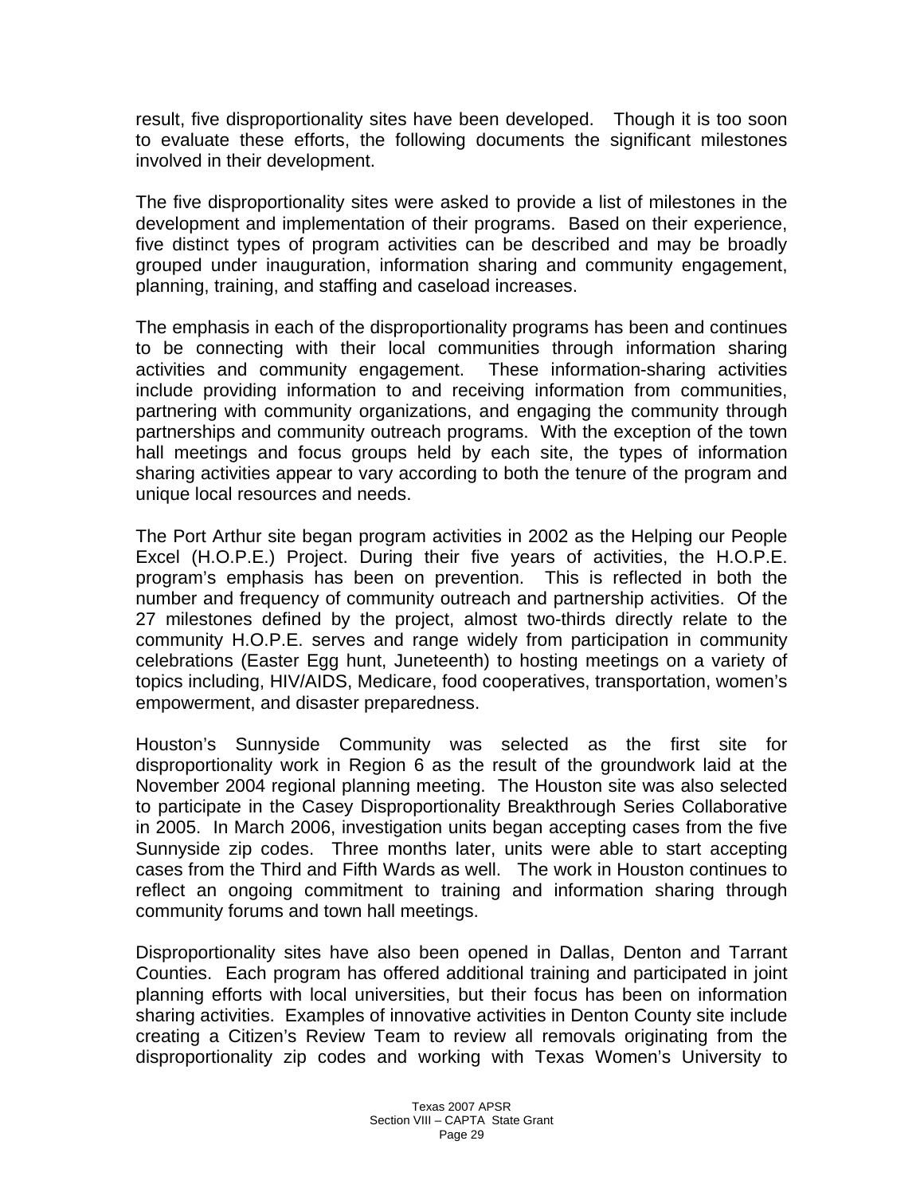result, five disproportionality sites have been developed. Though it is too soon to evaluate these efforts, the following documents the significant milestones involved in their development.

The five disproportionality sites were asked to provide a list of milestones in the development and implementation of their programs. Based on their experience, five distinct types of program activities can be described and may be broadly grouped under inauguration, information sharing and community engagement, planning, training, and staffing and caseload increases.

The emphasis in each of the disproportionality programs has been and continues to be connecting with their local communities through information sharing activities and community engagement. These information-sharing activities include providing information to and receiving information from communities, partnering with community organizations, and engaging the community through partnerships and community outreach programs. With the exception of the town hall meetings and focus groups held by each site, the types of information sharing activities appear to vary according to both the tenure of the program and unique local resources and needs.

The Port Arthur site began program activities in 2002 as the Helping our People Excel (H.O.P.E.) Project. During their five years of activities, the H.O.P.E. program's emphasis has been on prevention. This is reflected in both the number and frequency of community outreach and partnership activities. Of the 27 milestones defined by the project, almost two-thirds directly relate to the community H.O.P.E. serves and range widely from participation in community celebrations (Easter Egg hunt, Juneteenth) to hosting meetings on a variety of topics including, HIV/AIDS, Medicare, food cooperatives, transportation, women's empowerment, and disaster preparedness.

Houston's Sunnyside Community was selected as the first site for disproportionality work in Region 6 as the result of the groundwork laid at the November 2004 regional planning meeting. The Houston site was also selected to participate in the Casey Disproportionality Breakthrough Series Collaborative in 2005. In March 2006, investigation units began accepting cases from the five Sunnyside zip codes. Three months later, units were able to start accepting cases from the Third and Fifth Wards as well. The work in Houston continues to reflect an ongoing commitment to training and information sharing through community forums and town hall meetings.

Disproportionality sites have also been opened in Dallas, Denton and Tarrant Counties. Each program has offered additional training and participated in joint planning efforts with local universities, but their focus has been on information sharing activities. Examples of innovative activities in Denton County site include creating a Citizen's Review Team to review all removals originating from the disproportionality zip codes and working with Texas Women's University to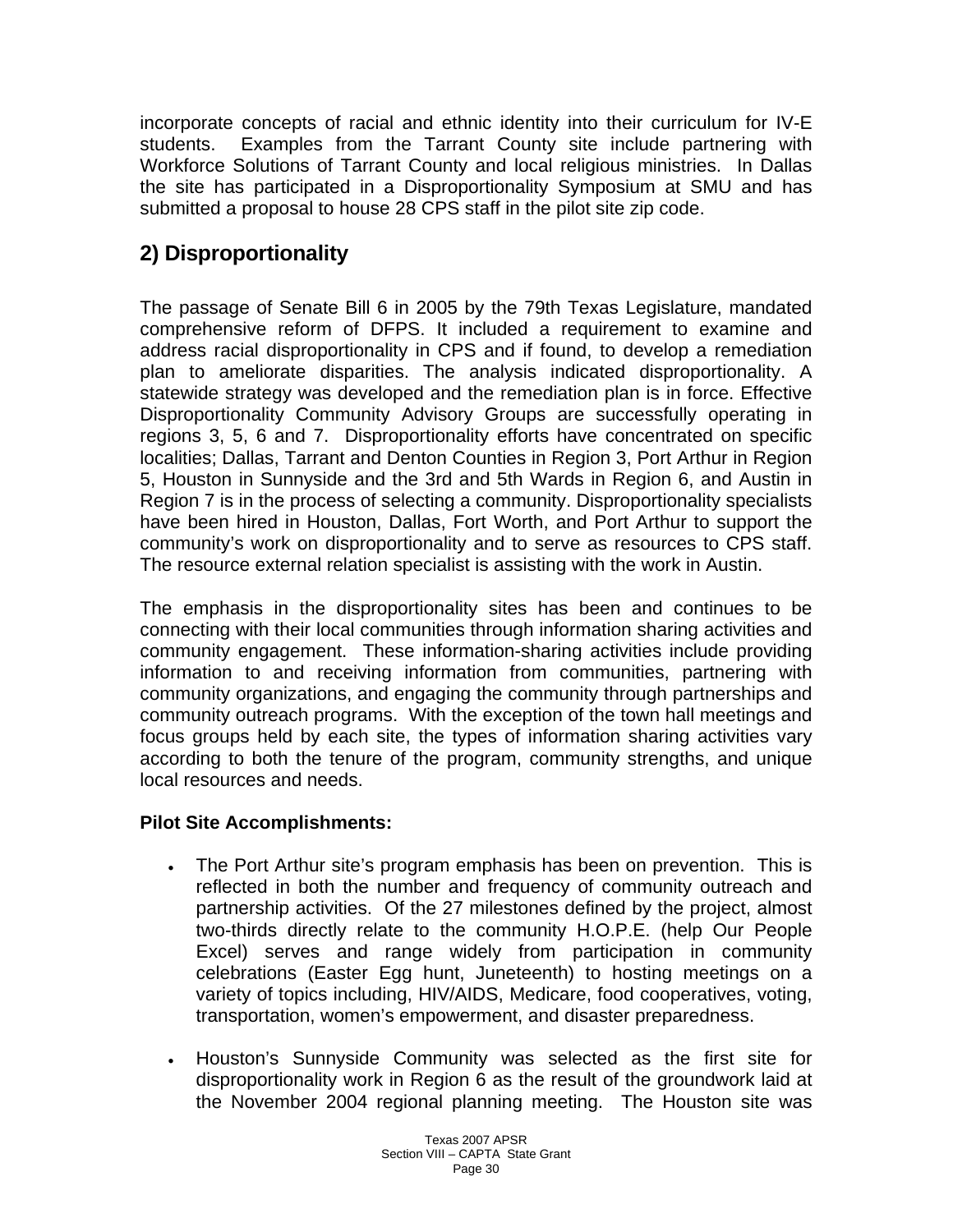incorporate concepts of racial and ethnic identity into their curriculum for IV-E students. Examples from the Tarrant County site include partnering with Workforce Solutions of Tarrant County and local religious ministries. In Dallas the site has participated in a Disproportionality Symposium at SMU and has submitted a proposal to house 28 CPS staff in the pilot site zip code.

## 2) Disproportionality

The passage of Senate Bill 6 in 2005 by the 79th Texas Legislature, mandated comprehensive reform of DFPS. It included a requirement to examine and address racial disproportionality in CPS and if found, to develop a remediation plan to ameliorate disparities. The analysis indicated disproportionality. A statewide strategy was developed and the remediation plan is in force. Effective Disproportionality Community Advisory Groups are successfully operating in regions 3, 5, 6 and 7. Disproportionality efforts have concentrated on specific localities; Dallas, Tarrant and Denton Counties in Region 3, Port Arthur in Region 5, Houston in Sunnyside and the 3rd and 5th Wards in Region 6, and Austin in Region 7 is in the process of selecting a community. Disproportionality specialists have been hired in Houston, Dallas, Fort Worth, and Port Arthur to support the community's work on disproportionality and to serve as resources to CPS staff. The resource external relation specialist is assisting with the work in Austin.

The emphasis in the disproportionality sites has been and continues to be connecting with their local communities through information sharing activities and community engagement. These information-sharing activities include providing information to and receiving information from communities, partnering with community organizations, and engaging the community through partnerships and community outreach programs. With the exception of the town hall meetings and focus groups held by each site, the types of information sharing activities vary according to both the tenure of the program, community strengths, and unique local resources and needs.

**Pilot Site Accomplishments:**

- The Port Arthur site's program emphasis has been on prevention. This is reflected in both the number and frequency of community outreach and partnership activities. Of the 27 milestones defined by the project, almost two-thirds directly relate to the community H.O.P.E. (help Our People Excel) serves and range widely from participation in community celebrations (Easter Egg hunt, Juneteenth) to hosting meetings on a variety of topics including, HIV/AIDS, Medicare, food cooperatives, voting, transportation, women's empowerment, and disaster preparedness.

- Houston's Sunnyside Community was selected as the first site for disproportionality work in Region 6 as the result of the groundwork laid at the November 2004 regional planning meeting. The Houston site was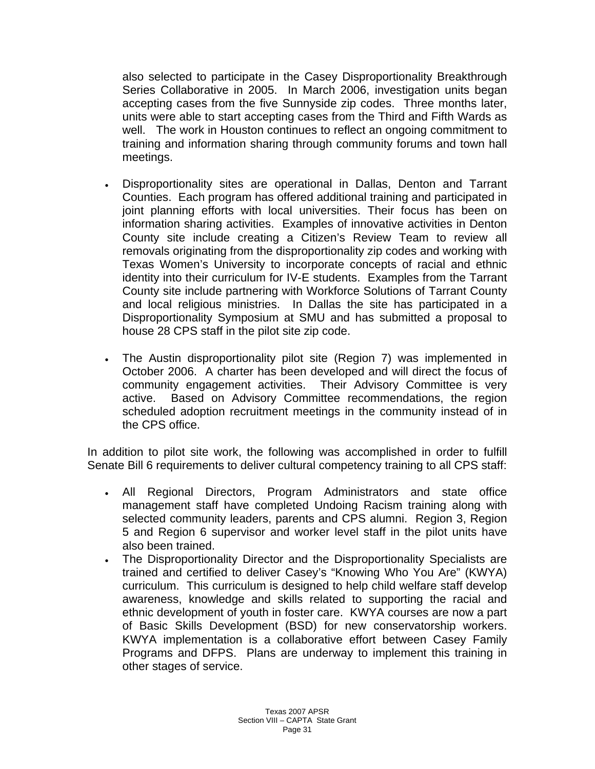also selected to participate in the Casey Disproportionality Breakthrough Series Collaborative in 2005. In March 2006, investigation units began accepting cases from the five Sunnyside zip codes. Three months later, units were able to start accepting cases from the Third and Fifth Wards as well. The work in Houston continues to reflect an ongoing commitment to training and information sharing through community forums and town hall meetings.

- Disproportionality sites are operational in Dallas, Denton and Tarrant Counties. Each program has offered additional training and participated in joint planning efforts with local universities. Their focus has been on information sharing activities. Examples of innovative activities in Denton County site include creating a Citizen's Review Team to review all removals originating from the disproportionality zip codes and working with Texas Women's University to incorporate concepts of racial and ethnic identity into their curriculum for IV-E students. Examples from the Tarrant County site include partnering with Workforce Solutions of Tarrant County and local religious ministries. In Dallas the site has participated in a Disproportionality Symposium at SMU and has submitted a proposal to house 28 CPS staff in the pilot site zip code.

- The Austin disproportionality pilot site (Region 7) was implemented in October 2006. A charter has been developed and will direct the focus of community engagement activities. Their Advisory Committee is very active. Based on Advisory Committee recommendations, the region scheduled adoption recruitment meetings in the community instead of in the CPS office.

In addition to pilot site work, the following was accomplished in order to fulfill Senate Bill 6 requirements to deliver cultural competency training to all CPS staff:

- All Regional Directors, Program Administrators and state office management staff have completed Undoing Racism training along with selected community leaders, parents and CPS alumni. Region 3, Region 5 and Region 6 supervisor and worker level staff in the pilot units have also been trained.
- The Disproportionality Director and the Disproportionality Specialists are trained and certified to deliver Casey's "Knowing Who You Are" (KWYA) curriculum. This curriculum is designed to help child welfare staff develop awareness, knowledge and skills related to supporting the racial and ethnic development of youth in foster care. KWYA courses are now a part of Basic Skills Development (BSD) for new conservatorship workers. KWYA implementation is a collaborative effort between Casey Family Programs and DFPS. Plans are underway to implement this training in other stages of service.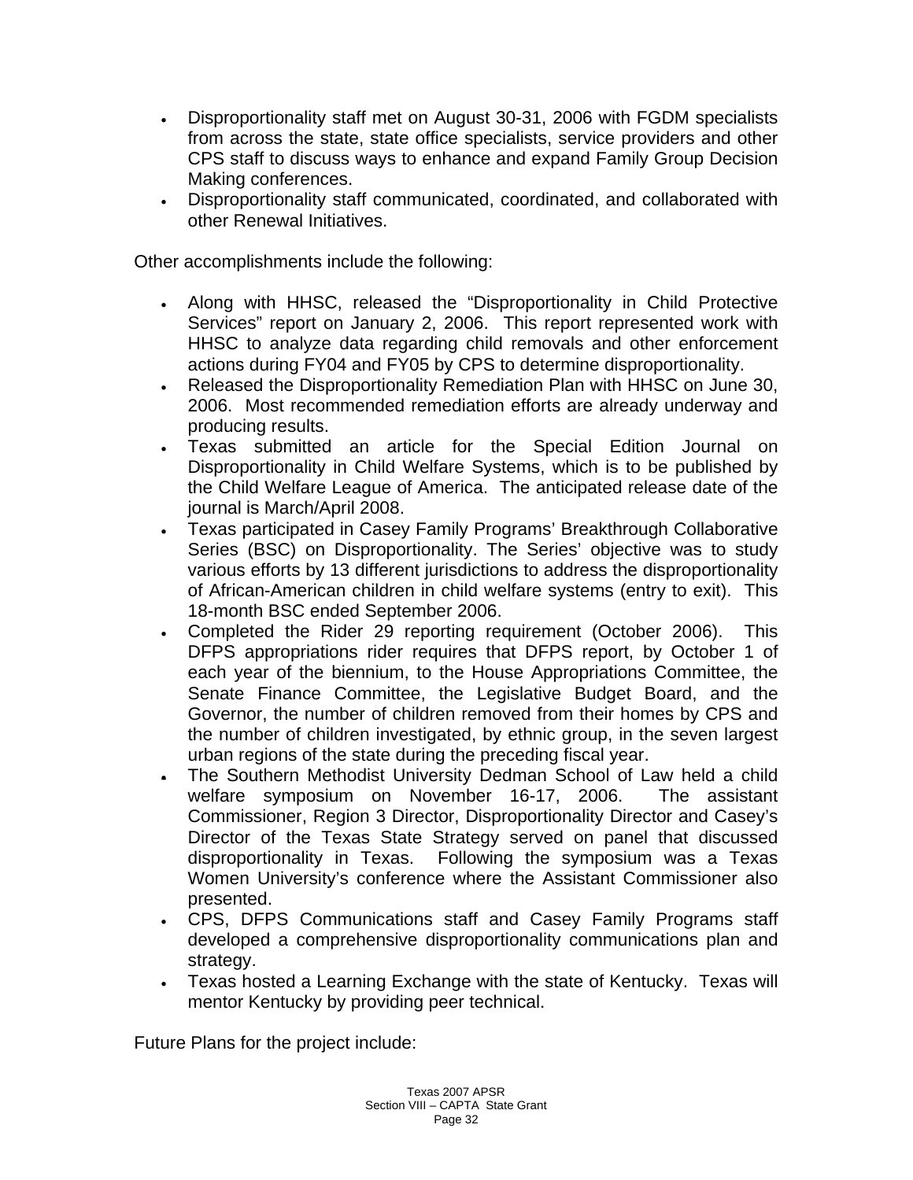- Disproportionality staff met on August 30-31, 2006 with FGDM specialists from across the state, state office specialists, service providers and other CPS staff to discuss ways to enhance and expand Family Group Decision Making conferences.
- Disproportionality staff communicated, coordinated, and collaborated with other Renewal Initiatives.

Other accomplishments include the following:

- Along with HHSC, released the "Disproportionality in Child Protective Services" report on January 2, 2006. This report represented work with HHSC to analyze data regarding child removals and other enforcement actions during FY04 and FY05 by CPS to determine disproportionality.
- Released the Disproportionality Remediation Plan with HHSC on June 30, 2006. Most recommended remediation efforts are already underway and producing results.
- Texas submitted an article for the Special Edition Journal on Disproportionality in Child Welfare Systems, which is to be published by the Child Welfare League of America. The anticipated release date of the journal is March/April 2008.
- Texas participated in Casey Family Programs' Breakthrough Collaborative Series (BSC) on Disproportionality. The Series' objective was to study various efforts by 13 different jurisdictions to address the disproportionality of African-American children in child welfare systems (entry to exit). This 18-month BSC ended September 2006.
- Completed the Rider 29 reporting requirement (October 2006). This DFPS appropriations rider requires that DFPS report, by October 1 of each year of the biennium, to the House Appropriations Committee, the Senate Finance Committee, the Legislative Budget Board, and the Governor, the number of children removed from their homes by CPS and the number of children investigated, by ethnic group, in the seven largest urban regions of the state during the preceding fiscal year.
- The Southern Methodist University Dedman School of Law held a child welfare symposium on November 16-17, 2006. The assistant Commissioner, Region 3 Director, Disproportionality Director and Casey's Director of the Texas State Strategy served on panel that discussed disproportionality in Texas. Following the symposium was a Texas Women University's conference where the Assistant Commissioner also presented.
- CPS, DFPS Communications staff and Casey Family Programs staff developed a comprehensive disproportionality communications plan and strategy.
- Texas hosted a Learning Exchange with the state of Kentucky. Texas will mentor Kentucky by providing peer technical.

Future Plans for the project include: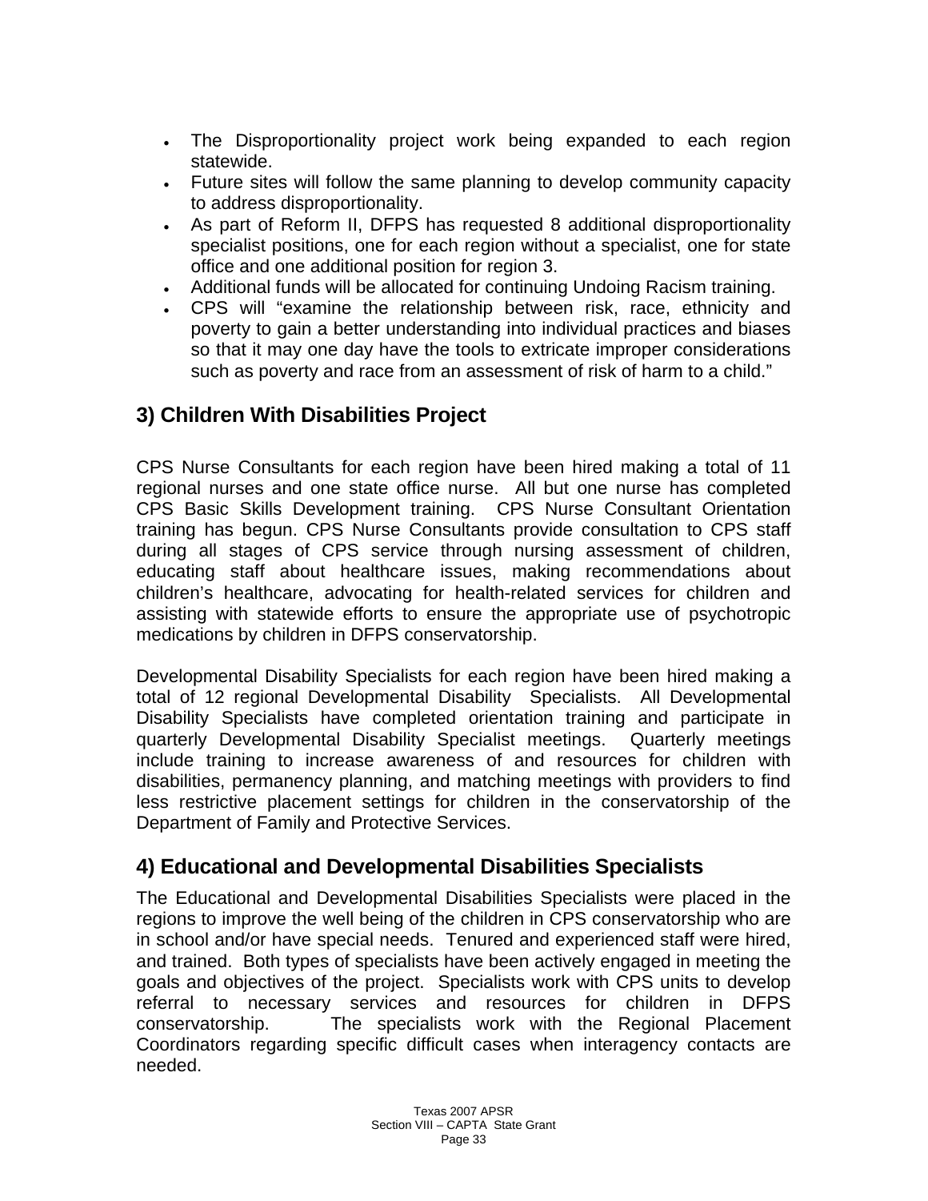- The Disproportionality project work being expanded to each region statewide.
- Future sites will follow the same planning to develop community capacity to address disproportionality.
- As part of Reform II, DFPS has requested 8 additional disproportionality specialist positions, one for each region without a specialist, one for state office and one additional position for region 3.
- Additional funds will be allocated for continuing Undoing Racism training.
- CPS will "examine the relationship between risk, race, ethnicity and poverty to gain a better understanding into individual practices and biases so that it may one day have the tools to extricate improper considerations such as poverty and race from an assessment of risk of harm to a child."

## 3) Children With Disabilities Project

CPS Nurse Consultants for each region have been hired making a total of 11 regional nurses and one state office nurse. All but one nurse has completed CPS Basic Skills Development training. CPS Nurse Consultant Orientation training has begun. CPS Nurse Consultants provide consultation to CPS staff during all stages of CPS service through nursing assessment of children, educating staff about healthcare issues, making recommendations about children's healthcare, advocating for health-related services for children and assisting with statewide efforts to ensure the appropriate use of psychotropic medications by children in DFPS conservatorship.

Developmental Disability Specialists for each region have been hired making a total of 12 regional Developmental Disability Specialists. All Developmental Disability Specialists have completed orientation training and participate in quarterly Developmental Disability Specialist meetings. Quarterly meetings include training to increase awareness of and resources for children with disabilities, permanency planning, and matching meetings with providers to find less restrictive placement settings for children in the conservatorship of the Department of Family and Protective Services.

## 4) Educational and Developmental Disabilities Specialists

The Educational and Developmental Disabilities Specialists were placed in the regions to improve the well being of the children in CPS conservatorship who are in school and/or have special needs. Tenured and experienced staff were hired, and trained. Both types of specialists have been actively engaged in meeting the goals and objectives of the project. Specialists work with CPS units to develop referral to necessary services and resources for children in DFPS conservatorship. The specialists work with the Regional Placement Coordinators regarding specific difficult cases when interagency contacts are needed.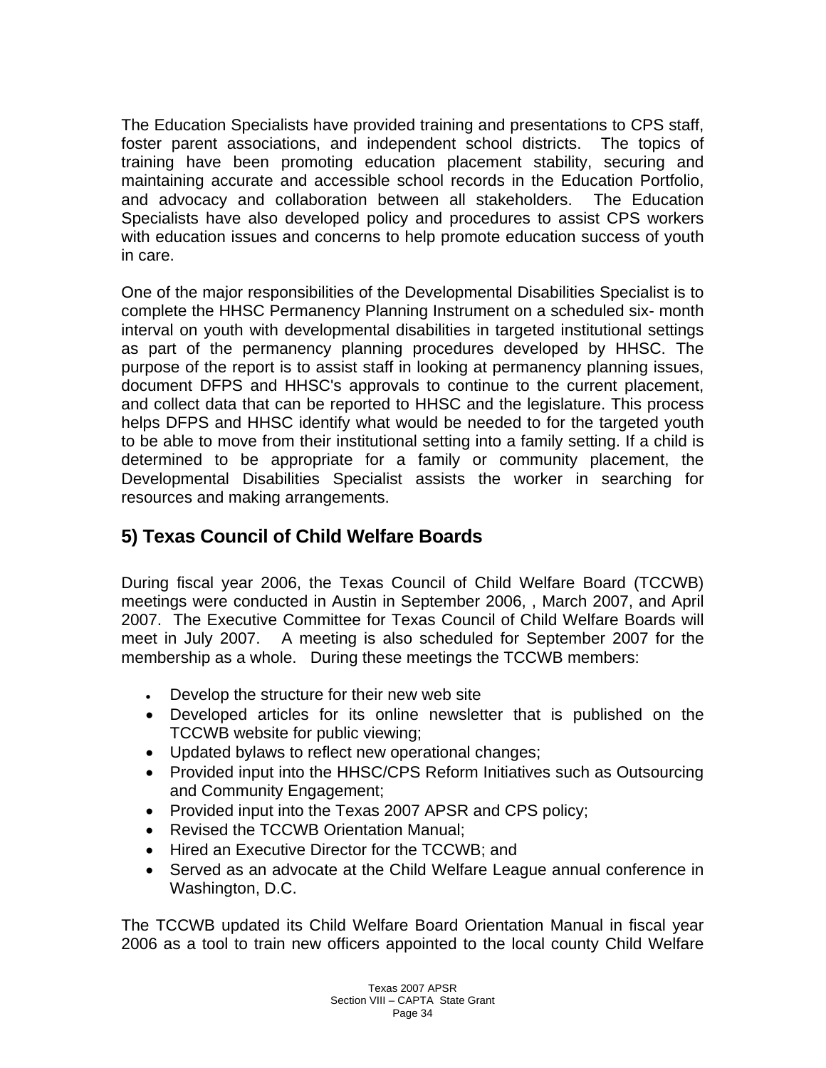The Education Specialists have provided training and presentations to CPS staff, foster parent associations, and independent school districts. The topics of training have been promoting education placement stability, securing and maintaining accurate and accessible school records in the Education Portfolio, and advocacy and collaboration between all stakeholders. The Education Specialists have also developed policy and procedures to assist CPS workers with education issues and concerns to help promote education success of youth in care.

One of the major responsibilities of the Developmental Disabilities Specialist is to complete the HHSC Permanency Planning Instrument on a scheduled six- month interval on youth with developmental disabilities in targeted institutional settings as part of the permanency planning procedures developed by HHSC. The purpose of the report is to assist staff in looking at permanency planning issues, document DFPS and HHSC's approvals to continue to the current placement, and collect data that can be reported to HHSC and the legislature. This process helps DFPS and HHSC identify what would be needed to for the targeted youth to be able to move from their institutional setting into a family setting. If a child is determined to be appropriate for a family or community placement, the Developmental Disabilities Specialist assists the worker in searching for resources and making arrangements.

## 5) Texas Council of Child Welfare Boards

During fiscal year 2006, the Texas Council of Child Welfare Board (TCCWB) meetings were conducted in Austin in September 2006, , March 2007, and April 2007. The Executive Committee for Texas Council of Child Welfare Boards will meet in July 2007. A meeting is also scheduled for September 2007 for the membership as a whole. During these meetings the TCCWB members:

- Develop the structure for their new web site
- Developed articles for its online newsletter that is published on the TCCWB website for public viewing;
- Updated bylaws to reflect new operational changes;
- Provided input into the HHSC/CPS Reform Initiatives such as Outsourcing and Community Engagement;
- Provided input into the Texas 2007 APSR and CPS policy;
- Revised the TCCWB Orientation Manual;
- Hired an Executive Director for the TCCWB; and
- Served as an advocate at the Child Welfare League annual conference in Washington, D.C.

The TCCWB updated its Child Welfare Board Orientation Manual in fiscal year 2006 as a tool to train new officers appointed to the local county Child Welfare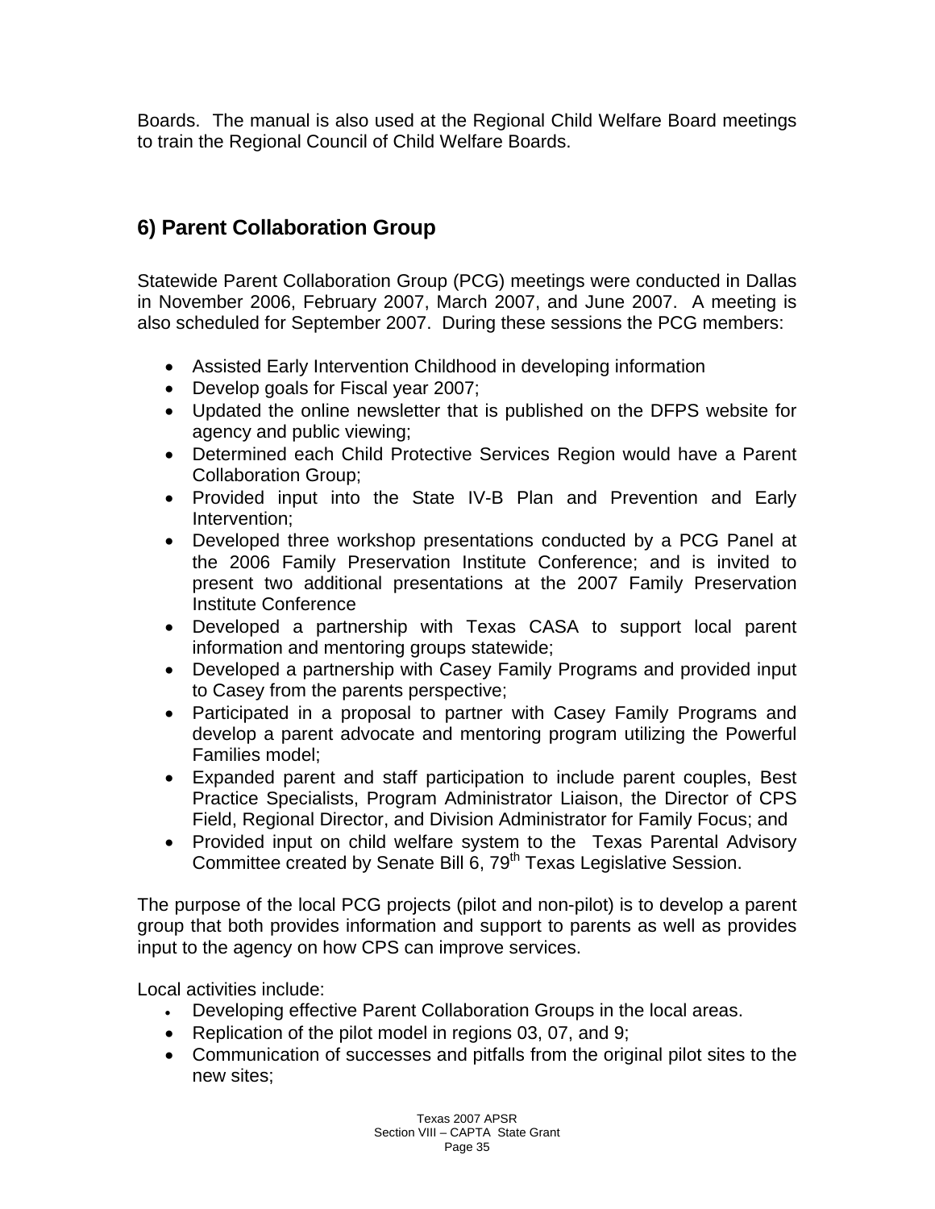Boards. The manual is also used at the Regional Child Welfare Board meetings to train the Regional Council of Child Welfare Boards.

## 6) Parent Collaboration Group

Statewide Parent Collaboration Group (PCG) meetings were conducted in Dallas in November 2006, February 2007, March 2007, and June 2007. A meeting is also scheduled for September 2007. During these sessions the PCG members:

- Assisted Early Intervention Childhood in developing information
- Develop goals for Fiscal year 2007;
- Updated the online newsletter that is published on the DFPS website for agency and public viewing;
- Determined each Child Protective Services Region would have a Parent Collaboration Group;
- Provided input into the State IV-B Plan and Prevention and Early Intervention;
- Developed three workshop presentations conducted by a PCG Panel at the 2006 Family Preservation Institute Conference; and is invited to present two additional presentations at the 2007 Family Preservation Institute Conference
- Developed a partnership with Texas CASA to support local parent information and mentoring groups statewide;
- Developed a partnership with Casey Family Programs and provided input to Casey from the parents perspective;
- Participated in a proposal to partner with Casey Family Programs and develop a parent advocate and mentoring program utilizing the Powerful Families model;
- Expanded parent and staff participation to include parent couples, Best Practice Specialists, Program Administrator Liaison, the Director of CPS Field, Regional Director, and Division Administrator for Family Focus; and
- Provided input on child welfare system to the Texas Parental Advisory Committee created by Senate Bill 6, 79th Texas Legislative Session.

The purpose of the local PCG projects (pilot and non-pilot) is to develop a parent group that both provides information and support to parents as well as provides input to the agency on how CPS can improve services.

Local activities include:

- Developing effective Parent Collaboration Groups in the local areas.
- Replication of the pilot model in regions 03, 07, and 9;
- Communication of successes and pitfalls from the original pilot sites to the new sites;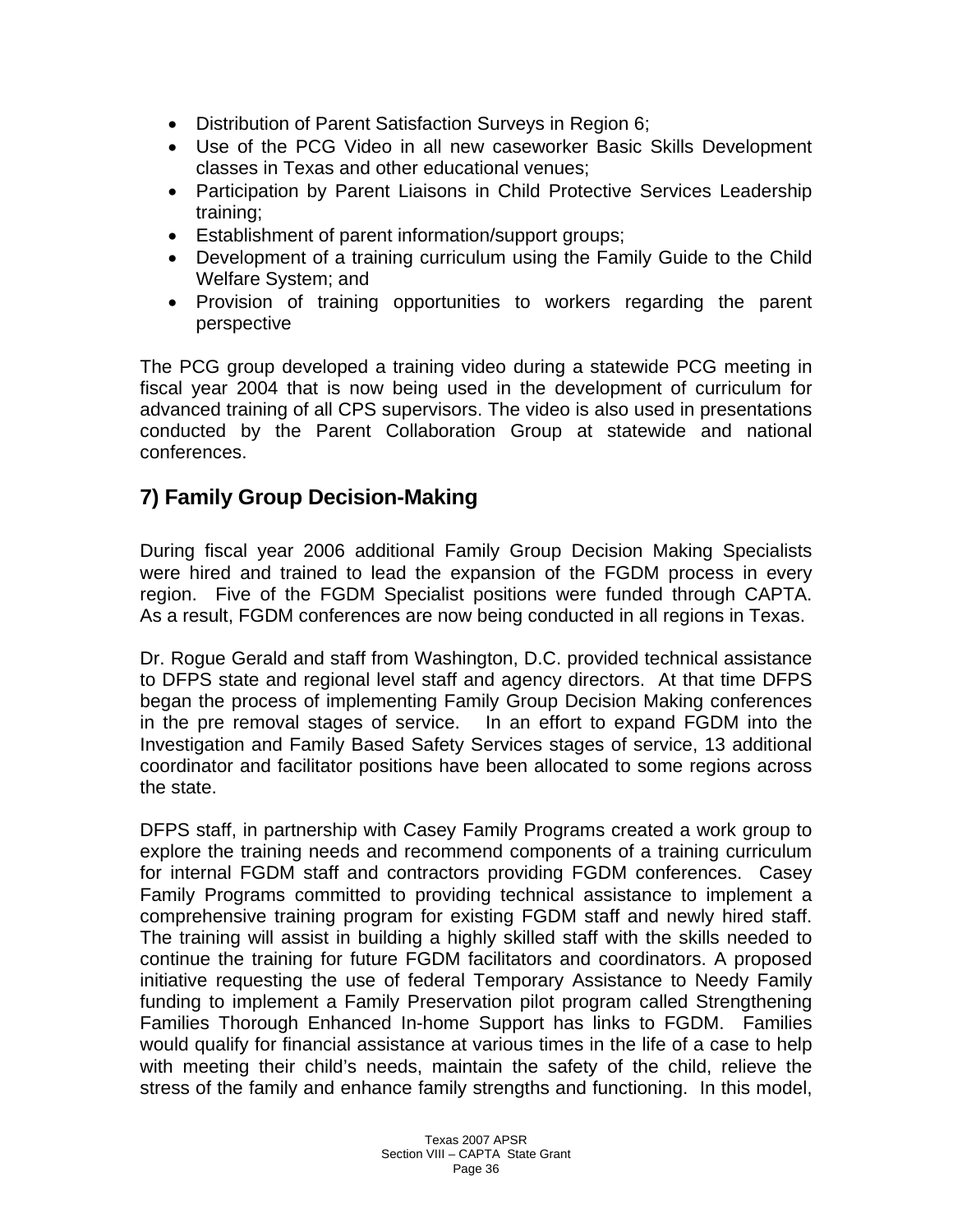- Distribution of Parent Satisfaction Surveys in Region 6;
- Use of the PCG Video in all new caseworker Basic Skills Development classes in Texas and other educational venues;
- Participation by Parent Liaisons in Child Protective Services Leadership training;
- Establishment of parent information/support groups;
- Development of a training curriculum using the Family Guide to the Child Welfare System; and
- Provision of training opportunities to workers regarding the parent perspective

The PCG group developed a training video during a statewide PCG meeting in fiscal year 2004 that is now being used in the development of curriculum for advanced training of all CPS supervisors. The video is also used in presentations conducted by the Parent Collaboration Group at statewide and national conferences.

## 7) Family Group Decision-Making

During fiscal year 2006 additional Family Group Decision Making Specialists were hired and trained to lead the expansion of the FGDM process in every region. Five of the FGDM Specialist positions were funded through CAPTA. As a result, FGDM conferences are now being conducted in all regions in Texas.

Dr. Rogue Gerald and staff from Washington, D.C. provided technical assistance to DFPS state and regional level staff and agency directors. At that time DFPS began the process of implementing Family Group Decision Making conferences in the pre removal stages of service. In an effort to expand FGDM into the Investigation and Family Based Safety Services stages of service, 13 additional coordinator and facilitator positions have been allocated to some regions across the state.

DFPS staff, in partnership with Casey Family Programs created a work group to explore the training needs and recommend components of a training curriculum for internal FGDM staff and contractors providing FGDM conferences. Casey Family Programs committed to providing technical assistance to implement a comprehensive training program for existing FGDM staff and newly hired staff. The training will assist in building a highly skilled staff with the skills needed to continue the training for future FGDM facilitators and coordinators. A proposed initiative requesting the use of federal Temporary Assistance to Needy Family funding to implement a Family Preservation pilot program called Strengthening Families Thorough Enhanced In-home Support has links to FGDM. Families would qualify for financial assistance at various times in the life of a case to help with meeting their child's needs, maintain the safety of the child, relieve the stress of the family and enhance family strengths and functioning. In this model,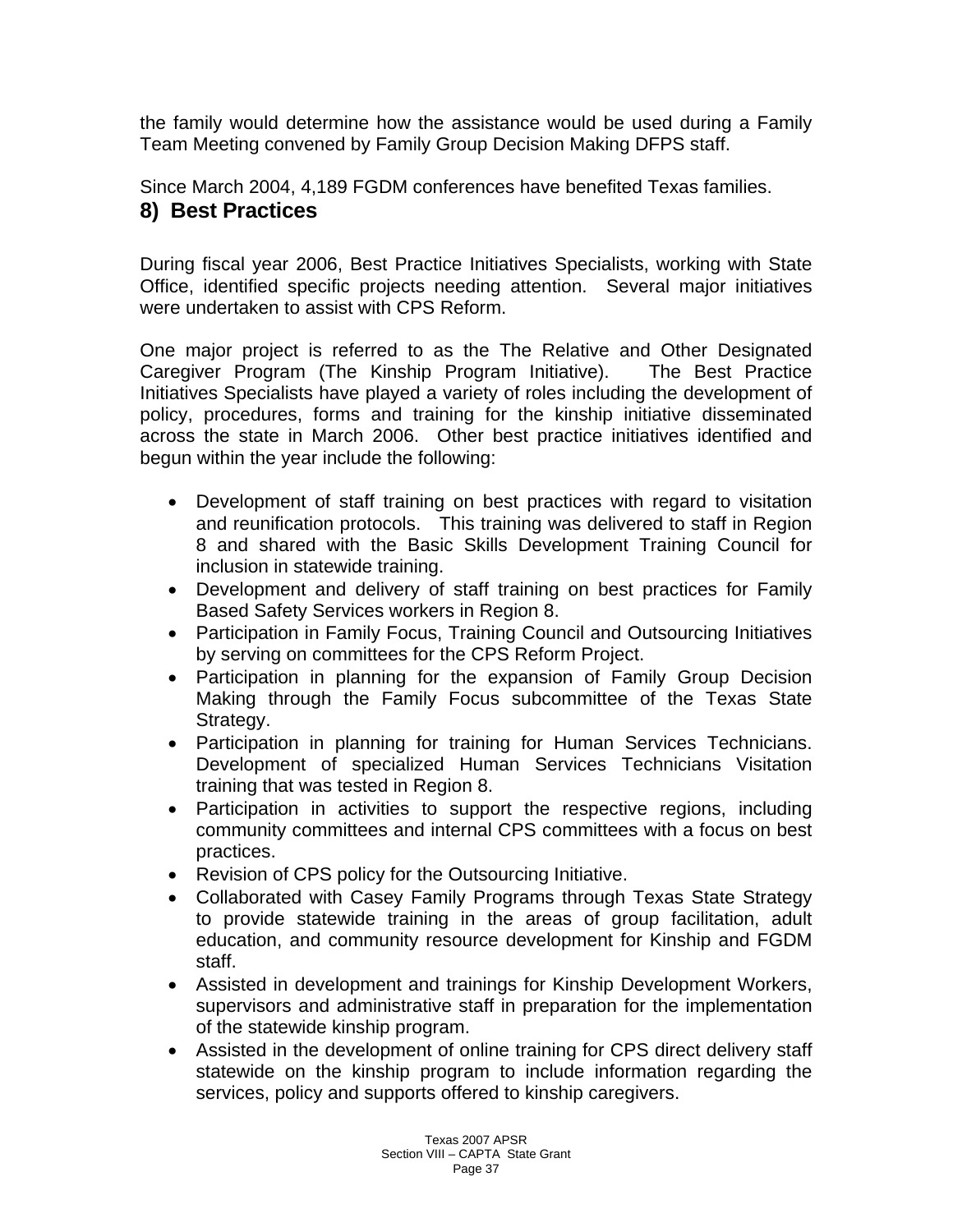the family would determine how the assistance would be used during a Family Team Meeting convened by Family Group Decision Making DFPS staff.

Since March 2004, 4,189 FGDM conferences have benefited Texas families.

## 8) Best Practices

During fiscal year 2006, Best Practice Initiatives Specialists, working with State Office, identified specific projects needing attention. Several major initiatives were undertaken to assist with CPS Reform.

One major project is referred to as the The Relative and Other Designated Caregiver Program (The Kinship Program Initiative). The Best Practice Initiatives Specialists have played a variety of roles including the development of policy, procedures, forms and training for the kinship initiative disseminated across the state in March 2006. Other best practice initiatives identified and begun within the year include the following:

- Development of staff training on best practices with regard to visitation and reunification protocols. This training was delivered to staff in Region 8 and shared with the Basic Skills Development Training Council for inclusion in statewide training.
- Development and delivery of staff training on best practices for Family Based Safety Services workers in Region 8.
- Participation in Family Focus, Training Council and Outsourcing Initiatives by serving on committees for the CPS Reform Project.
- Participation in planning for the expansion of Family Group Decision Making through the Family Focus subcommittee of the Texas State Strategy.
- Participation in planning for training for Human Services Technicians. Development of specialized Human Services Technicians Visitation training that was tested in Region 8.
- Participation in activities to support the respective regions, including community committees and internal CPS committees with a focus on best practices.
- Revision of CPS policy for the Outsourcing Initiative.
- Collaborated with Casey Family Programs through Texas State Strategy to provide statewide training in the areas of group facilitation, adult education, and community resource development for Kinship and FGDM staff.
- Assisted in development and trainings for Kinship Development Workers, supervisors and administrative staff in preparation for the implementation of the statewide kinship program.
- Assisted in the development of online training for CPS direct delivery staff statewide on the kinship program to include information regarding the services, policy and supports offered to kinship caregivers.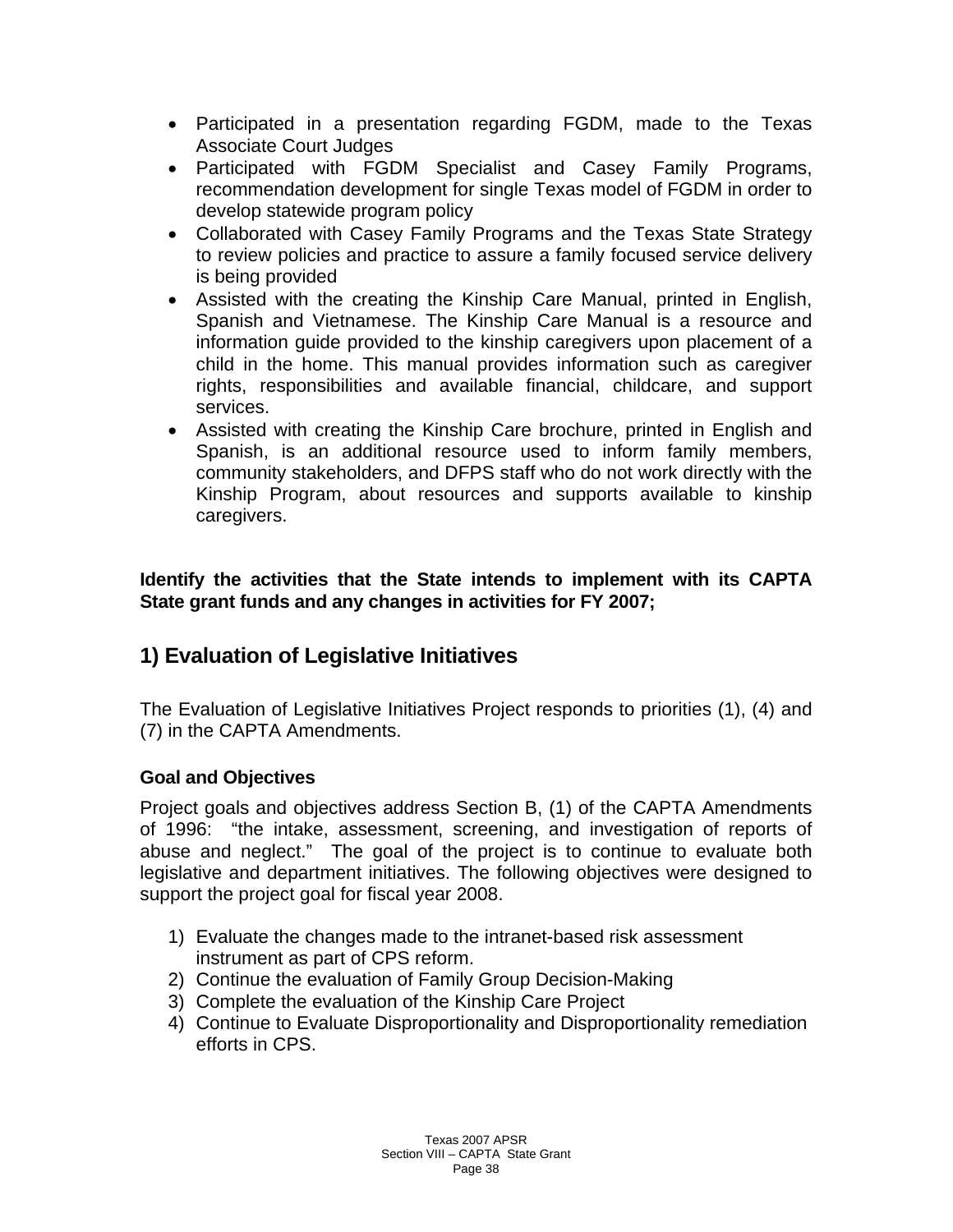- Participated in a presentation regarding FGDM, made to the Texas Associate Court Judges
- Participated with FGDM Specialist and Casey Family Programs, recommendation development for single Texas model of FGDM in order to develop statewide program policy
- Collaborated with Casey Family Programs and the Texas State Strategy to review policies and practice to assure a family focused service delivery is being provided
- Assisted with the creating the Kinship Care Manual, printed in English, Spanish and Vietnamese. The Kinship Care Manual is a resource and information guide provided to the kinship caregivers upon placement of a child in the home. This manual provides information such as caregiver rights, responsibilities and available financial, childcare, and support services.
- Assisted with creating the Kinship Care brochure, printed in English and Spanish, is an additional resource used to inform family members, community stakeholders, and DFPS staff who do not work directly with the Kinship Program, about resources and supports available to kinship caregivers.

**Identify the activities that the State intends to implement with its CAPTA State grant funds and any changes in activities for FY 2007;**

## 1) Evaluation of Legislative Initiatives

The Evaluation of Legislative Initiatives Project responds to priorities (1), (4) and (7) in the CAPTA Amendments.

### Goal and Objectives

Project goals and objectives address Section B, (1) of the CAPTA Amendments of 1996: "the intake, assessment, screening, and investigation of reports of abuse and neglect." The goal of the project is to continue to evaluate both legislative and department initiatives. The following objectives were designed to support the project goal for fiscal year 2008.

1) Evaluate the changes made to the intranet-based risk assessment instrument as part of CPS reform.
2) Continue the evaluation of Family Group Decision-Making
3) Complete the evaluation of the Kinship Care Project
4) Continue to Evaluate Disproportionality and Disproportionality remediation efforts in CPS.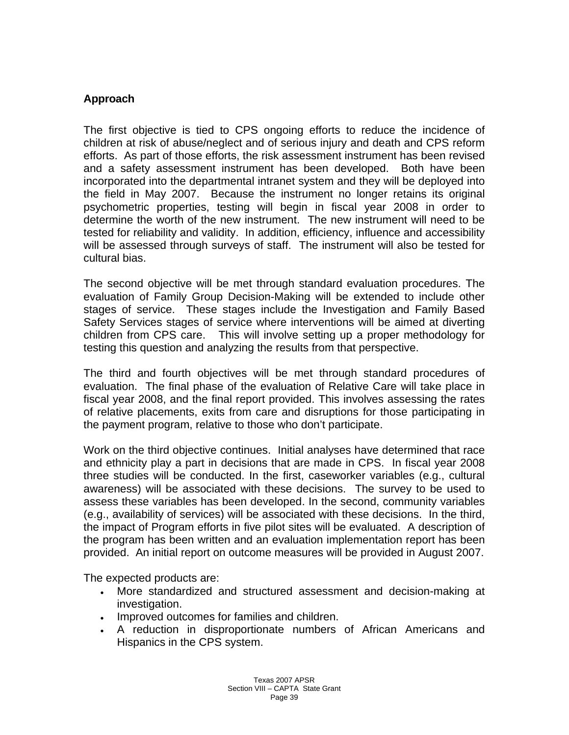**Approach**

The first objective is tied to CPS ongoing efforts to reduce the incidence of children at risk of abuse/neglect and of serious injury and death and CPS reform efforts. As part of those efforts, the risk assessment instrument has been revised and a safety assessment instrument has been developed. Both have been incorporated into the departmental intranet system and they will be deployed into the field in May 2007. Because the instrument no longer retains its original psychometric properties, testing will begin in fiscal year 2008 in order to determine the worth of the new instrument. The new instrument will need to be tested for reliability and validity. In addition, efficiency, influence and accessibility will be assessed through surveys of staff. The instrument will also be tested for cultural bias.

The second objective will be met through standard evaluation procedures. The evaluation of Family Group Decision-Making will be extended to include other stages of service. These stages include the Investigation and Family Based Safety Services stages of service where interventions will be aimed at diverting children from CPS care. This will involve setting up a proper methodology for testing this question and analyzing the results from that perspective.

The third and fourth objectives will be met through standard procedures of evaluation. The final phase of the evaluation of Relative Care will take place in fiscal year 2008, and the final report provided. This involves assessing the rates of relative placements, exits from care and disruptions for those participating in the payment program, relative to those who don't participate.

Work on the third objective continues. Initial analyses have determined that race and ethnicity play a part in decisions that are made in CPS. In fiscal year 2008 three studies will be conducted. In the first, caseworker variables (e.g., cultural awareness) will be associated with these decisions. The survey to be used to assess these variables has been developed. In the second, community variables (e.g., availability of services) will be associated with these decisions. In the third, the impact of Program efforts in five pilot sites will be evaluated. A description of the program has been written and an evaluation implementation report has been provided. An initial report on outcome measures will be provided in August 2007.

The expected products are:

- More standardized and structured assessment and decision-making at investigation.
- Improved outcomes for families and children.
- A reduction in disproportionate numbers of African Americans and Hispanics in the CPS system.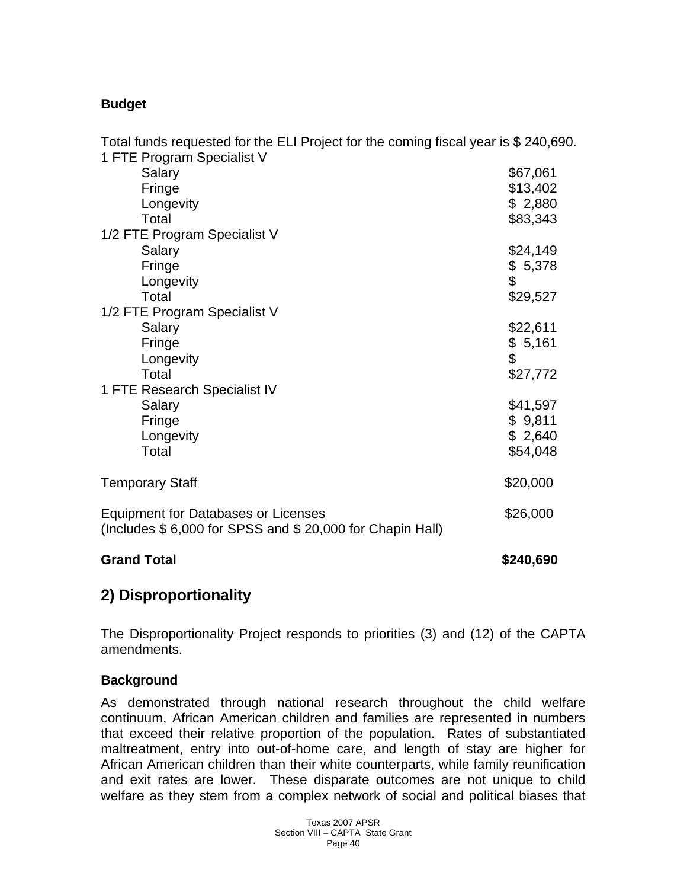**Budget**

Total funds requested for the ELI Project for the coming fiscal year is $ 240,690.

| | |
|---|---|
| 1 FTE Program Specialist V | |
| Salary | $67,061 |
| Fringe | $13,402 |
| Longevity | $ 2,880 |
| Total | $83,343 |
| 1/2 FTE Program Specialist V | |
| Salary | $24,149 |
| Fringe | $ 5,378 |
| Longevity | $ |
| Total | $29,527 |
| 1/2 FTE Program Specialist V | |
| Salary | $22,611 |
| Fringe | $ 5,161 |
| Longevity | $ |
| Total | $27,772 |
| 1 FTE Research Specialist IV | |
| Salary | $41,597 |
| Fringe | $ 9,811 |
| Longevity | $ 2,640 |
| Total | $54,048 |
| Temporary Staff | $20,000 |
| Equipment for Databases or Licenses (Includes $ 6,000 for SPSS and $ 20,000 for Chapin Hall) | $26,000 |
| **Grand Total** | **$240,690** |

## 2) Disproportionality

The Disproportionality Project responds to priorities (3) and (12) of the CAPTA amendments.

### Background

As demonstrated through national research throughout the child welfare continuum, African American children and families are represented in numbers that exceed their relative proportion of the population. Rates of substantiated maltreatment, entry into out-of-home care, and length of stay are higher for African American children than their white counterparts, while family reunification and exit rates are lower. These disparate outcomes are not unique to child welfare as they stem from a complex network of social and political biases that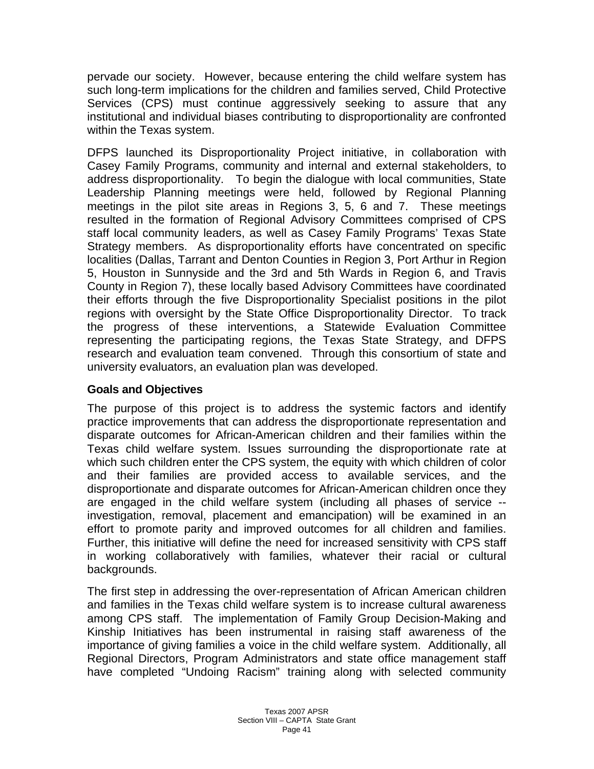pervade our society. However, because entering the child welfare system has such long-term implications for the children and families served, Child Protective Services (CPS) must continue aggressively seeking to assure that any institutional and individual biases contributing to disproportionality are confronted within the Texas system.

DFPS launched its Disproportionality Project initiative, in collaboration with Casey Family Programs, community and internal and external stakeholders, to address disproportionality. To begin the dialogue with local communities, State Leadership Planning meetings were held, followed by Regional Planning meetings in the pilot site areas in Regions 3, 5, 6 and 7. These meetings resulted in the formation of Regional Advisory Committees comprised of CPS staff local community leaders, as well as Casey Family Programs' Texas State Strategy members. As disproportionality efforts have concentrated on specific localities (Dallas, Tarrant and Denton Counties in Region 3, Port Arthur in Region 5, Houston in Sunnyside and the 3rd and 5th Wards in Region 6, and Travis County in Region 7), these locally based Advisory Committees have coordinated their efforts through the five Disproportionality Specialist positions in the pilot regions with oversight by the State Office Disproportionality Director. To track the progress of these interventions, a Statewide Evaluation Committee representing the participating regions, the Texas State Strategy, and DFPS research and evaluation team convened. Through this consortium of state and university evaluators, an evaluation plan was developed.

**Goals and Objectives**

The purpose of this project is to address the systemic factors and identify practice improvements that can address the disproportionate representation and disparate outcomes for African-American children and their families within the Texas child welfare system. Issues surrounding the disproportionate rate at which such children enter the CPS system, the equity with which children of color and their families are provided access to available services, and the disproportionate and disparate outcomes for African-American children once they are engaged in the child welfare system (including all phases of service -- investigation, removal, placement and emancipation) will be examined in an effort to promote parity and improved outcomes for all children and families. Further, this initiative will define the need for increased sensitivity with CPS staff in working collaboratively with families, whatever their racial or cultural backgrounds.

The first step in addressing the over-representation of African American children and families in the Texas child welfare system is to increase cultural awareness among CPS staff. The implementation of Family Group Decision-Making and Kinship Initiatives has been instrumental in raising staff awareness of the importance of giving families a voice in the child welfare system. Additionally, all Regional Directors, Program Administrators and state office management staff have completed "Undoing Racism" training along with selected community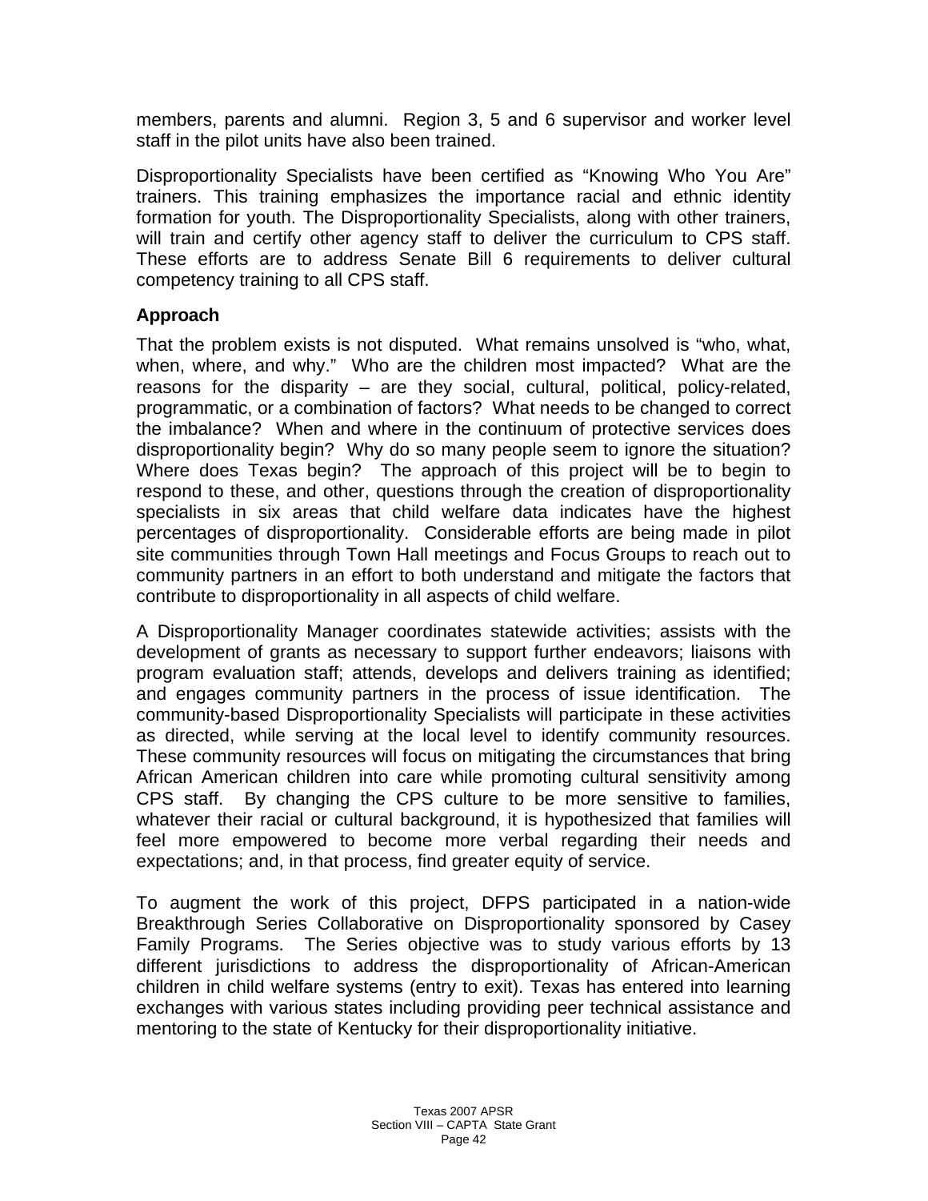members, parents and alumni. Region 3, 5 and 6 supervisor and worker level staff in the pilot units have also been trained.

Disproportionality Specialists have been certified as "Knowing Who You Are" trainers. This training emphasizes the importance racial and ethnic identity formation for youth. The Disproportionality Specialists, along with other trainers, will train and certify other agency staff to deliver the curriculum to CPS staff. These efforts are to address Senate Bill 6 requirements to deliver cultural competency training to all CPS staff.

**Approach**

That the problem exists is not disputed. What remains unsolved is "who, what, when, where, and why." Who are the children most impacted? What are the reasons for the disparity – are they social, cultural, political, policy-related, programmatic, or a combination of factors? What needs to be changed to correct the imbalance? When and where in the continuum of protective services does disproportionality begin? Why do so many people seem to ignore the situation? Where does Texas begin? The approach of this project will be to begin to respond to these, and other, questions through the creation of disproportionality specialists in six areas that child welfare data indicates have the highest percentages of disproportionality. Considerable efforts are being made in pilot site communities through Town Hall meetings and Focus Groups to reach out to community partners in an effort to both understand and mitigate the factors that contribute to disproportionality in all aspects of child welfare.

A Disproportionality Manager coordinates statewide activities; assists with the development of grants as necessary to support further endeavors; liaisons with program evaluation staff; attends, develops and delivers training as identified; and engages community partners in the process of issue identification. The community-based Disproportionality Specialists will participate in these activities as directed, while serving at the local level to identify community resources. These community resources will focus on mitigating the circumstances that bring African American children into care while promoting cultural sensitivity among CPS staff. By changing the CPS culture to be more sensitive to families, whatever their racial or cultural background, it is hypothesized that families will feel more empowered to become more verbal regarding their needs and expectations; and, in that process, find greater equity of service.

To augment the work of this project, DFPS participated in a nation-wide Breakthrough Series Collaborative on Disproportionality sponsored by Casey Family Programs. The Series objective was to study various efforts by 13 different jurisdictions to address the disproportionality of African-American children in child welfare systems (entry to exit). Texas has entered into learning exchanges with various states including providing peer technical assistance and mentoring to the state of Kentucky for their disproportionality initiative.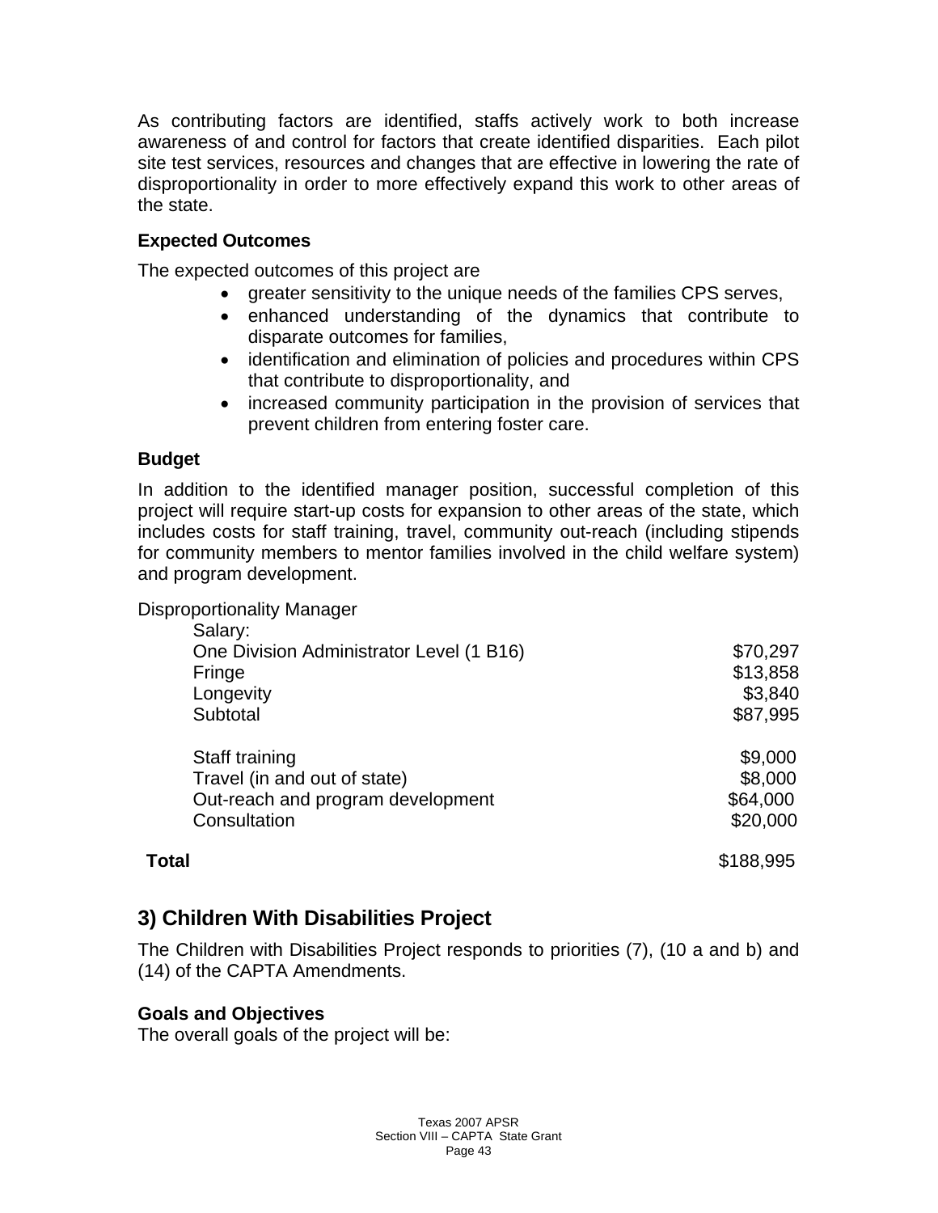As contributing factors are identified, staffs actively work to both increase awareness of and control for factors that create identified disparities. Each pilot site test services, resources and changes that are effective in lowering the rate of disproportionality in order to more effectively expand this work to other areas of the state.

### Expected Outcomes

The expected outcomes of this project are

- greater sensitivity to the unique needs of the families CPS serves,
- enhanced understanding of the dynamics that contribute to disparate outcomes for families,
- identification and elimination of policies and procedures within CPS that contribute to disproportionality, and
- increased community participation in the provision of services that prevent children from entering foster care.

### Budget

In addition to the identified manager position, successful completion of this project will require start-up costs for expansion to other areas of the state, which includes costs for staff training, travel, community out-reach (including stipends for community members to mentor families involved in the child welfare system) and program development.

| Disproportionality Manager | |
|---|---|
| Salary: | |
| One Division Administrator Level (1 B16) | $70,297 |
| Fringe | $13,858 |
| Longevity | $3,840 |
| Subtotal | $87,995 |
| | |
| Staff training | $9,000 |
| Travel (in and out of state) | $8,000 |
| Out-reach and program development | $64,000 |
| Consultation | $20,000 |
| | |
| **Total** | $188,995 |

## 3) Children With Disabilities Project

The Children with Disabilities Project responds to priorities (7), (10 a and b) and (14) of the CAPTA Amendments.

### Goals and Objectives

The overall goals of the project will be: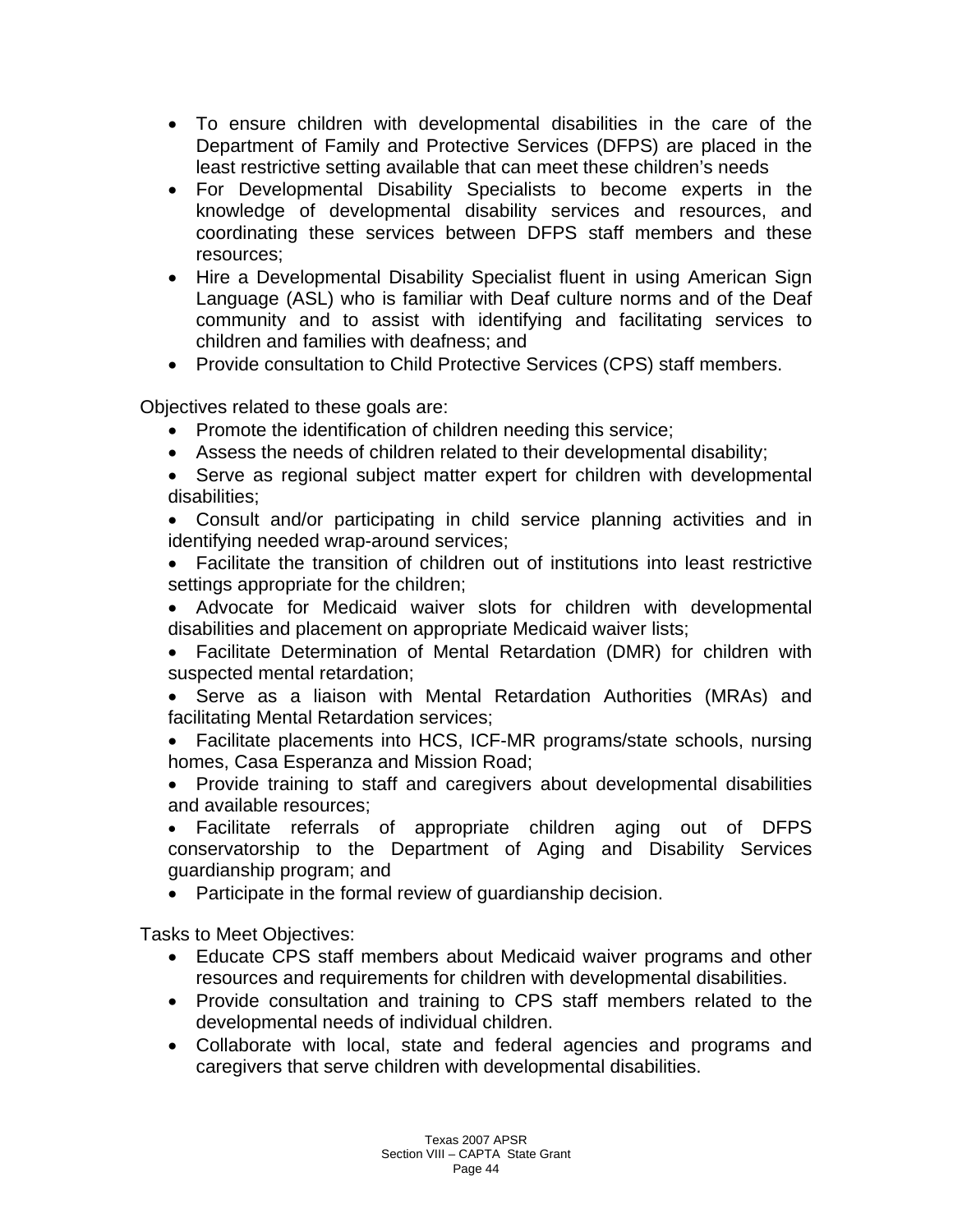- To ensure children with developmental disabilities in the care of the Department of Family and Protective Services (DFPS) are placed in the least restrictive setting available that can meet these children's needs
- For Developmental Disability Specialists to become experts in the knowledge of developmental disability services and resources, and coordinating these services between DFPS staff members and these resources;
- Hire a Developmental Disability Specialist fluent in using American Sign Language (ASL) who is familiar with Deaf culture norms and of the Deaf community and to assist with identifying and facilitating services to children and families with deafness; and
- Provide consultation to Child Protective Services (CPS) staff members.

Objectives related to these goals are:

- Promote the identification of children needing this service;
- Assess the needs of children related to their developmental disability;
- Serve as regional subject matter expert for children with developmental disabilities;
- Consult and/or participating in child service planning activities and in identifying needed wrap-around services;
- Facilitate the transition of children out of institutions into least restrictive settings appropriate for the children;
- Advocate for Medicaid waiver slots for children with developmental disabilities and placement on appropriate Medicaid waiver lists;
- Facilitate Determination of Mental Retardation (DMR) for children with suspected mental retardation;
- Serve as a liaison with Mental Retardation Authorities (MRAs) and facilitating Mental Retardation services;
- Facilitate placements into HCS, ICF-MR programs/state schools, nursing homes, Casa Esperanza and Mission Road;
- Provide training to staff and caregivers about developmental disabilities and available resources;
- Facilitate referrals of appropriate children aging out of DFPS conservatorship to the Department of Aging and Disability Services guardianship program; and
- Participate in the formal review of guardianship decision.

Tasks to Meet Objectives:

- Educate CPS staff members about Medicaid waiver programs and other resources and requirements for children with developmental disabilities.
- Provide consultation and training to CPS staff members related to the developmental needs of individual children.
- Collaborate with local, state and federal agencies and programs and caregivers that serve children with developmental disabilities.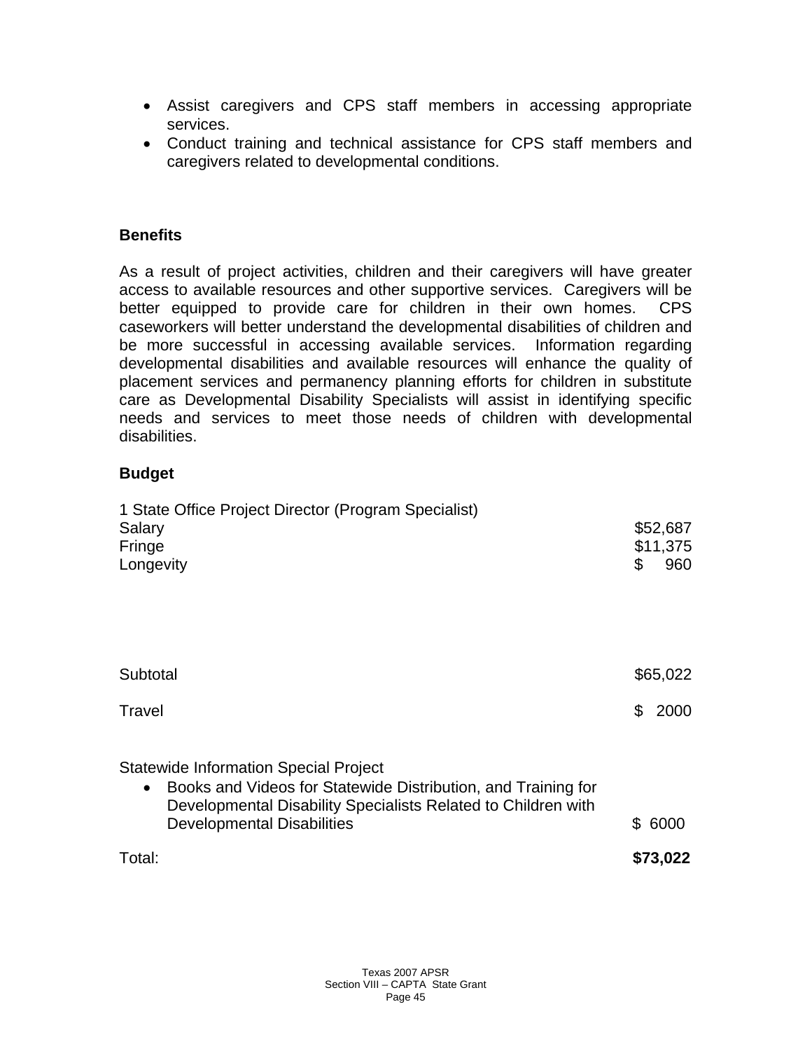- Assist caregivers and CPS staff members in accessing appropriate services.
- Conduct training and technical assistance for CPS staff members and caregivers related to developmental conditions.

### Benefits

As a result of project activities, children and their caregivers will have greater access to available resources and other supportive services. Caregivers will be better equipped to provide care for children in their own homes. CPS caseworkers will better understand the developmental disabilities of children and be more successful in accessing available services. Information regarding developmental disabilities and available resources will enhance the quality of placement services and permanency planning efforts for children in substitute care as Developmental Disability Specialists will assist in identifying specific needs and services to meet those needs of children with developmental disabilities.

### Budget

| | |
|---|---|
| 1 State Office Project Director (Program Specialist) | |
| Salary | $52,687 |
| Fringe | $11,375 |
| Longevity | $ 960 |
| Subtotal | $65,022 |
| Travel | $ 2000 |
| Statewide Information Special Project<br>• Books and Videos for Statewide Distribution, and Training for Developmental Disability Specialists Related to Children with Developmental Disabilities | $ 6000 |
| Total: | **$73,022** |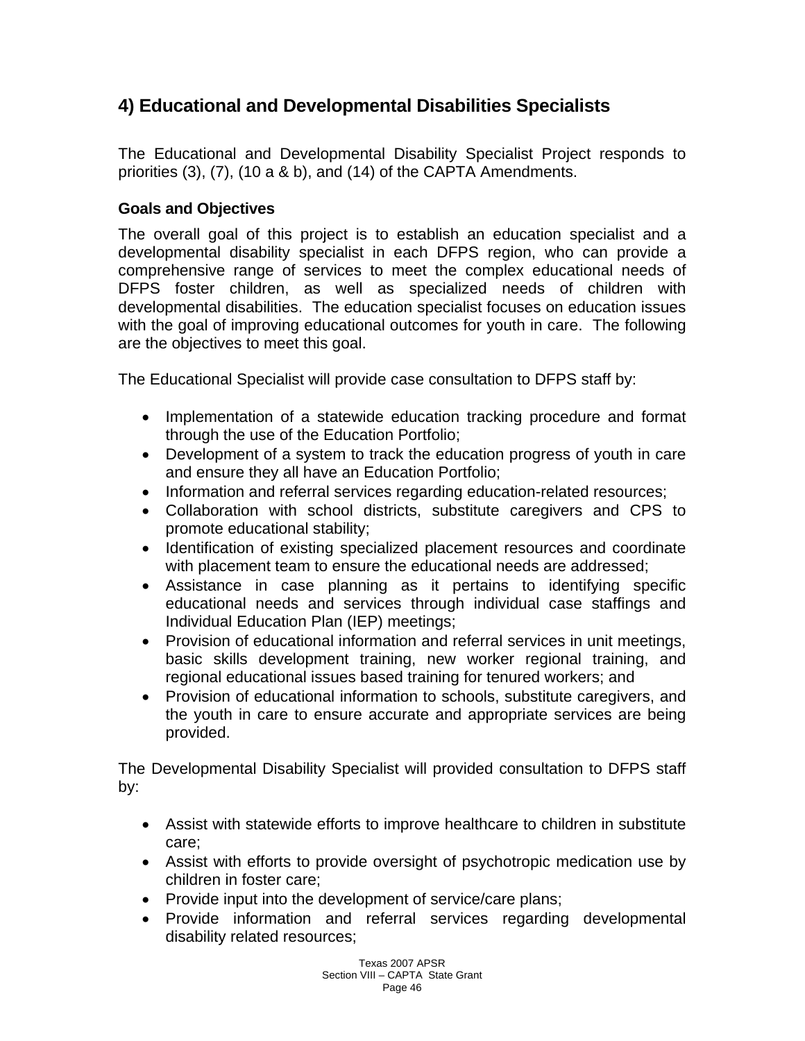## 4) Educational and Developmental Disabilities Specialists

The Educational and Developmental Disability Specialist Project responds to priorities (3), (7), (10 a & b), and (14) of the CAPTA Amendments.

### Goals and Objectives

The overall goal of this project is to establish an education specialist and a developmental disability specialist in each DFPS region, who can provide a comprehensive range of services to meet the complex educational needs of DFPS foster children, as well as specialized needs of children with developmental disabilities. The education specialist focuses on education issues with the goal of improving educational outcomes for youth in care. The following are the objectives to meet this goal.

The Educational Specialist will provide case consultation to DFPS staff by:

- Implementation of a statewide education tracking procedure and format through the use of the Education Portfolio;
- Development of a system to track the education progress of youth in care and ensure they all have an Education Portfolio;
- Information and referral services regarding education-related resources;
- Collaboration with school districts, substitute caregivers and CPS to promote educational stability;
- Identification of existing specialized placement resources and coordinate with placement team to ensure the educational needs are addressed;
- Assistance in case planning as it pertains to identifying specific educational needs and services through individual case staffings and Individual Education Plan (IEP) meetings;
- Provision of educational information and referral services in unit meetings, basic skills development training, new worker regional training, and regional educational issues based training for tenured workers; and
- Provision of educational information to schools, substitute caregivers, and the youth in care to ensure accurate and appropriate services are being provided.

The Developmental Disability Specialist will provided consultation to DFPS staff by:

- Assist with statewide efforts to improve healthcare to children in substitute care;
- Assist with efforts to provide oversight of psychotropic medication use by children in foster care;
- Provide input into the development of service/care plans;
- Provide information and referral services regarding developmental disability related resources;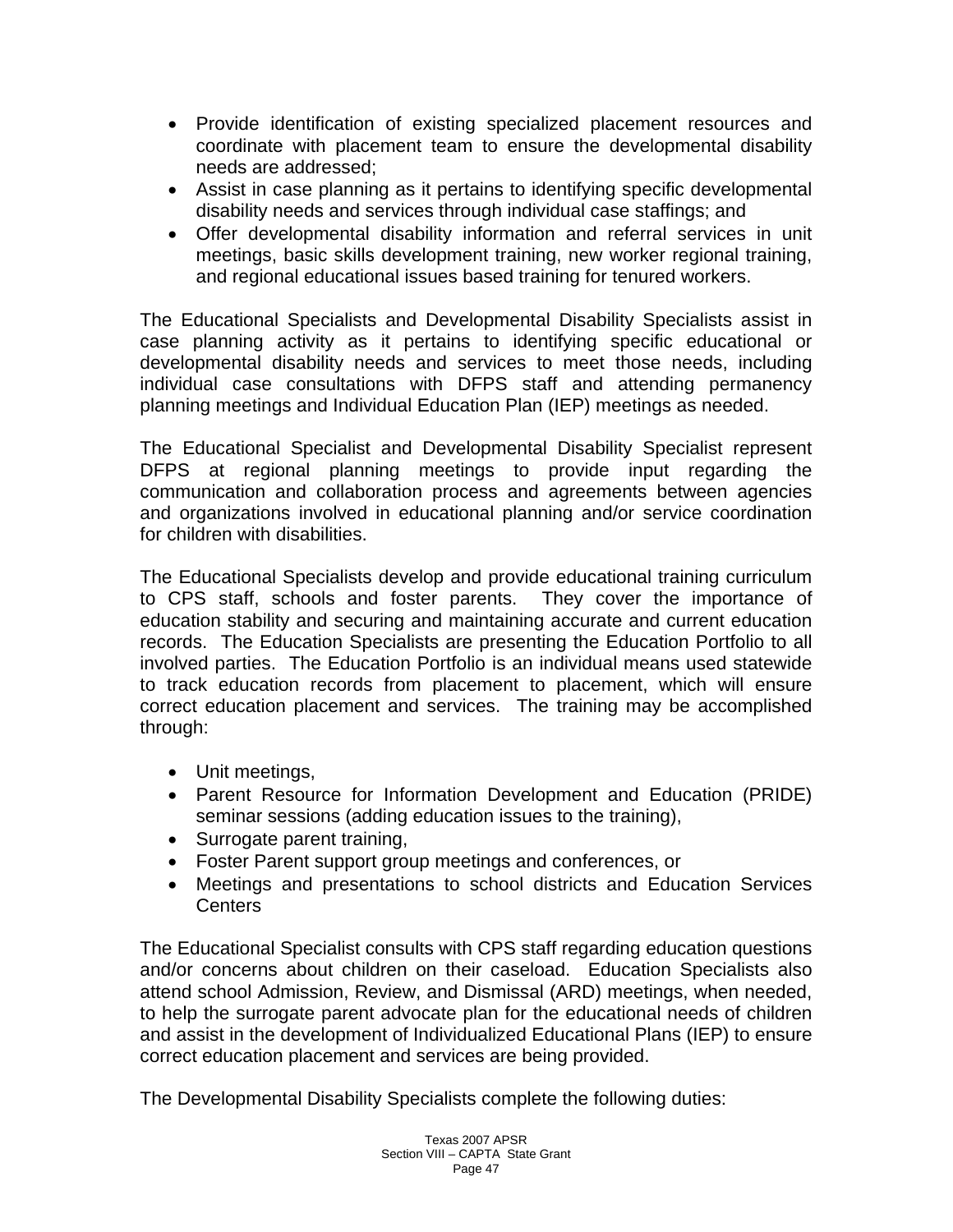- Provide identification of existing specialized placement resources and coordinate with placement team to ensure the developmental disability needs are addressed;
- Assist in case planning as it pertains to identifying specific developmental disability needs and services through individual case staffings; and
- Offer developmental disability information and referral services in unit meetings, basic skills development training, new worker regional training, and regional educational issues based training for tenured workers.

The Educational Specialists and Developmental Disability Specialists assist in case planning activity as it pertains to identifying specific educational or developmental disability needs and services to meet those needs, including individual case consultations with DFPS staff and attending permanency planning meetings and Individual Education Plan (IEP) meetings as needed.

The Educational Specialist and Developmental Disability Specialist represent DFPS at regional planning meetings to provide input regarding the communication and collaboration process and agreements between agencies and organizations involved in educational planning and/or service coordination for children with disabilities.

The Educational Specialists develop and provide educational training curriculum to CPS staff, schools and foster parents. They cover the importance of education stability and securing and maintaining accurate and current education records. The Education Specialists are presenting the Education Portfolio to all involved parties. The Education Portfolio is an individual means used statewide to track education records from placement to placement, which will ensure correct education placement and services. The training may be accomplished through:

- Unit meetings,
- Parent Resource for Information Development and Education (PRIDE) seminar sessions (adding education issues to the training),
- Surrogate parent training,
- Foster Parent support group meetings and conferences, or
- Meetings and presentations to school districts and Education Services Centers

The Educational Specialist consults with CPS staff regarding education questions and/or concerns about children on their caseload. Education Specialists also attend school Admission, Review, and Dismissal (ARD) meetings, when needed, to help the surrogate parent advocate plan for the educational needs of children and assist in the development of Individualized Educational Plans (IEP) to ensure correct education placement and services are being provided.

The Developmental Disability Specialists complete the following duties: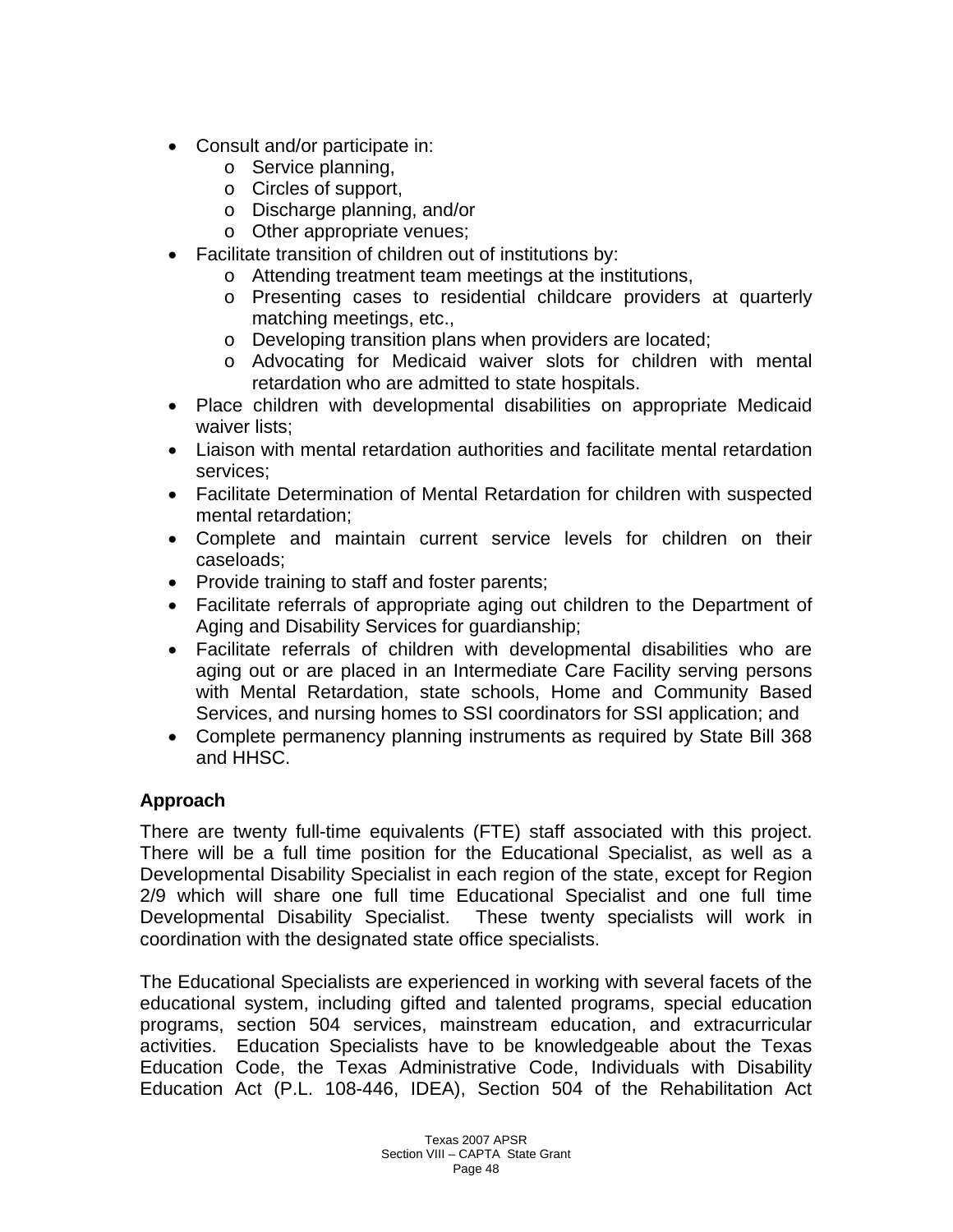- Consult and/or participate in:
  - Service planning,
  - Circles of support,
  - Discharge planning, and/or
  - Other appropriate venues;
- Facilitate transition of children out of institutions by:
  - Attending treatment team meetings at the institutions,
  - Presenting cases to residential childcare providers at quarterly matching meetings, etc.,
  - Developing transition plans when providers are located;
  - Advocating for Medicaid waiver slots for children with mental retardation who are admitted to state hospitals.
- Place children with developmental disabilities on appropriate Medicaid waiver lists;
- Liaison with mental retardation authorities and facilitate mental retardation services;
- Facilitate Determination of Mental Retardation for children with suspected mental retardation;
- Complete and maintain current service levels for children on their caseloads;
- Provide training to staff and foster parents;
- Facilitate referrals of appropriate aging out children to the Department of Aging and Disability Services for guardianship;
- Facilitate referrals of children with developmental disabilities who are aging out or are placed in an Intermediate Care Facility serving persons with Mental Retardation, state schools, Home and Community Based Services, and nursing homes to SSI coordinators for SSI application; and
- Complete permanency planning instruments as required by State Bill 368 and HHSC.

**Approach**

There are twenty full-time equivalents (FTE) staff associated with this project. There will be a full time position for the Educational Specialist, as well as a Developmental Disability Specialist in each region of the state, except for Region 2/9 which will share one full time Educational Specialist and one full time Developmental Disability Specialist. These twenty specialists will work in coordination with the designated state office specialists.

The Educational Specialists are experienced in working with several facets of the educational system, including gifted and talented programs, special education programs, section 504 services, mainstream education, and extracurricular activities. Education Specialists have to be knowledgeable about the Texas Education Code, the Texas Administrative Code, Individuals with Disability Education Act (P.L. 108-446, IDEA), Section 504 of the Rehabilitation Act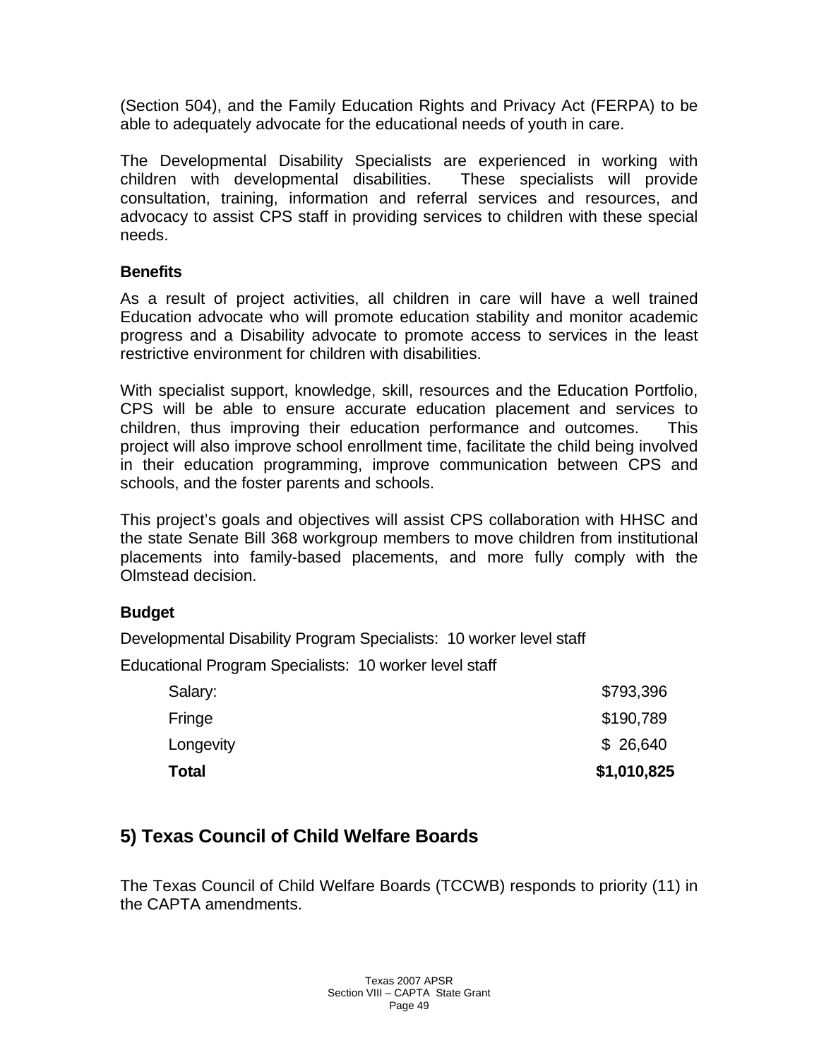(Section 504), and the Family Education Rights and Privacy Act (FERPA) to be able to adequately advocate for the educational needs of youth in care.

The Developmental Disability Specialists are experienced in working with children with developmental disabilities. These specialists will provide consultation, training, information and referral services and resources, and advocacy to assist CPS staff in providing services to children with these special needs.

**Benefits**

As a result of project activities, all children in care will have a well trained Education advocate who will promote education stability and monitor academic progress and a Disability advocate to promote access to services in the least restrictive environment for children with disabilities.

With specialist support, knowledge, skill, resources and the Education Portfolio, CPS will be able to ensure accurate education placement and services to children, thus improving their education performance and outcomes. This project will also improve school enrollment time, facilitate the child being involved in their education programming, improve communication between CPS and schools, and the foster parents and schools.

This project's goals and objectives will assist CPS collaboration with HHSC and the state Senate Bill 368 workgroup members to move children from institutional placements into family-based placements, and more fully comply with the Olmstead decision.

**Budget**

Developmental Disability Program Specialists: 10 worker level staff

Educational Program Specialists: 10 worker level staff

| | |
|---|---|
| Salary: | $793,396 |
| Fringe | $190,789 |
| Longevity | $ 26,640 |
| **Total** | **$1,010,825** |

## 5) Texas Council of Child Welfare Boards

The Texas Council of Child Welfare Boards (TCCWB) responds to priority (11) in the CAPTA amendments.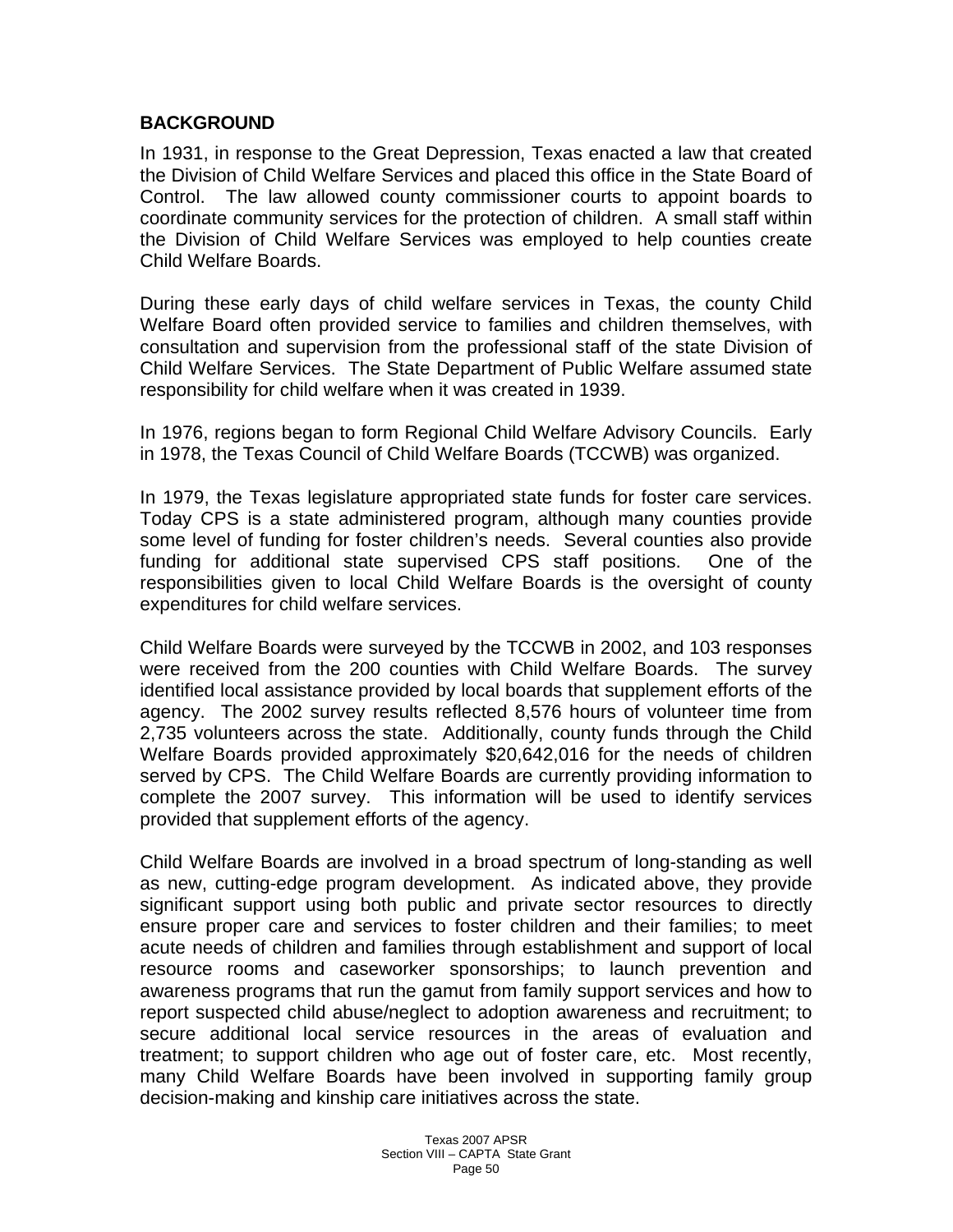## BACKGROUND

In 1931, in response to the Great Depression, Texas enacted a law that created the Division of Child Welfare Services and placed this office in the State Board of Control. The law allowed county commissioner courts to appoint boards to coordinate community services for the protection of children. A small staff within the Division of Child Welfare Services was employed to help counties create Child Welfare Boards.

During these early days of child welfare services in Texas, the county Child Welfare Board often provided service to families and children themselves, with consultation and supervision from the professional staff of the state Division of Child Welfare Services. The State Department of Public Welfare assumed state responsibility for child welfare when it was created in 1939.

In 1976, regions began to form Regional Child Welfare Advisory Councils. Early in 1978, the Texas Council of Child Welfare Boards (TCCWB) was organized.

In 1979, the Texas legislature appropriated state funds for foster care services. Today CPS is a state administered program, although many counties provide some level of funding for foster children's needs. Several counties also provide funding for additional state supervised CPS staff positions. One of the responsibilities given to local Child Welfare Boards is the oversight of county expenditures for child welfare services.

Child Welfare Boards were surveyed by the TCCWB in 2002, and 103 responses were received from the 200 counties with Child Welfare Boards. The survey identified local assistance provided by local boards that supplement efforts of the agency. The 2002 survey results reflected 8,576 hours of volunteer time from 2,735 volunteers across the state. Additionally, county funds through the Child Welfare Boards provided approximately $20,642,016 for the needs of children served by CPS. The Child Welfare Boards are currently providing information to complete the 2007 survey. This information will be used to identify services provided that supplement efforts of the agency.

Child Welfare Boards are involved in a broad spectrum of long-standing as well as new, cutting-edge program development. As indicated above, they provide significant support using both public and private sector resources to directly ensure proper care and services to foster children and their families; to meet acute needs of children and families through establishment and support of local resource rooms and caseworker sponsorships; to launch prevention and awareness programs that run the gamut from family support services and how to report suspected child abuse/neglect to adoption awareness and recruitment; to secure additional local service resources in the areas of evaluation and treatment; to support children who age out of foster care, etc. Most recently, many Child Welfare Boards have been involved in supporting family group decision-making and kinship care initiatives across the state.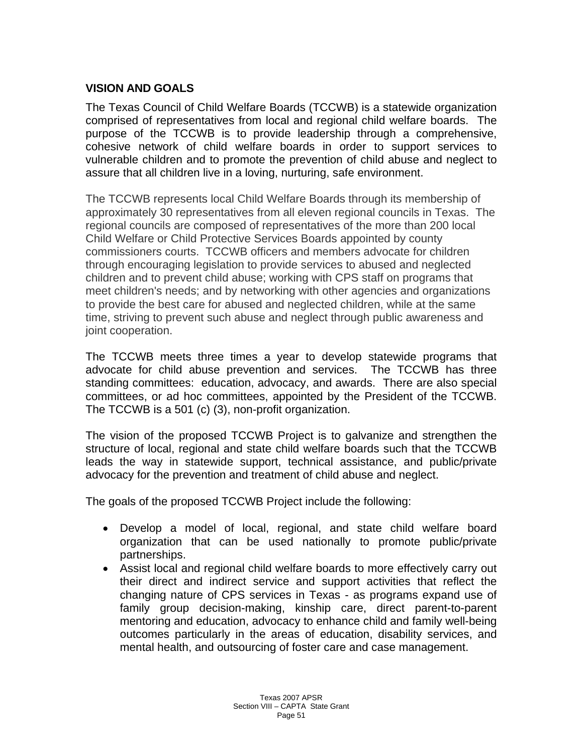**VISION AND GOALS**

The Texas Council of Child Welfare Boards (TCCWB) is a statewide organization comprised of representatives from local and regional child welfare boards. The purpose of the TCCWB is to provide leadership through a comprehensive, cohesive network of child welfare boards in order to support services to vulnerable children and to promote the prevention of child abuse and neglect to assure that all children live in a loving, nurturing, safe environment.

The TCCWB represents local Child Welfare Boards through its membership of approximately 30 representatives from all eleven regional councils in Texas. The regional councils are composed of representatives of the more than 200 local Child Welfare or Child Protective Services Boards appointed by county commissioners courts. TCCWB officers and members advocate for children through encouraging legislation to provide services to abused and neglected children and to prevent child abuse; working with CPS staff on programs that meet children's needs; and by networking with other agencies and organizations to provide the best care for abused and neglected children, while at the same time, striving to prevent such abuse and neglect through public awareness and joint cooperation.

The TCCWB meets three times a year to develop statewide programs that advocate for child abuse prevention and services. The TCCWB has three standing committees: education, advocacy, and awards. There are also special committees, or ad hoc committees, appointed by the President of the TCCWB. The TCCWB is a 501 (c) (3), non-profit organization.

The vision of the proposed TCCWB Project is to galvanize and strengthen the structure of local, regional and state child welfare boards such that the TCCWB leads the way in statewide support, technical assistance, and public/private advocacy for the prevention and treatment of child abuse and neglect.

The goals of the proposed TCCWB Project include the following:

- Develop a model of local, regional, and state child welfare board organization that can be used nationally to promote public/private partnerships.
- Assist local and regional child welfare boards to more effectively carry out their direct and indirect service and support activities that reflect the changing nature of CPS services in Texas - as programs expand use of family group decision-making, kinship care, direct parent-to-parent mentoring and education, advocacy to enhance child and family well-being outcomes particularly in the areas of education, disability services, and mental health, and outsourcing of foster care and case management.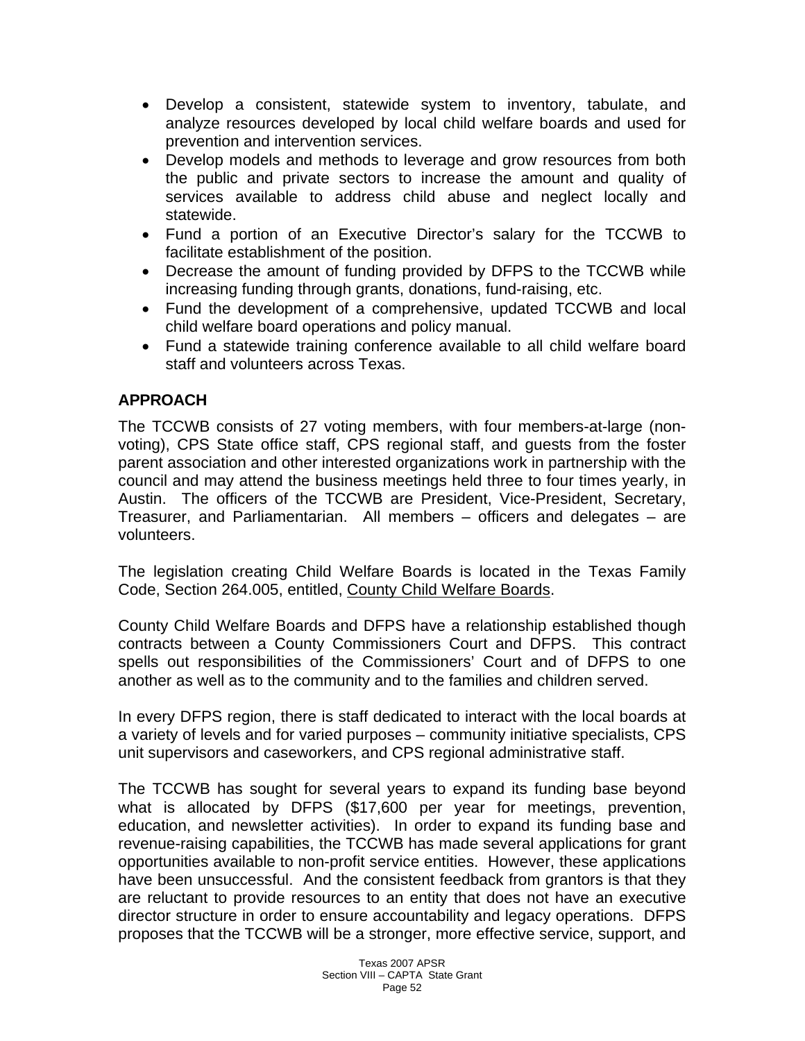- Develop a consistent, statewide system to inventory, tabulate, and analyze resources developed by local child welfare boards and used for prevention and intervention services.
- Develop models and methods to leverage and grow resources from both the public and private sectors to increase the amount and quality of services available to address child abuse and neglect locally and statewide.
- Fund a portion of an Executive Director's salary for the TCCWB to facilitate establishment of the position.
- Decrease the amount of funding provided by DFPS to the TCCWB while increasing funding through grants, donations, fund-raising, etc.
- Fund the development of a comprehensive, updated TCCWB and local child welfare board operations and policy manual.
- Fund a statewide training conference available to all child welfare board staff and volunteers across Texas.

**APPROACH**

The TCCWB consists of 27 voting members, with four members-at-large (non-voting), CPS State office staff, CPS regional staff, and guests from the foster parent association and other interested organizations work in partnership with the council and may attend the business meetings held three to four times yearly, in Austin. The officers of the TCCWB are President, Vice-President, Secretary, Treasurer, and Parliamentarian. All members – officers and delegates – are volunteers.

The legislation creating Child Welfare Boards is located in the Texas Family Code, Section 264.005, entitled, County Child Welfare Boards.

County Child Welfare Boards and DFPS have a relationship established though contracts between a County Commissioners Court and DFPS. This contract spells out responsibilities of the Commissioners' Court and of DFPS to one another as well as to the community and to the families and children served.

In every DFPS region, there is staff dedicated to interact with the local boards at a variety of levels and for varied purposes – community initiative specialists, CPS unit supervisors and caseworkers, and CPS regional administrative staff.

The TCCWB has sought for several years to expand its funding base beyond what is allocated by DFPS ($17,600 per year for meetings, prevention, education, and newsletter activities). In order to expand its funding base and revenue-raising capabilities, the TCCWB has made several applications for grant opportunities available to non-profit service entities. However, these applications have been unsuccessful. And the consistent feedback from grantors is that they are reluctant to provide resources to an entity that does not have an executive director structure in order to ensure accountability and legacy operations. DFPS proposes that the TCCWB will be a stronger, more effective service, support, and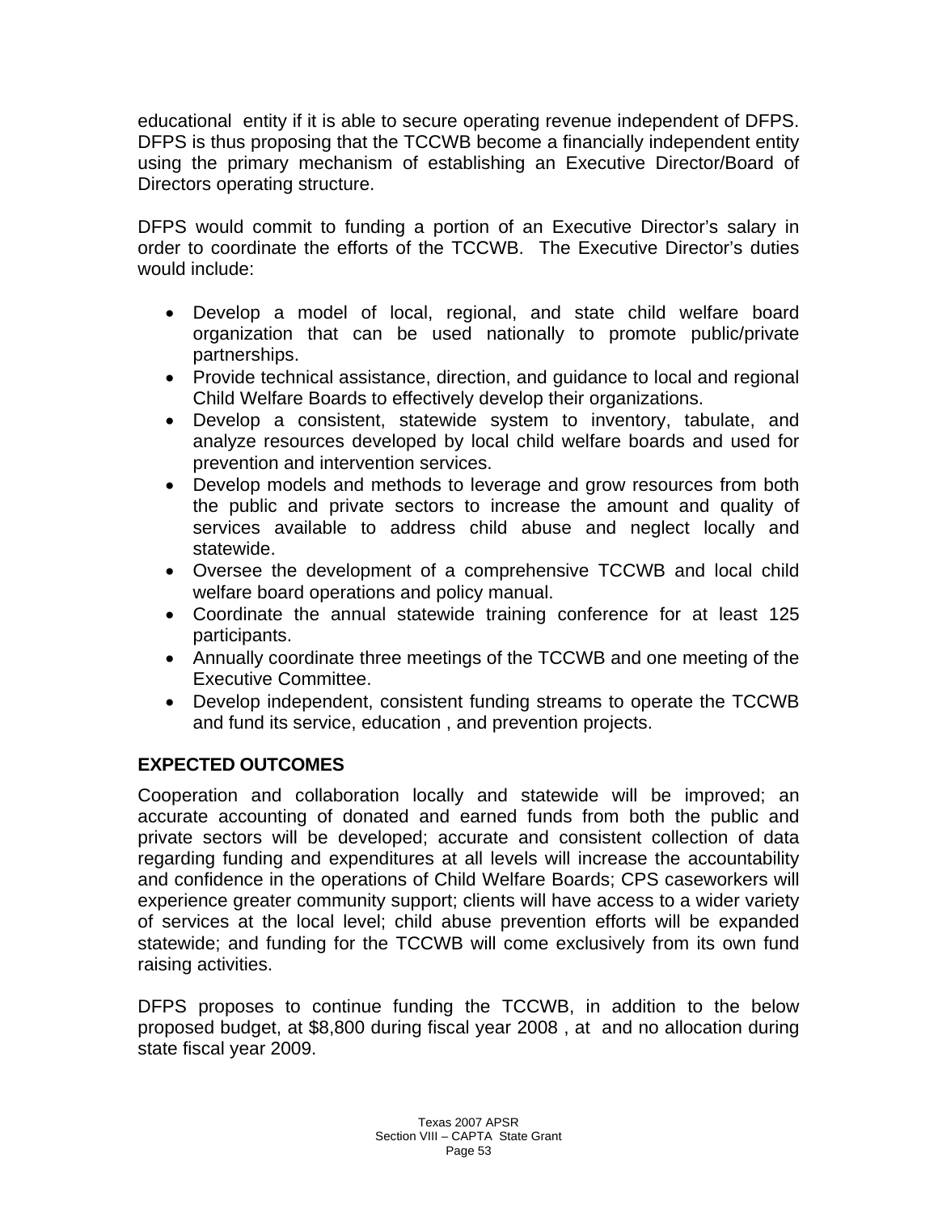educational entity if it is able to secure operating revenue independent of DFPS. DFPS is thus proposing that the TCCWB become a financially independent entity using the primary mechanism of establishing an Executive Director/Board of Directors operating structure.

DFPS would commit to funding a portion of an Executive Director's salary in order to coordinate the efforts of the TCCWB. The Executive Director's duties would include:

- Develop a model of local, regional, and state child welfare board organization that can be used nationally to promote public/private partnerships.
- Provide technical assistance, direction, and guidance to local and regional Child Welfare Boards to effectively develop their organizations.
- Develop a consistent, statewide system to inventory, tabulate, and analyze resources developed by local child welfare boards and used for prevention and intervention services.
- Develop models and methods to leverage and grow resources from both the public and private sectors to increase the amount and quality of services available to address child abuse and neglect locally and statewide.
- Oversee the development of a comprehensive TCCWB and local child welfare board operations and policy manual.
- Coordinate the annual statewide training conference for at least 125 participants.
- Annually coordinate three meetings of the TCCWB and one meeting of the Executive Committee.
- Develop independent, consistent funding streams to operate the TCCWB and fund its service, education , and prevention projects.

**EXPECTED OUTCOMES**

Cooperation and collaboration locally and statewide will be improved; an accurate accounting of donated and earned funds from both the public and private sectors will be developed; accurate and consistent collection of data regarding funding and expenditures at all levels will increase the accountability and confidence in the operations of Child Welfare Boards; CPS caseworkers will experience greater community support; clients will have access to a wider variety of services at the local level; child abuse prevention efforts will be expanded statewide; and funding for the TCCWB will come exclusively from its own fund raising activities.

DFPS proposes to continue funding the TCCWB, in addition to the below proposed budget, at $8,800 during fiscal year 2008 , at and no allocation during state fiscal year 2009.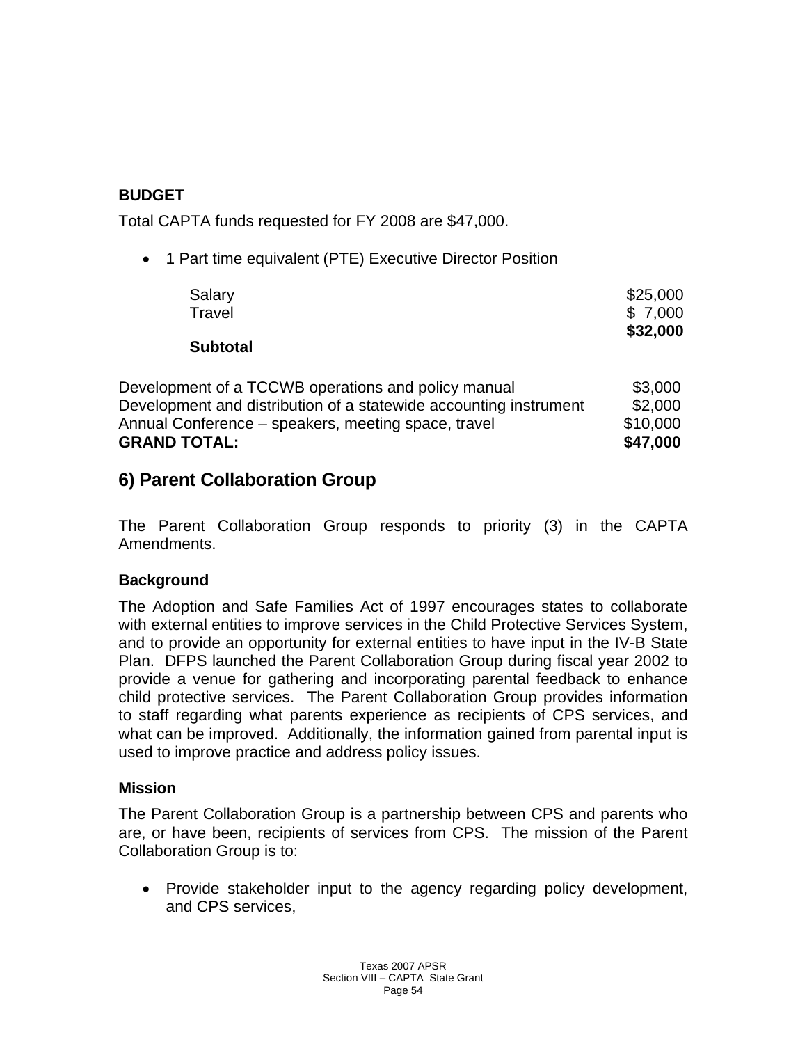**BUDGET**

Total CAPTA funds requested for FY 2008 are $47,000.

- 1 Part time equivalent (PTE) Executive Director Position

| | |
|---|---|
| Salary | $25,000 |
| Travel | $ 7,000 |
| **Subtotal** | **$32,000** |

| | |
|---|---|
| Development of a TCCWB operations and policy manual | $3,000 |
| Development and distribution of a statewide accounting instrument | $2,000 |
| Annual Conference – speakers, meeting space, travel | $10,000 |
| **GRAND TOTAL:** | **$47,000** |

## 6) Parent Collaboration Group

The Parent Collaboration Group responds to priority (3) in the CAPTA Amendments.

### Background

The Adoption and Safe Families Act of 1997 encourages states to collaborate with external entities to improve services in the Child Protective Services System, and to provide an opportunity for external entities to have input in the IV-B State Plan. DFPS launched the Parent Collaboration Group during fiscal year 2002 to provide a venue for gathering and incorporating parental feedback to enhance child protective services. The Parent Collaboration Group provides information to staff regarding what parents experience as recipients of CPS services, and what can be improved. Additionally, the information gained from parental input is used to improve practice and address policy issues.

### Mission

The Parent Collaboration Group is a partnership between CPS and parents who are, or have been, recipients of services from CPS. The mission of the Parent Collaboration Group is to:

- Provide stakeholder input to the agency regarding policy development, and CPS services,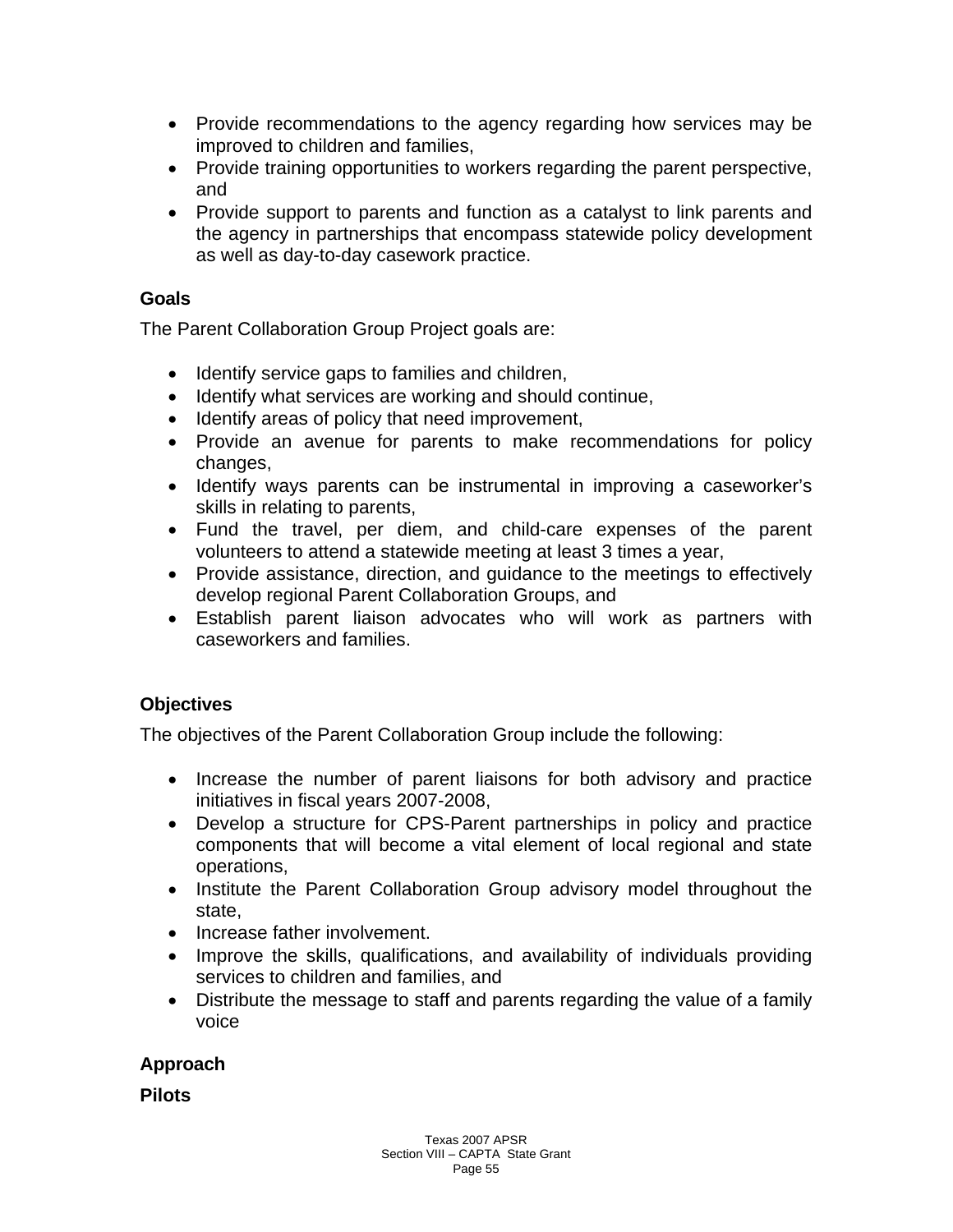- Provide recommendations to the agency regarding how services may be improved to children and families,
- Provide training opportunities to workers regarding the parent perspective, and
- Provide support to parents and function as a catalyst to link parents and the agency in partnerships that encompass statewide policy development as well as day-to-day casework practice.

### Goals

The Parent Collaboration Group Project goals are:

- Identify service gaps to families and children,
- Identify what services are working and should continue,
- Identify areas of policy that need improvement,
- Provide an avenue for parents to make recommendations for policy changes,
- Identify ways parents can be instrumental in improving a caseworker's skills in relating to parents,
- Fund the travel, per diem, and child-care expenses of the parent volunteers to attend a statewide meeting at least 3 times a year,
- Provide assistance, direction, and guidance to the meetings to effectively develop regional Parent Collaboration Groups, and
- Establish parent liaison advocates who will work as partners with caseworkers and families.

### Objectives

The objectives of the Parent Collaboration Group include the following:

- Increase the number of parent liaisons for both advisory and practice initiatives in fiscal years 2007-2008,
- Develop a structure for CPS-Parent partnerships in policy and practice components that will become a vital element of local regional and state operations,
- Institute the Parent Collaboration Group advisory model throughout the state,
- Increase father involvement.
- Improve the skills, qualifications, and availability of individuals providing services to children and families, and
- Distribute the message to staff and parents regarding the value of a family voice

### Approach

### Pilots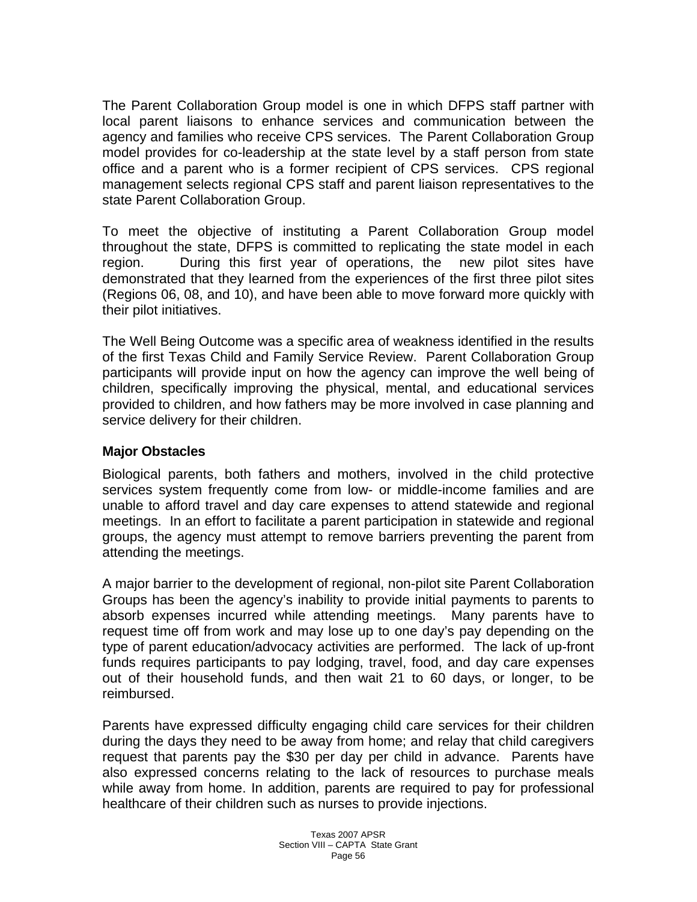The Parent Collaboration Group model is one in which DFPS staff partner with local parent liaisons to enhance services and communication between the agency and families who receive CPS services. The Parent Collaboration Group model provides for co-leadership at the state level by a staff person from state office and a parent who is a former recipient of CPS services. CPS regional management selects regional CPS staff and parent liaison representatives to the state Parent Collaboration Group.

To meet the objective of instituting a Parent Collaboration Group model throughout the state, DFPS is committed to replicating the state model in each region. During this first year of operations, the new pilot sites have demonstrated that they learned from the experiences of the first three pilot sites (Regions 06, 08, and 10), and have been able to move forward more quickly with their pilot initiatives.

The Well Being Outcome was a specific area of weakness identified in the results of the first Texas Child and Family Service Review. Parent Collaboration Group participants will provide input on how the agency can improve the well being of children, specifically improving the physical, mental, and educational services provided to children, and how fathers may be more involved in case planning and service delivery for their children.

### Major Obstacles

Biological parents, both fathers and mothers, involved in the child protective services system frequently come from low- or middle-income families and are unable to afford travel and day care expenses to attend statewide and regional meetings. In an effort to facilitate a parent participation in statewide and regional groups, the agency must attempt to remove barriers preventing the parent from attending the meetings.

A major barrier to the development of regional, non-pilot site Parent Collaboration Groups has been the agency's inability to provide initial payments to parents to absorb expenses incurred while attending meetings. Many parents have to request time off from work and may lose up to one day's pay depending on the type of parent education/advocacy activities are performed. The lack of up-front funds requires participants to pay lodging, travel, food, and day care expenses out of their household funds, and then wait 21 to 60 days, or longer, to be reimbursed.

Parents have expressed difficulty engaging child care services for their children during the days they need to be away from home; and relay that child caregivers request that parents pay the $30 per day per child in advance. Parents have also expressed concerns relating to the lack of resources to purchase meals while away from home. In addition, parents are required to pay for professional healthcare of their children such as nurses to provide injections.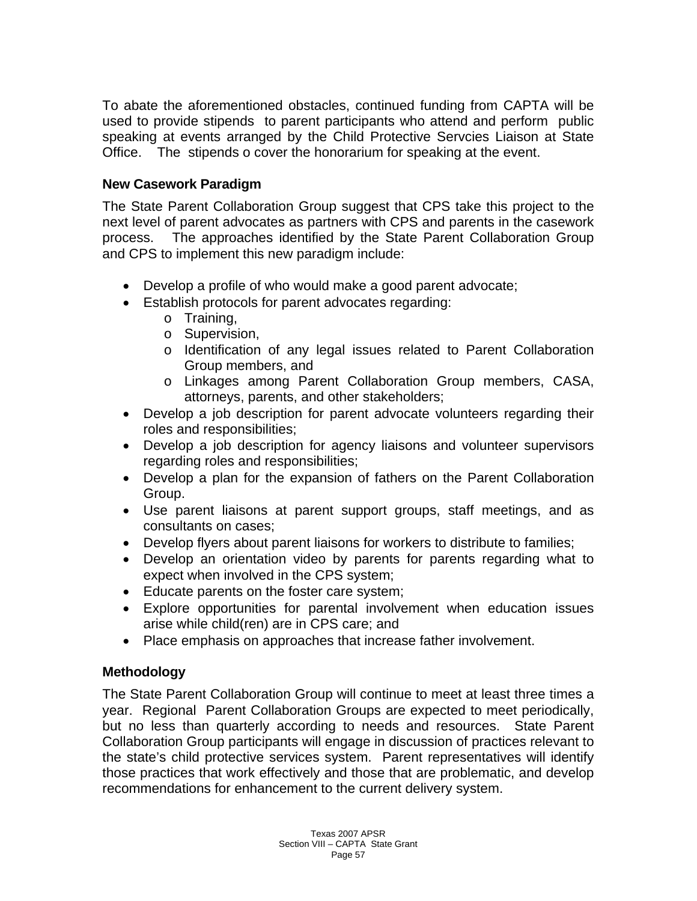To abate the aforementioned obstacles, continued funding from CAPTA will be used to provide stipends to parent participants who attend and perform public speaking at events arranged by the Child Protective Servcies Liaison at State Office. The stipends o cover the honorarium for speaking at the event.

### New Casework Paradigm

The State Parent Collaboration Group suggest that CPS take this project to the next level of parent advocates as partners with CPS and parents in the casework process. The approaches identified by the State Parent Collaboration Group and CPS to implement this new paradigm include:

- Develop a profile of who would make a good parent advocate;
- Establish protocols for parent advocates regarding:
  - Training,
  - Supervision,
  - Identification of any legal issues related to Parent Collaboration Group members, and
  - Linkages among Parent Collaboration Group members, CASA, attorneys, parents, and other stakeholders;
- Develop a job description for parent advocate volunteers regarding their roles and responsibilities;
- Develop a job description for agency liaisons and volunteer supervisors regarding roles and responsibilities;
- Develop a plan for the expansion of fathers on the Parent Collaboration Group.
- Use parent liaisons at parent support groups, staff meetings, and as consultants on cases;
- Develop flyers about parent liaisons for workers to distribute to families;
- Develop an orientation video by parents for parents regarding what to expect when involved in the CPS system;
- Educate parents on the foster care system;
- Explore opportunities for parental involvement when education issues arise while child(ren) are in CPS care; and
- Place emphasis on approaches that increase father involvement.

### Methodology

The State Parent Collaboration Group will continue to meet at least three times a year. Regional Parent Collaboration Groups are expected to meet periodically, but no less than quarterly according to needs and resources. State Parent Collaboration Group participants will engage in discussion of practices relevant to the state's child protective services system. Parent representatives will identify those practices that work effectively and those that are problematic, and develop recommendations for enhancement to the current delivery system.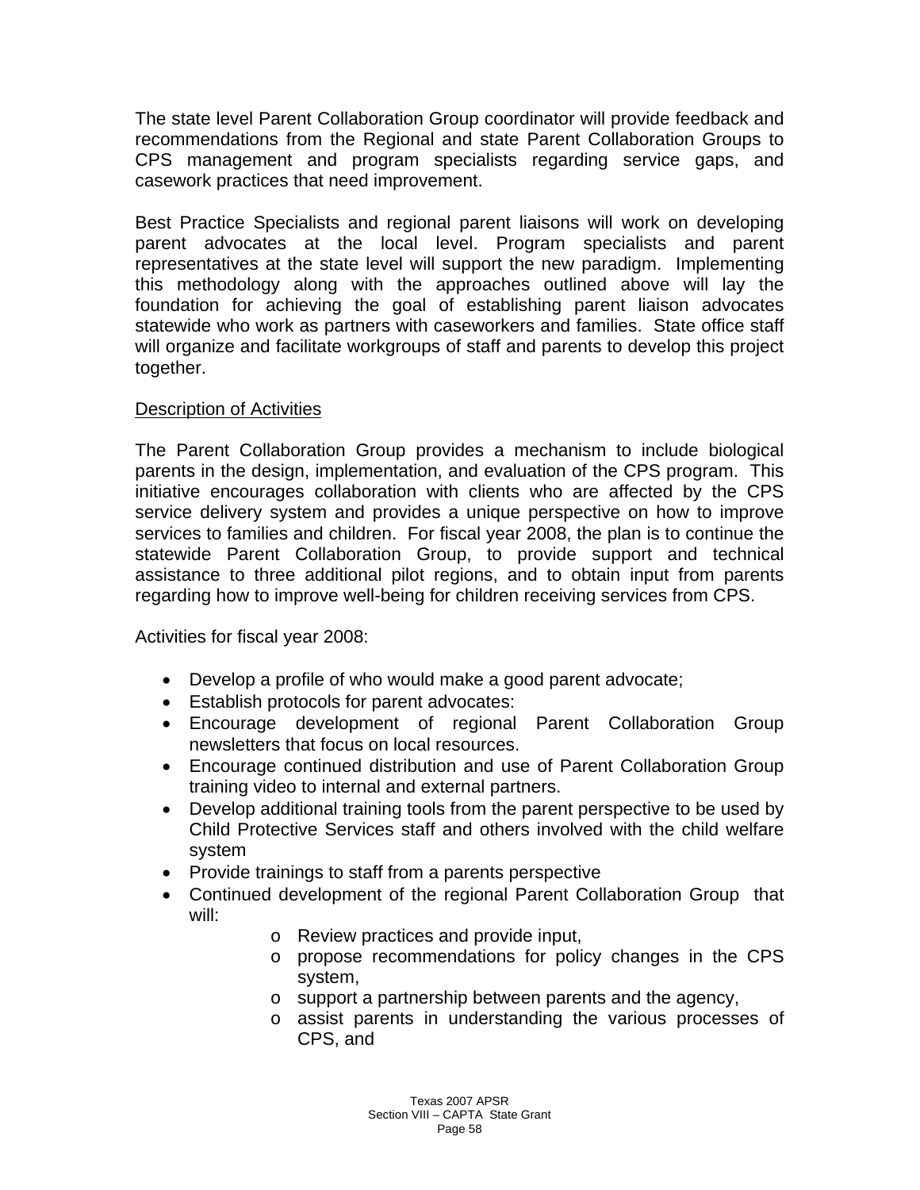The state level Parent Collaboration Group coordinator will provide feedback and recommendations from the Regional and state Parent Collaboration Groups to CPS management and program specialists regarding service gaps, and casework practices that need improvement.

Best Practice Specialists and regional parent liaisons will work on developing parent advocates at the local level. Program specialists and parent representatives at the state level will support the new paradigm. Implementing this methodology along with the approaches outlined above will lay the foundation for achieving the goal of establishing parent liaison advocates statewide who work as partners with caseworkers and families. State office staff will organize and facilitate workgroups of staff and parents to develop this project together.

<u>Description of Activities</u>

The Parent Collaboration Group provides a mechanism to include biological parents in the design, implementation, and evaluation of the CPS program. This initiative encourages collaboration with clients who are affected by the CPS service delivery system and provides a unique perspective on how to improve services to families and children. For fiscal year 2008, the plan is to continue the statewide Parent Collaboration Group, to provide support and technical assistance to three additional pilot regions, and to obtain input from parents regarding how to improve well-being for children receiving services from CPS.

Activities for fiscal year 2008:

- Develop a profile of who would make a good parent advocate;
- Establish protocols for parent advocates:
- Encourage development of regional Parent Collaboration Group newsletters that focus on local resources.
- Encourage continued distribution and use of Parent Collaboration Group training video to internal and external partners.
- Develop additional training tools from the parent perspective to be used by Child Protective Services staff and others involved with the child welfare system
- Provide trainings to staff from a parents perspective
- Continued development of the regional Parent Collaboration Group that will:
    - Review practices and provide input,
    - propose recommendations for policy changes in the CPS system,
    - support a partnership between parents and the agency,
    - assist parents in understanding the various processes of CPS, and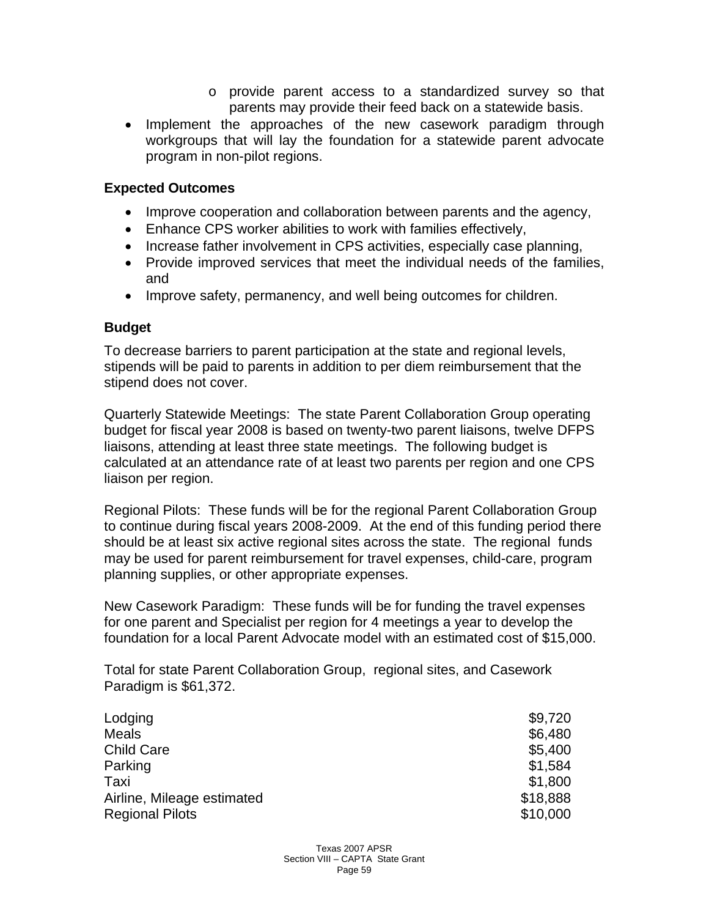- provide parent access to a standardized survey so that parents may provide their feed back on a statewide basis.

- Implement the approaches of the new casework paradigm through workgroups that will lay the foundation for a statewide parent advocate program in non-pilot regions.

**Expected Outcomes**

- Improve cooperation and collaboration between parents and the agency,
- Enhance CPS worker abilities to work with families effectively,
- Increase father involvement in CPS activities, especially case planning,
- Provide improved services that meet the individual needs of the families, and
- Improve safety, permanency, and well being outcomes for children.

**Budget**

To decrease barriers to parent participation at the state and regional levels, stipends will be paid to parents in addition to per diem reimbursement that the stipend does not cover.

Quarterly Statewide Meetings: The state Parent Collaboration Group operating budget for fiscal year 2008 is based on twenty-two parent liaisons, twelve DFPS liaisons, attending at least three state meetings. The following budget is calculated at an attendance rate of at least two parents per region and one CPS liaison per region.

Regional Pilots: These funds will be for the regional Parent Collaboration Group to continue during fiscal years 2008-2009. At the end of this funding period there should be at least six active regional sites across the state. The regional funds may be used for parent reimbursement for travel expenses, child-care, program planning supplies, or other appropriate expenses.

New Casework Paradigm: These funds will be for funding the travel expenses for one parent and Specialist per region for 4 meetings a year to develop the foundation for a local Parent Advocate model with an estimated cost of $15,000.

Total for state Parent Collaboration Group, regional sites, and Casework Paradigm is $61,372.

| | |
|---|---|
| Lodging | $9,720 |
| Meals | $6,480 |
| Child Care | $5,400 |
| Parking | $1,584 |
| Taxi | $1,800 |
| Airline, Mileage estimated | $18,888 |
| Regional Pilots | $10,000 |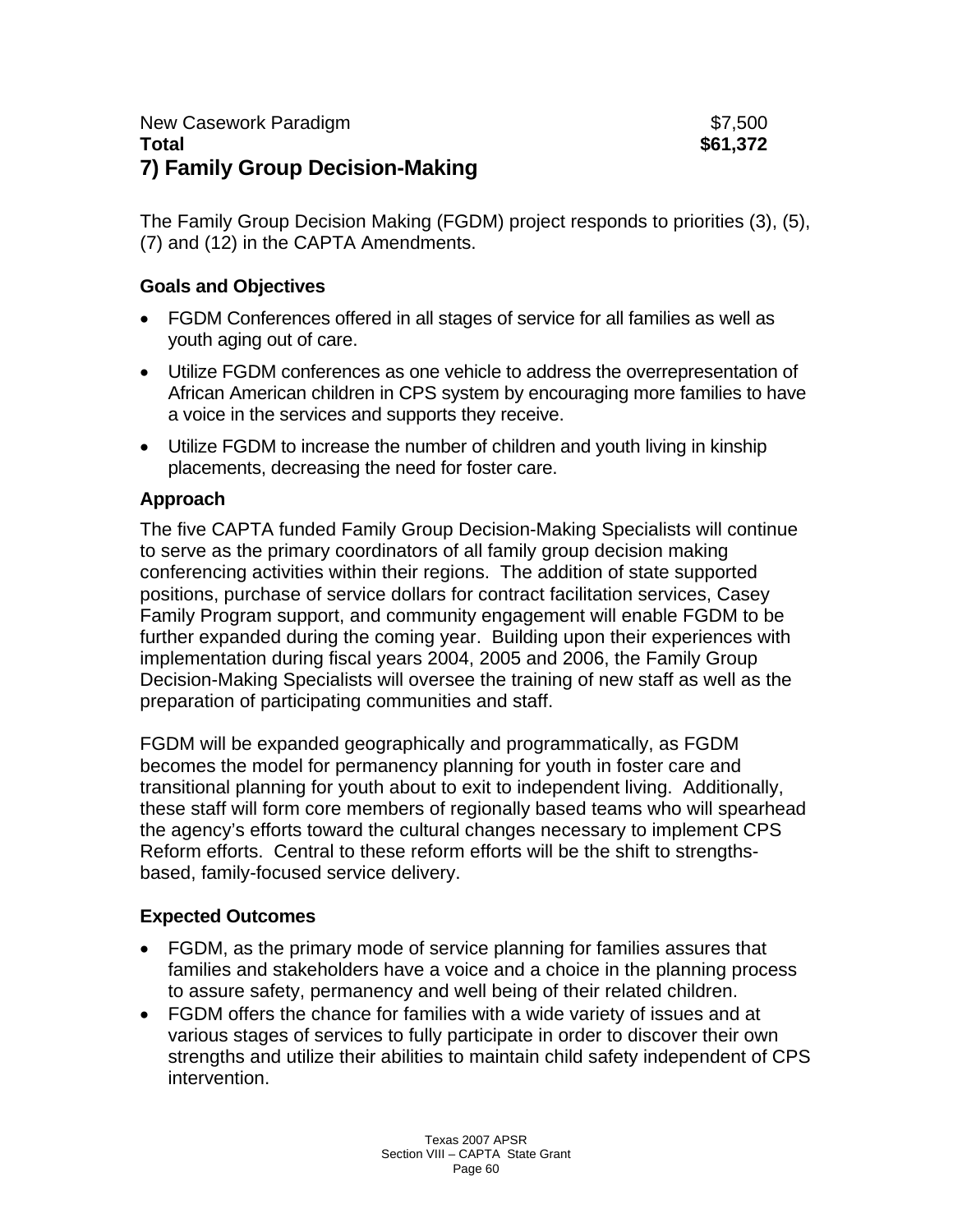| | |
|---|---|
| New Casework Paradigm | $7,500 |
| **Total** | **$61,372** |

## 7) Family Group Decision-Making

The Family Group Decision Making (FGDM) project responds to priorities (3), (5), (7) and (12) in the CAPTA Amendments.

### Goals and Objectives

- FGDM Conferences offered in all stages of service for all families as well as youth aging out of care.
- Utilize FGDM conferences as one vehicle to address the overrepresentation of African American children in CPS system by encouraging more families to have a voice in the services and supports they receive.
- Utilize FGDM to increase the number of children and youth living in kinship placements, decreasing the need for foster care.

### Approach

The five CAPTA funded Family Group Decision-Making Specialists will continue to serve as the primary coordinators of all family group decision making conferencing activities within their regions. The addition of state supported positions, purchase of service dollars for contract facilitation services, Casey Family Program support, and community engagement will enable FGDM to be further expanded during the coming year. Building upon their experiences with implementation during fiscal years 2004, 2005 and 2006, the Family Group Decision-Making Specialists will oversee the training of new staff as well as the preparation of participating communities and staff.

FGDM will be expanded geographically and programmatically, as FGDM becomes the model for permanency planning for youth in foster care and transitional planning for youth about to exit to independent living. Additionally, these staff will form core members of regionally based teams who will spearhead the agency's efforts toward the cultural changes necessary to implement CPS Reform efforts. Central to these reform efforts will be the shift to strengths-based, family-focused service delivery.

### Expected Outcomes

- FGDM, as the primary mode of service planning for families assures that families and stakeholders have a voice and a choice in the planning process to assure safety, permanency and well being of their related children.
- FGDM offers the chance for families with a wide variety of issues and at various stages of services to fully participate in order to discover their own strengths and utilize their abilities to maintain child safety independent of CPS intervention.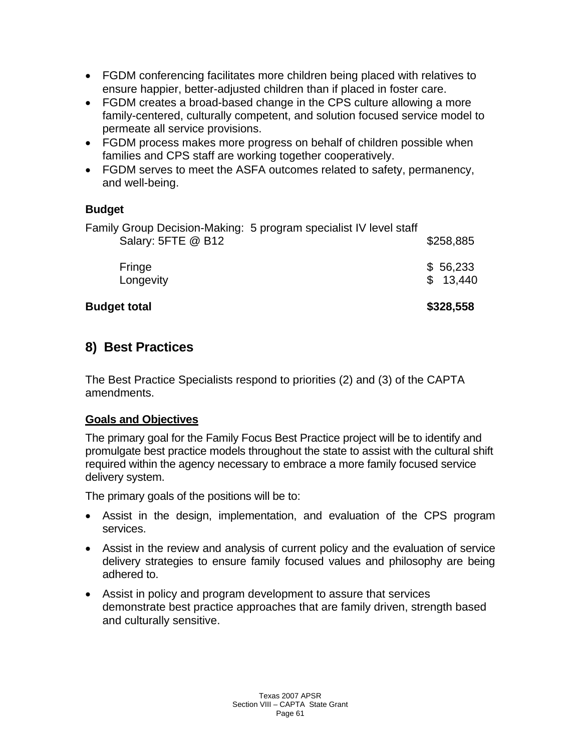- FGDM conferencing facilitates more children being placed with relatives to ensure happier, better-adjusted children than if placed in foster care.
- FGDM creates a broad-based change in the CPS culture allowing a more family-centered, culturally competent, and solution focused service model to permeate all service provisions.
- FGDM process makes more progress on behalf of children possible when families and CPS staff are working together cooperatively.
- FGDM serves to meet the ASFA outcomes related to safety, permanency, and well-being.

**Budget**

Family Group Decision-Making: 5 program specialist IV level staff

| | |
|---|---|
| Salary: 5FTE @ B12 | $258,885 |
| Fringe | $ 56,233 |
| Longevity | $ 13,440 |
| **Budget total** | **$328,558** |

## 8) Best Practices

The Best Practice Specialists respond to priorities (2) and (3) of the CAPTA amendments.

**Goals and Objectives**

The primary goal for the Family Focus Best Practice project will be to identify and promulgate best practice models throughout the state to assist with the cultural shift required within the agency necessary to embrace a more family focused service delivery system.

The primary goals of the positions will be to:

- Assist in the design, implementation, and evaluation of the CPS program services.
- Assist in the review and analysis of current policy and the evaluation of service delivery strategies to ensure family focused values and philosophy are being adhered to.
- Assist in policy and program development to assure that services demonstrate best practice approaches that are family driven, strength based and culturally sensitive.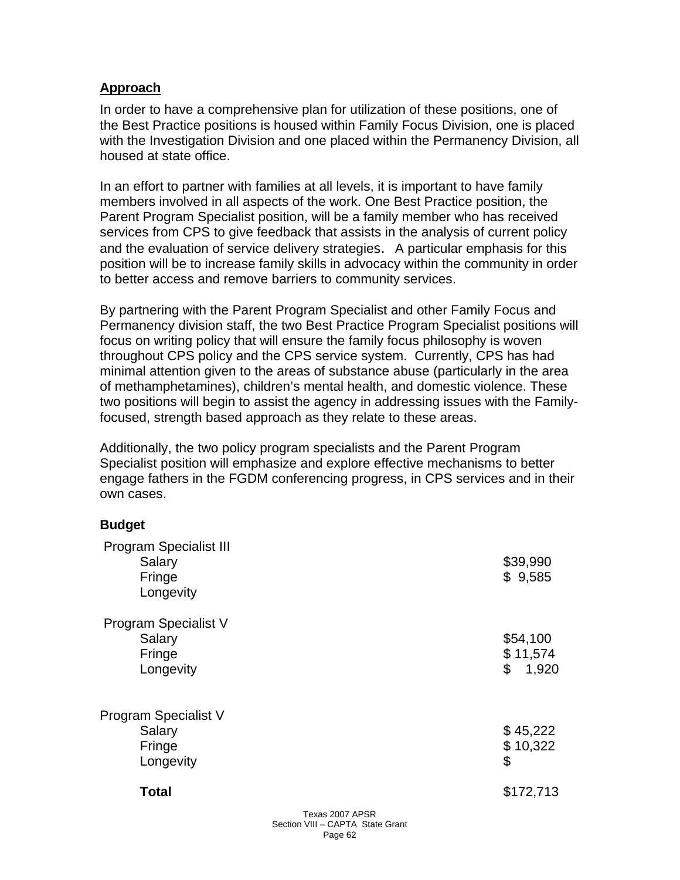## Approach

In order to have a comprehensive plan for utilization of these positions, one of the Best Practice positions is housed within Family Focus Division, one is placed with the Investigation Division and one placed within the Permanency Division, all housed at state office.

In an effort to partner with families at all levels, it is important to have family members involved in all aspects of the work. One Best Practice position, the Parent Program Specialist position, will be a family member who has received services from CPS to give feedback that assists in the analysis of current policy and the evaluation of service delivery strategies. A particular emphasis for this position will be to increase family skills in advocacy within the community in order to better access and remove barriers to community services.

By partnering with the Parent Program Specialist and other Family Focus and Permanency division staff, the two Best Practice Program Specialist positions will focus on writing policy that will ensure the family focus philosophy is woven throughout CPS policy and the CPS service system. Currently, CPS has had minimal attention given to the areas of substance abuse (particularly in the area of methamphetamines), children's mental health, and domestic violence. These two positions will begin to assist the agency in addressing issues with the Family-focused, strength based approach as they relate to these areas.

Additionally, the two policy program specialists and the Parent Program Specialist position will emphasize and explore effective mechanisms to better engage fathers in the FGDM conferencing progress, in CPS services and in their own cases.

### Budget

| | |
|---|---|
| Program Specialist III | |
| Salary | $39,990 |
| Fringe | $ 9,585 |
| Longevity | |
| Program Specialist V | |
| Salary | $54,100 |
| Fringe | $ 11,574 |
| Longevity | $ 1,920 |
| Program Specialist V | |
| Salary | $ 45,222 |
| Fringe | $ 10,322 |
| Longevity | $ |
| **Total** | $172,713 |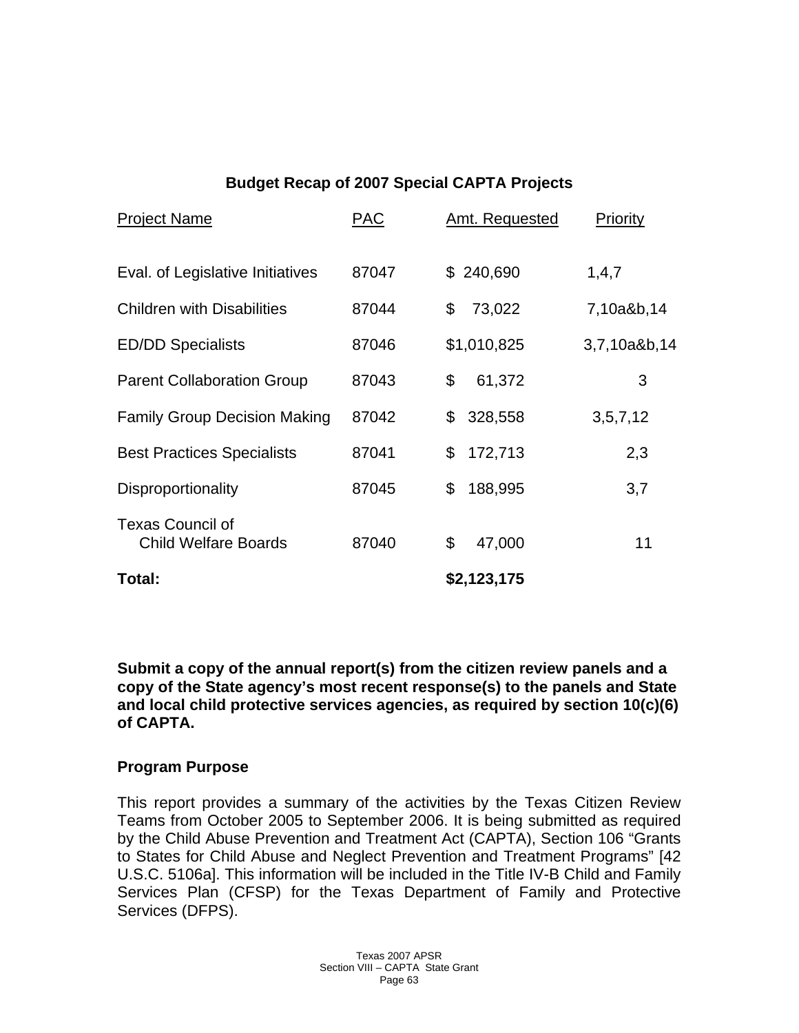### Budget Recap of 2007 Special CAPTA Projects

| Project Name | PAC | Amt. Requested | Priority |
|---|---|---|---|
| Eval. of Legislative Initiatives | 87047 | $ 240,690 | 1,4,7 |
| Children with Disabilities | 87044 | $ 73,022 | 7,10a&b,14 |
| ED/DD Specialists | 87046 | $1,010,825 | 3,7,10a&b,14 |
| Parent Collaboration Group | 87043 | $ 61,372 | 3 |
| Family Group Decision Making | 87042 | $ 328,558 | 3,5,7,12 |
| Best Practices Specialists | 87041 | $ 172,713 | 2,3 |
| Disproportionality | 87045 | $ 188,995 | 3,7 |
| Texas Council of Child Welfare Boards | 87040 | $ 47,000 | 11 |
| **Total:** | | **$2,123,175** | |

**Submit a copy of the annual report(s) from the citizen review panels and a copy of the State agency's most recent response(s) to the panels and State and local child protective services agencies, as required by section 10(c)(6) of CAPTA.**

**Program Purpose**

This report provides a summary of the activities by the Texas Citizen Review Teams from October 2005 to September 2006. It is being submitted as required by the Child Abuse Prevention and Treatment Act (CAPTA), Section 106 "Grants to States for Child Abuse and Neglect Prevention and Treatment Programs" [42 U.S.C. 5106a]. This information will be included in the Title IV-B Child and Family Services Plan (CFSP) for the Texas Department of Family and Protective Services (DFPS).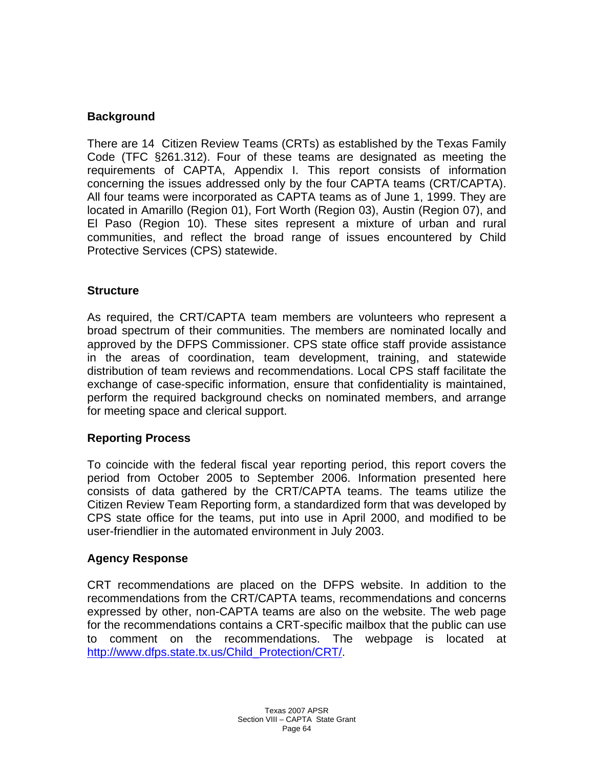## Background

There are 14 Citizen Review Teams (CRTs) as established by the Texas Family Code (TFC §261.312). Four of these teams are designated as meeting the requirements of CAPTA, Appendix I. This report consists of information concerning the issues addressed only by the four CAPTA teams (CRT/CAPTA). All four teams were incorporated as CAPTA teams as of June 1, 1999. They are located in Amarillo (Region 01), Fort Worth (Region 03), Austin (Region 07), and El Paso (Region 10). These sites represent a mixture of urban and rural communities, and reflect the broad range of issues encountered by Child Protective Services (CPS) statewide.

## Structure

As required, the CRT/CAPTA team members are volunteers who represent a broad spectrum of their communities. The members are nominated locally and approved by the DFPS Commissioner. CPS state office staff provide assistance in the areas of coordination, team development, training, and statewide distribution of team reviews and recommendations. Local CPS staff facilitate the exchange of case-specific information, ensure that confidentiality is maintained, perform the required background checks on nominated members, and arrange for meeting space and clerical support.

## Reporting Process

To coincide with the federal fiscal year reporting period, this report covers the period from October 2005 to September 2006. Information presented here consists of data gathered by the CRT/CAPTA teams. The teams utilize the Citizen Review Team Reporting form, a standardized form that was developed by CPS state office for the teams, put into use in April 2000, and modified to be user-friendlier in the automated environment in July 2003.

## Agency Response

CRT recommendations are placed on the DFPS website. In addition to the recommendations from the CRT/CAPTA teams, recommendations and concerns expressed by other, non-CAPTA teams are also on the website. The web page for the recommendations contains a CRT-specific mailbox that the public can use to comment on the recommendations. The webpage is located at http://www.dfps.state.tx.us/Child_Protection/CRT/.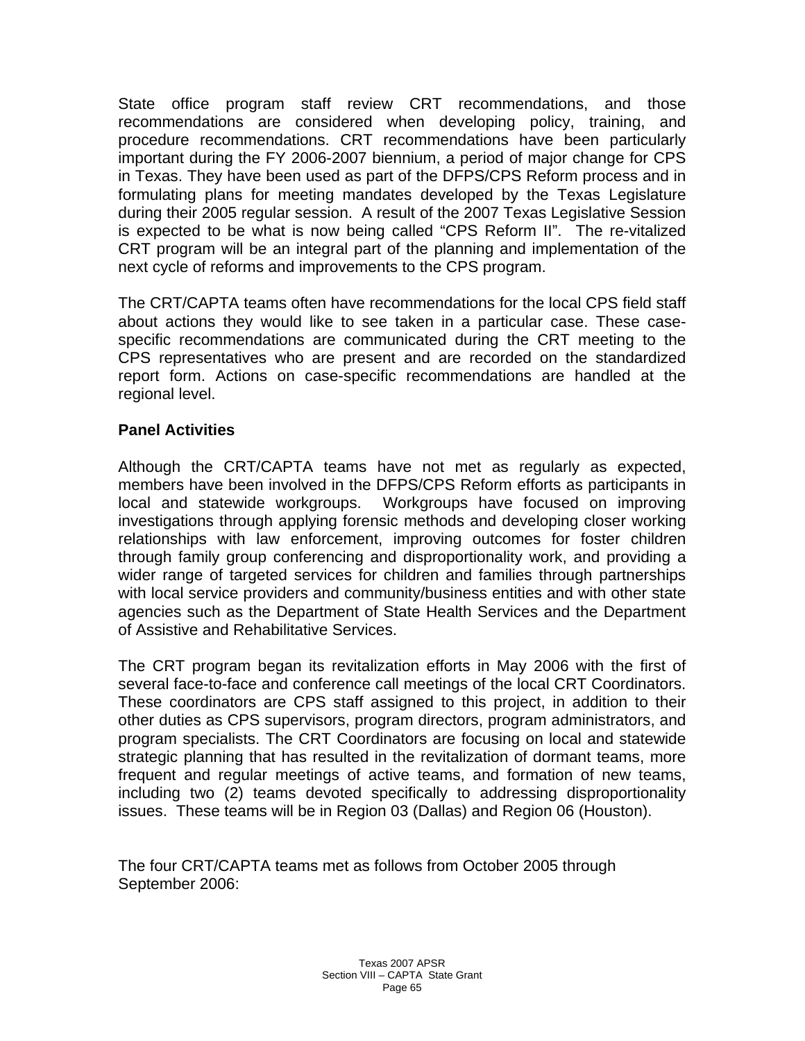State office program staff review CRT recommendations, and those recommendations are considered when developing policy, training, and procedure recommendations. CRT recommendations have been particularly important during the FY 2006-2007 biennium, a period of major change for CPS in Texas. They have been used as part of the DFPS/CPS Reform process and in formulating plans for meeting mandates developed by the Texas Legislature during their 2005 regular session. A result of the 2007 Texas Legislative Session is expected to be what is now being called "CPS Reform II". The re-vitalized CRT program will be an integral part of the planning and implementation of the next cycle of reforms and improvements to the CPS program.

The CRT/CAPTA teams often have recommendations for the local CPS field staff about actions they would like to see taken in a particular case. These case-specific recommendations are communicated during the CRT meeting to the CPS representatives who are present and are recorded on the standardized report form. Actions on case-specific recommendations are handled at the regional level.

**Panel Activities**

Although the CRT/CAPTA teams have not met as regularly as expected, members have been involved in the DFPS/CPS Reform efforts as participants in local and statewide workgroups. Workgroups have focused on improving investigations through applying forensic methods and developing closer working relationships with law enforcement, improving outcomes for foster children through family group conferencing and disproportionality work, and providing a wider range of targeted services for children and families through partnerships with local service providers and community/business entities and with other state agencies such as the Department of State Health Services and the Department of Assistive and Rehabilitative Services.

The CRT program began its revitalization efforts in May 2006 with the first of several face-to-face and conference call meetings of the local CRT Coordinators. These coordinators are CPS staff assigned to this project, in addition to their other duties as CPS supervisors, program directors, program administrators, and program specialists. The CRT Coordinators are focusing on local and statewide strategic planning that has resulted in the revitalization of dormant teams, more frequent and regular meetings of active teams, and formation of new teams, including two (2) teams devoted specifically to addressing disproportionality issues. These teams will be in Region 03 (Dallas) and Region 06 (Houston).

The four CRT/CAPTA teams met as follows from October 2005 through September 2006: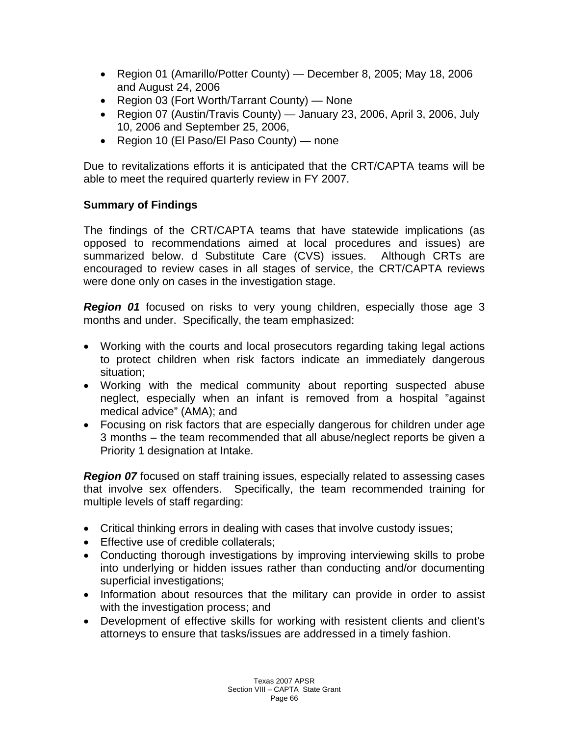- Region 01 (Amarillo/Potter County) — December 8, 2005; May 18, 2006 and August 24, 2006
- Region 03 (Fort Worth/Tarrant County) — None
- Region 07 (Austin/Travis County) — January 23, 2006, April 3, 2006, July 10, 2006 and September 25, 2006,
- Region 10 (El Paso/El Paso County) — none

Due to revitalizations efforts it is anticipated that the CRT/CAPTA teams will be able to meet the required quarterly review in FY 2007.

**Summary of Findings**

The findings of the CRT/CAPTA teams that have statewide implications (as opposed to recommendations aimed at local procedures and issues) are summarized below. d Substitute Care (CVS) issues. Although CRTs are encouraged to review cases in all stages of service, the CRT/CAPTA reviews were done only on cases in the investigation stage.

***Region 01*** focused on risks to very young children, especially those age 3 months and under. Specifically, the team emphasized:

- Working with the courts and local prosecutors regarding taking legal actions to protect children when risk factors indicate an immediately dangerous situation;
- Working with the medical community about reporting suspected abuse neglect, especially when an infant is removed from a hospital "against medical advice" (AMA); and
- Focusing on risk factors that are especially dangerous for children under age 3 months – the team recommended that all abuse/neglect reports be given a Priority 1 designation at Intake.

***Region 07*** focused on staff training issues, especially related to assessing cases that involve sex offenders. Specifically, the team recommended training for multiple levels of staff regarding:

- Critical thinking errors in dealing with cases that involve custody issues;
- Effective use of credible collaterals;
- Conducting thorough investigations by improving interviewing skills to probe into underlying or hidden issues rather than conducting and/or documenting superficial investigations;
- Information about resources that the military can provide in order to assist with the investigation process; and
- Development of effective skills for working with resistent clients and client's attorneys to ensure that tasks/issues are addressed in a timely fashion.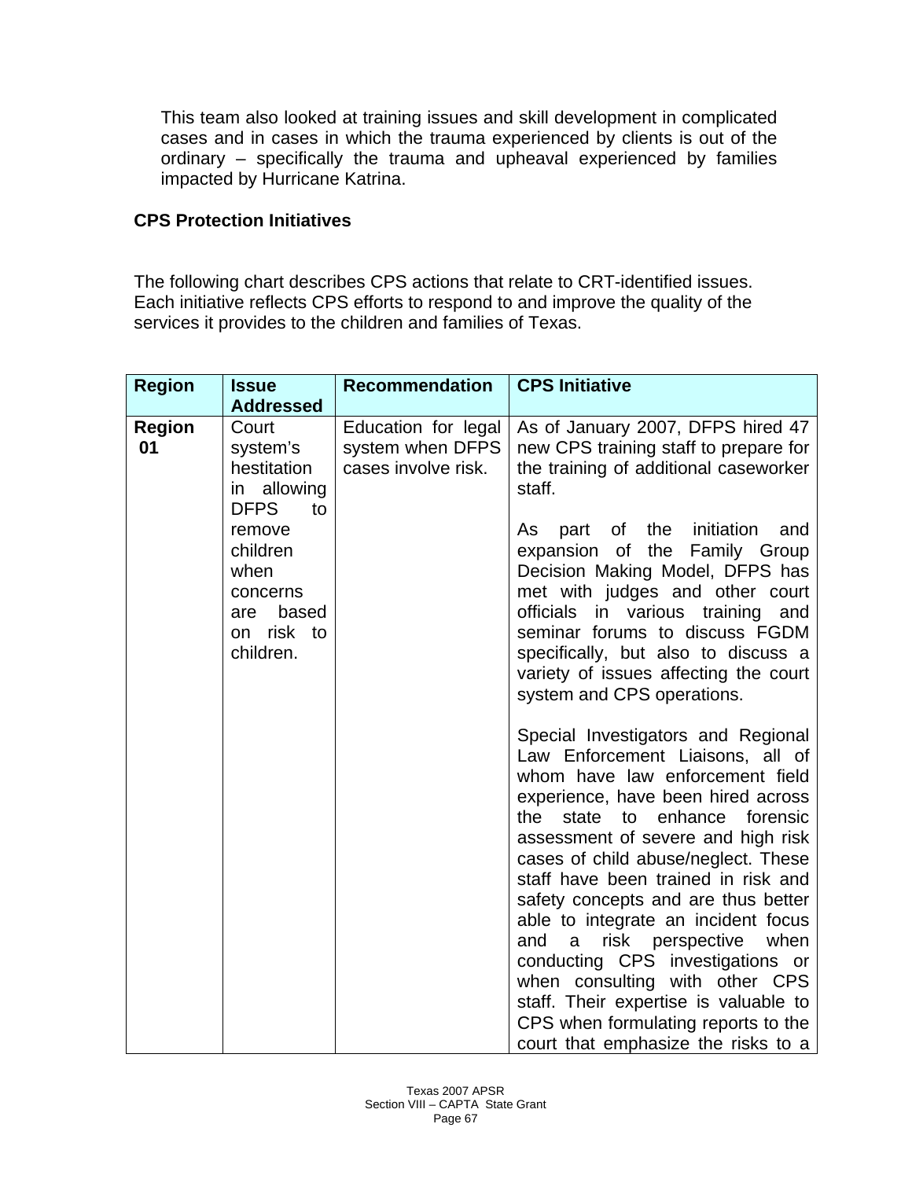This team also looked at training issues and skill development in complicated cases and in cases in which the trauma experienced by clients is out of the ordinary – specifically the trauma and upheaval experienced by families impacted by Hurricane Katrina.

**CPS Protection Initiatives**

The following chart describes CPS actions that relate to CRT-identified issues. Each initiative reflects CPS efforts to respond to and improve the quality of the services it provides to the children and families of Texas.

| Region | Issue Addressed | Recommendation | CPS Initiative |
|---|---|---|---|
| **Region 01** | Court system's hestitation in allowing DFPS to remove children when concerns are based on risk to children. | Education for legal system when DFPS cases involve risk. | As of January 2007, DFPS hired 47 new CPS training staff to prepare for the training of additional caseworker staff.<br><br>As part of the initiation and expansion of the Family Group Decision Making Model, DFPS has met with judges and other court officials in various training and seminar forums to discuss FGDM specifically, but also to discuss a variety of issues affecting the court system and CPS operations.<br><br>Special Investigators and Regional Law Enforcement Liaisons, all of whom have law enforcement field experience, have been hired across the state to enhance forensic assessment of severe and high risk cases of child abuse/neglect. These staff have been trained in risk and safety concepts and are thus better able to integrate an incident focus and a risk perspective when conducting CPS investigations or when consulting with other CPS staff. Their expertise is valuable to CPS when formulating reports to the court that emphasize the risks to a |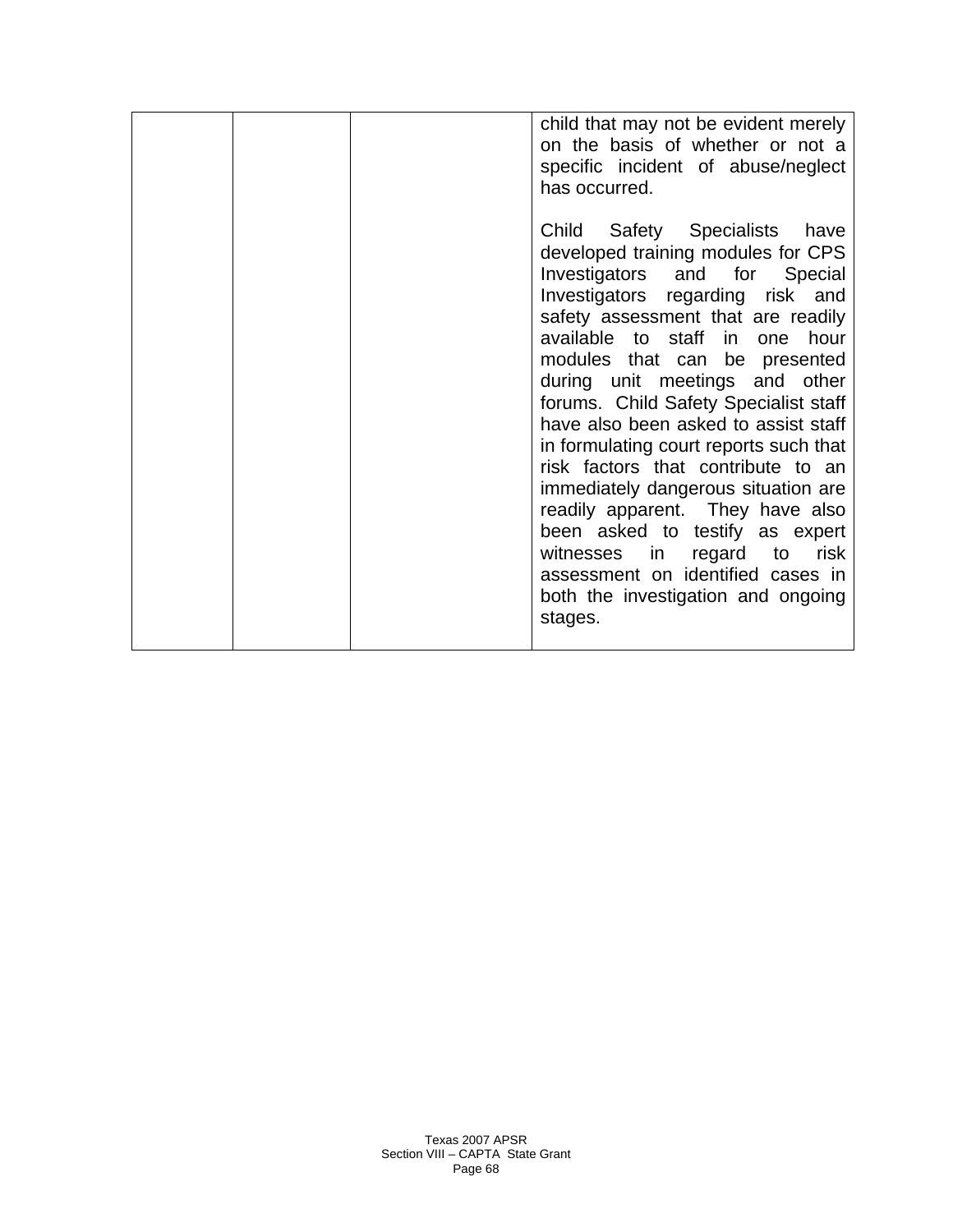|  |  |  |  |
|---|---|---|---|
|  |  |  | child that may not be evident merely on the basis of whether or not a specific incident of abuse/neglect has occurred.<br><br>Child Safety Specialists have developed training modules for CPS Investigators and for Special Investigators regarding risk and safety assessment that are readily available to staff in one hour modules that can be presented during unit meetings and other forums. Child Safety Specialist staff have also been asked to assist staff in formulating court reports such that risk factors that contribute to an immediately dangerous situation are readily apparent. They have also been asked to testify as expert witnesses in regard to risk assessment on identified cases in both the investigation and ongoing stages. |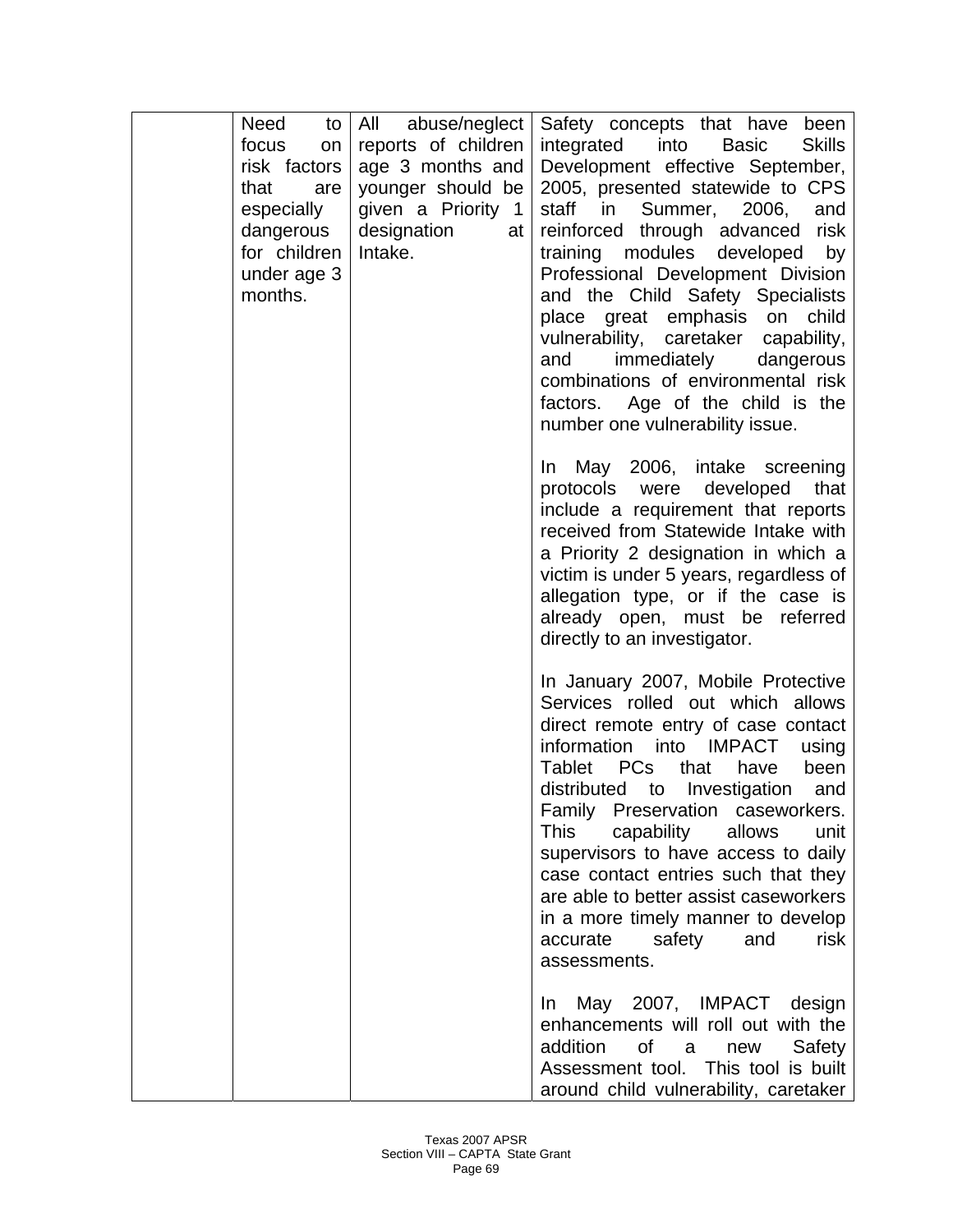|  | Need to focus on risk factors that are especially dangerous for children under age 3 months. | All abuse/neglect reports of children age 3 months and younger should be given a Priority 1 designation at Intake. | Safety concepts that have been integrated into Basic Skills Development effective September, 2005, presented statewide to CPS staff in Summer, 2006, and reinforced through advanced risk training modules developed by Professional Development Division and the Child Safety Specialists place great emphasis on child vulnerability, caretaker capability, and immediately dangerous combinations of environmental risk factors. Age of the child is the number one vulnerability issue.<br><br>In May 2006, intake screening protocols were developed that include a requirement that reports received from Statewide Intake with a Priority 2 designation in which a victim is under 5 years, regardless of allegation type, or if the case is already open, must be referred directly to an investigator.<br><br>In January 2007, Mobile Protective Services rolled out which allows direct remote entry of case contact information into IMPACT using Tablet PCs that have been distributed to Investigation and Family Preservation caseworkers. This capability allows unit supervisors to have access to daily case contact entries such that they are able to better assist caseworkers in a more timely manner to develop accurate safety and risk assessments.<br><br>In May 2007, IMPACT design enhancements will roll out with the addition of a new Safety Assessment tool. This tool is built around child vulnerability, caretaker |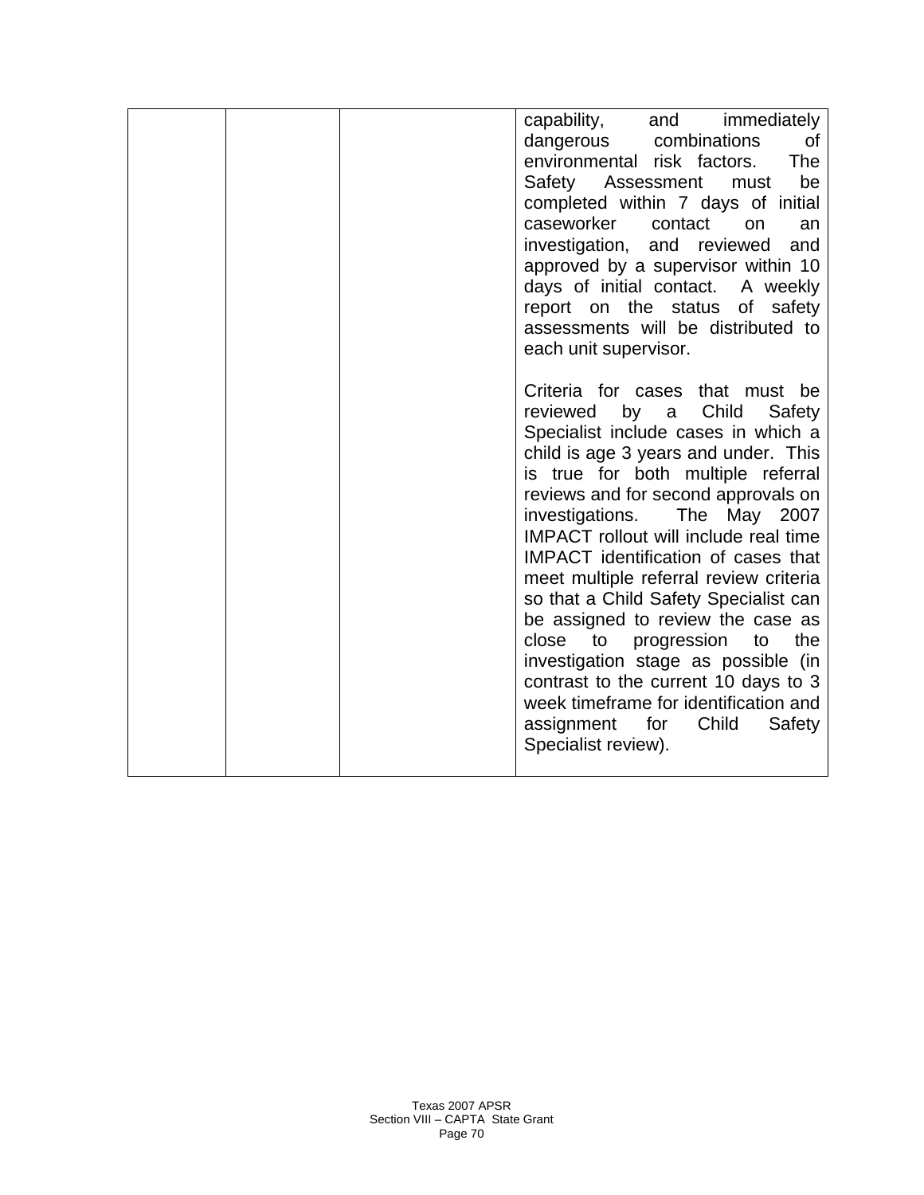|  |  |  |  |
|---|---|---|---|
|  |  |  | capability, and immediately dangerous combinations of environmental risk factors. The Safety Assessment must be completed within 7 days of initial caseworker contact on an investigation, and reviewed and approved by a supervisor within 10 days of initial contact. A weekly report on the status of safety assessments will be distributed to each unit supervisor.<br><br>Criteria for cases that must be reviewed by a Child Safety Specialist include cases in which a child is age 3 years and under. This is true for both multiple referral reviews and for second approvals on investigations. The May 2007 IMPACT rollout will include real time IMPACT identification of cases that meet multiple referral review criteria so that a Child Safety Specialist can be assigned to review the case as close to progression to the investigation stage as possible (in contrast to the current 10 days to 3 week timeframe for identification and assignment for Child Safety Specialist review). |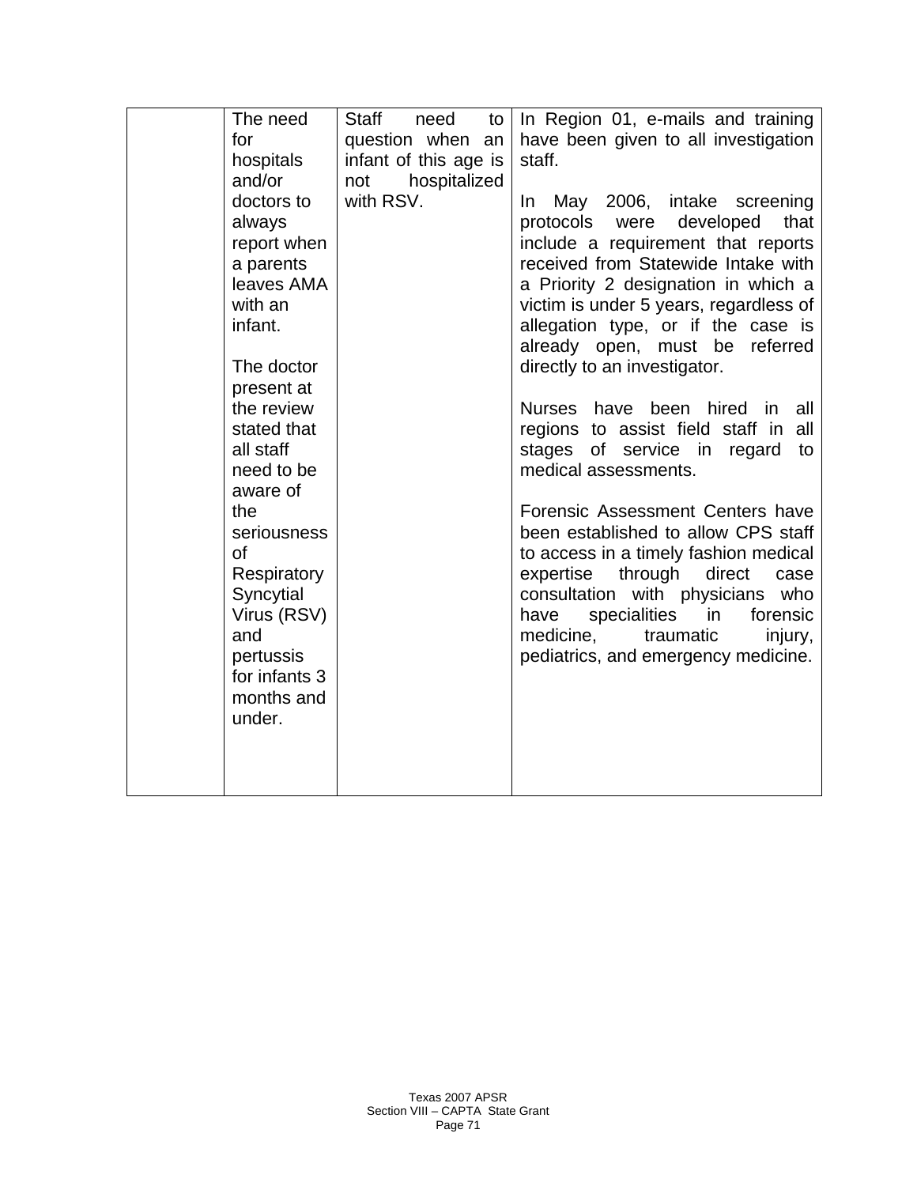|  |  |  |  |
|---|---|---|---|
|  | The need for hospitals and/or doctors to always report when a parents leaves AMA with an infant.<br><br>The doctor present at the review stated that all staff need to be aware of the seriousness of Respiratory Syncytial Virus (RSV) and pertussis for infants 3 months and under. | Staff need to question when an infant of this age is not hospitalized with RSV. | In Region 01, e-mails and training have been given to all investigation staff.<br><br>In May 2006, intake screening protocols were developed that include a requirement that reports received from Statewide Intake with a Priority 2 designation in which a victim is under 5 years, regardless of allegation type, or if the case is already open, must be referred directly to an investigator.<br><br>Nurses have been hired in all regions to assist field staff in all stages of service in regard to medical assessments.<br><br>Forensic Assessment Centers have been established to allow CPS staff to access in a timely fashion medical expertise through direct case consultation with physicians who have specialities in forensic medicine, traumatic injury, pediatrics, and emergency medicine. |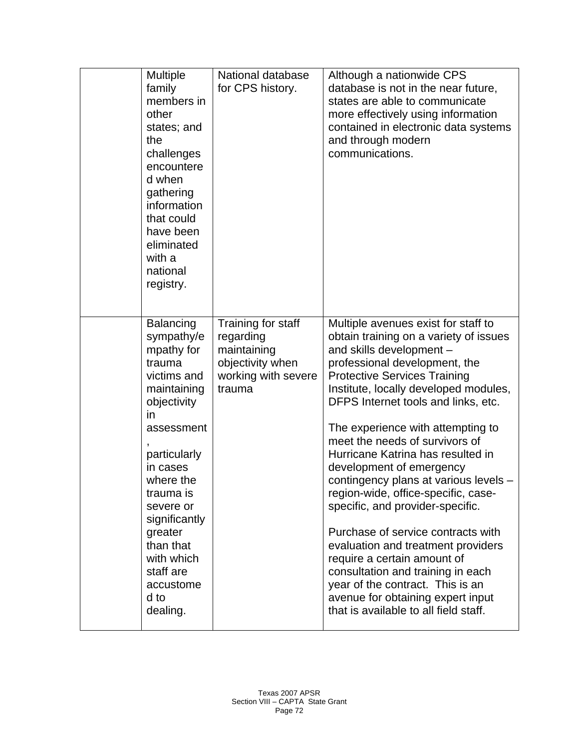| | | | |
|---|---|---|---|
| | Multiple family members in other states; and the challenges encountered when gathering information that could have been eliminated with a national registry. | National database for CPS history. | Although a nationwide CPS database is not in the near future, states are able to communicate more effectively using information contained in electronic data systems and through modern communications. |
| | Balancing sympathy/empathy for trauma victims and maintaining objectivity in assessment, particularly in cases where the trauma is severe or significantly greater than that with which staff are accustomed to dealing. | Training for staff regarding maintaining objectivity when working with severe trauma | Multiple avenues exist for staff to obtain training on a variety of issues and skills development – professional development, the Protective Services Training Institute, locally developed modules, DFPS Internet tools and links, etc.<br><br>The experience with attempting to meet the needs of survivors of Hurricane Katrina has resulted in development of emergency contingency plans at various levels – region-wide, office-specific, case-specific, and provider-specific.<br><br>Purchase of service contracts with evaluation and treatment providers require a certain amount of consultation and training in each year of the contract. This is an avenue for obtaining expert input that is available to all field staff. |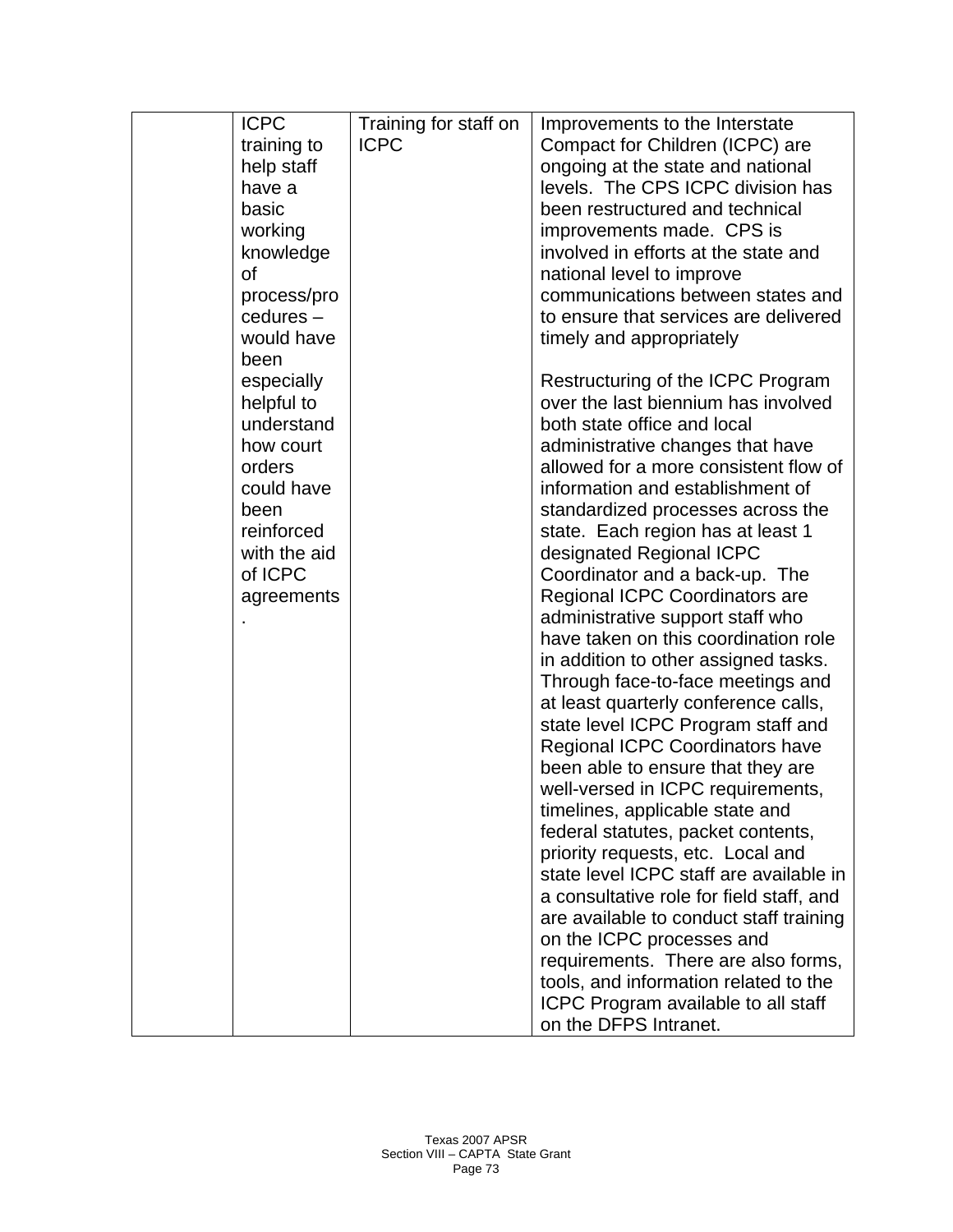|  |  |  |  |
|---|---|---|---|
|  | ICPC training to help staff have a basic working knowledge of process/procedures – would have been especially helpful to understand how court orders could have been reinforced with the aid of ICPC agreements. | Training for staff on ICPC | Improvements to the Interstate Compact for Children (ICPC) are ongoing at the state and national levels. The CPS ICPC division has been restructured and technical improvements made. CPS is involved in efforts at the state and national level to improve communications between states and to ensure that services are delivered timely and appropriately<br><br>Restructuring of the ICPC Program over the last biennium has involved both state office and local administrative changes that have allowed for a more consistent flow of information and establishment of standardized processes across the state. Each region has at least 1 designated Regional ICPC Coordinator and a back-up. The Regional ICPC Coordinators are administrative support staff who have taken on this coordination role in addition to other assigned tasks. Through face-to-face meetings and at least quarterly conference calls, state level ICPC Program staff and Regional ICPC Coordinators have been able to ensure that they are well-versed in ICPC requirements, timelines, applicable state and federal statutes, packet contents, priority requests, etc. Local and state level ICPC staff are available in a consultative role for field staff, and are available to conduct staff training on the ICPC processes and requirements. There are also forms, tools, and information related to the ICPC Program available to all staff on the DFPS Intranet. |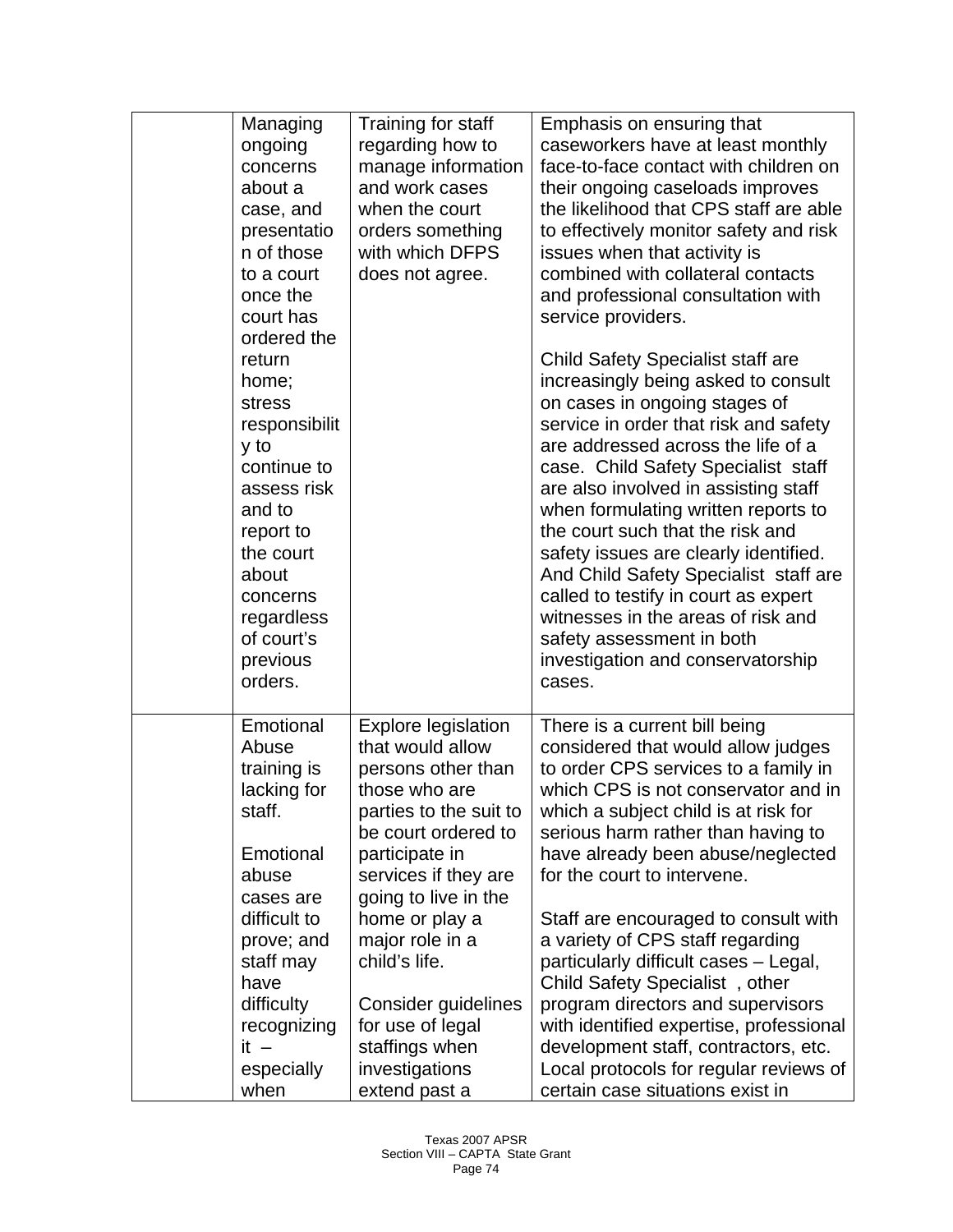|  | Managing ongoing concerns about a case, and presentation of those to a court once the court has ordered the return home; stress responsibility to continue to assess risk and to report to the court about concerns regardless of court's previous orders. | Training for staff regarding how to manage information and work cases when the court orders something with which DFPS does not agree. | Emphasis on ensuring that caseworkers have at least monthly face-to-face contact with children on their ongoing caseloads improves the likelihood that CPS staff are able to effectively monitor safety and risk issues when that activity is combined with collateral contacts and professional consultation with service providers.<br><br>Child Safety Specialist staff are increasingly being asked to consult on cases in ongoing stages of service in order that risk and safety are addressed across the life of a case. Child Safety Specialist staff are also involved in assisting staff when formulating written reports to the court such that the risk and safety issues are clearly identified. And Child Safety Specialist staff are called to testify in court as expert witnesses in the areas of risk and safety assessment in both investigation and conservatorship cases. |
|---|---|---|---|
|  | Emotional Abuse training is lacking for staff.<br><br>Emotional abuse cases are difficult to prove; and staff may have difficulty recognizing it – especially when | Explore legislation that would allow persons other than those who are parties to the suit to be court ordered to participate in services if they are going to live in the home or play a major role in a child's life.<br><br>Consider guidelines for use of legal staffings when investigations extend past a | There is a current bill being considered that would allow judges to order CPS services to a family in which CPS is not conservator and in which a subject child is at risk for serious harm rather than having to have already been abuse/neglected for the court to intervene.<br><br>Staff are encouraged to consult with a variety of CPS staff regarding particularly difficult cases – Legal, Child Safety Specialist , other program directors and supervisors with identified expertise, professional development staff, contractors, etc. Local protocols for regular reviews of certain case situations exist in |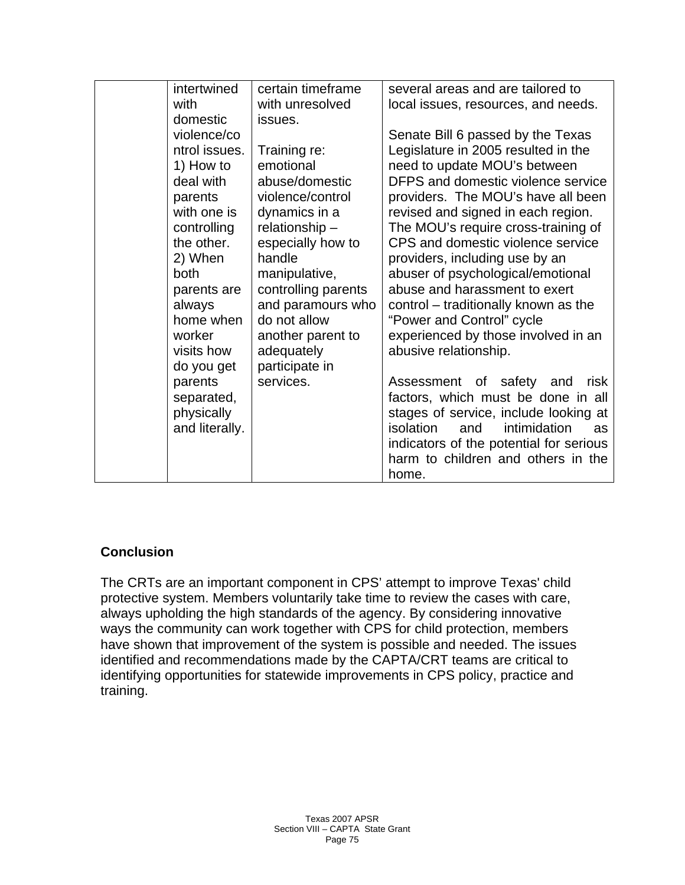| | | | |
|---|---|---|---|
| | intertwined with domestic violence/control issues. 1) How to deal with parents with one is controlling the other. 2) When both parents are always home when worker visits how do you get parents separated, physically and literally. | certain timeframe with unresolved issues.<br><br>Training re: emotional abuse/domestic violence/control dynamics in a relationship – especially how to handle manipulative, controlling parents and paramours who do not allow another parent to adequately participate in services. | several areas and are tailored to local issues, resources, and needs.<br><br>Senate Bill 6 passed by the Texas Legislature in 2005 resulted in the need to update MOU's between DFPS and domestic violence service providers. The MOU's have all been revised and signed in each region. The MOU's require cross-training of CPS and domestic violence service providers, including use by an abuser of psychological/emotional abuse and harassment to exert control – traditionally known as the "Power and Control" cycle experienced by those involved in an abusive relationship.<br><br>Assessment of safety and risk factors, which must be done in all stages of service, include looking at isolation and intimidation as indicators of the potential for serious harm to children and others in the home. |

## Conclusion

The CRTs are an important component in CPS' attempt to improve Texas' child protective system. Members voluntarily take time to review the cases with care, always upholding the high standards of the agency. By considering innovative ways the community can work together with CPS for child protection, members have shown that improvement of the system is possible and needed. The issues identified and recommendations made by the CAPTA/CRT teams are critical to identifying opportunities for statewide improvements in CPS policy, practice and training.